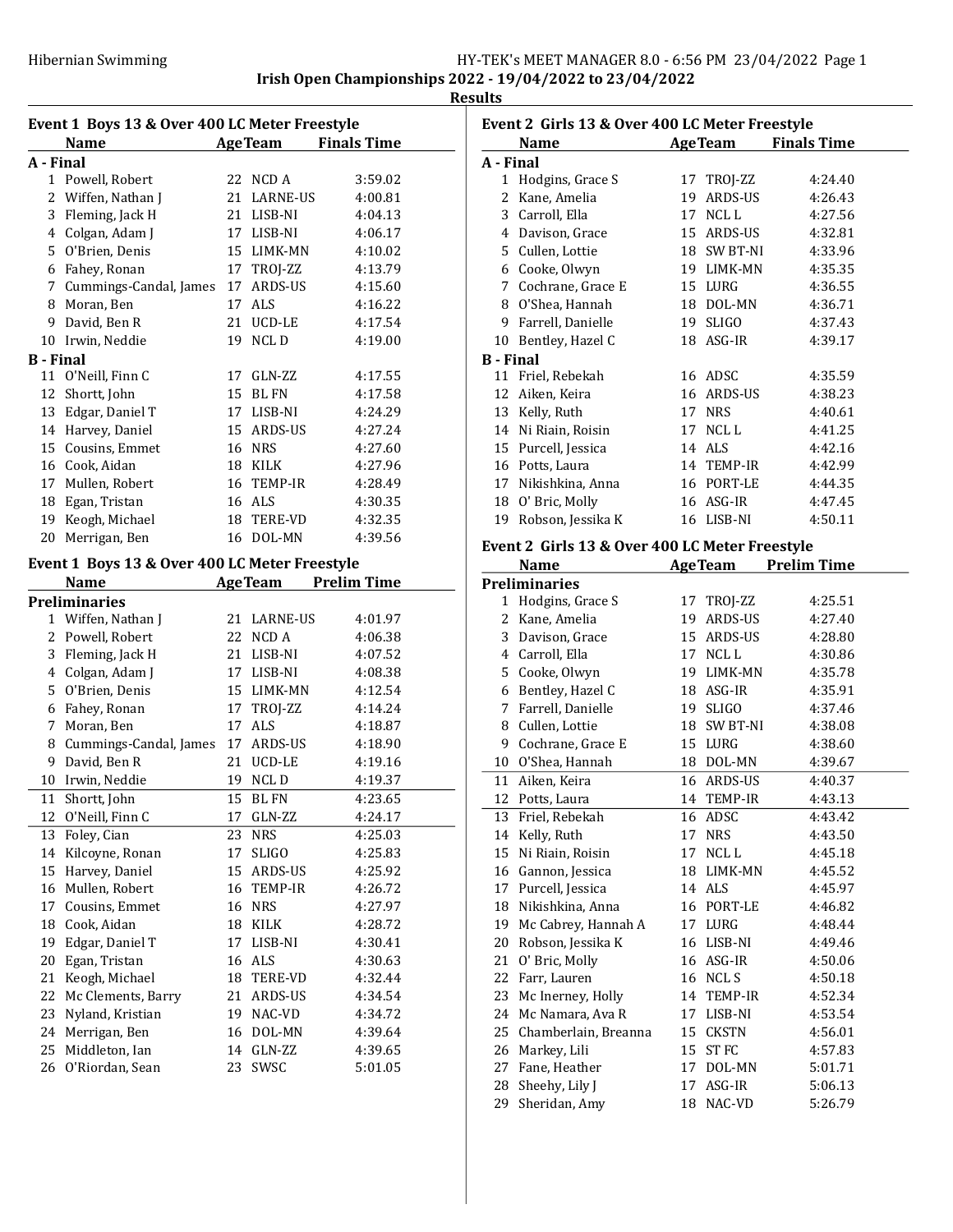Hibernian Swimming

## Irish Open Championships 2022 - 19/04/2022 to 23/04/2022

### Results

### Event 1 Boys 13 & Over 400 LC Meter Freestyle

| | Name | Age | Team | Finals Time |
|---|---|---|---|---|
| **A - Final** | | | | |
| 1 | Powell, Robert | 22 | NCD A | 3:59.02 |
| 2 | Wiffen, Nathan J | 21 | LARNE-US | 4:00.81 |
| 3 | Fleming, Jack H | 21 | LISB-NI | 4:04.13 |
| 4 | Colgan, Adam J | 17 | LISB-NI | 4:06.17 |
| 5 | O'Brien, Denis | 15 | LIMK-MN | 4:10.02 |
| 6 | Fahey, Ronan | 17 | TROJ-ZZ | 4:13.79 |
| 7 | Cummings-Candal, James | 17 | ARDS-US | 4:15.60 |
| 8 | Moran, Ben | 17 | ALS | 4:16.22 |
| 9 | David, Ben R | 21 | UCD-LE | 4:17.54 |
| 10 | Irwin, Neddie | 19 | NCL D | 4:19.00 |
| **B - Final** | | | | |
| 11 | O'Neill, Finn C | 17 | GLN-ZZ | 4:17.55 |
| 12 | Shortt, John | 15 | BL FN | 4:17.58 |
| 13 | Edgar, Daniel T | 17 | LISB-NI | 4:24.29 |
| 14 | Harvey, Daniel | 15 | ARDS-US | 4:27.24 |
| 15 | Cousins, Emmet | 16 | NRS | 4:27.60 |
| 16 | Cook, Aidan | 18 | KILK | 4:27.96 |
| 17 | Mullen, Robert | 16 | TEMP-IR | 4:28.49 |
| 18 | Egan, Tristan | 16 | ALS | 4:30.35 |
| 19 | Keogh, Michael | 18 | TERE-VD | 4:32.35 |
| 20 | Merrigan, Ben | 16 | DOL-MN | 4:39.56 |

### Event 1 Boys 13 & Over 400 LC Meter Freestyle

| | Name | Age | Team | Prelim Time |
|---|---|---|---|---|
| **Preliminaries** | | | | |
| 1 | Wiffen, Nathan J | 21 | LARNE-US | 4:01.97 |
| 2 | Powell, Robert | 22 | NCD A | 4:06.38 |
| 3 | Fleming, Jack H | 21 | LISB-NI | 4:07.52 |
| 4 | Colgan, Adam J | 17 | LISB-NI | 4:08.38 |
| 5 | O'Brien, Denis | 15 | LIMK-MN | 4:12.54 |
| 6 | Fahey, Ronan | 17 | TROJ-ZZ | 4:14.24 |
| 7 | Moran, Ben | 17 | ALS | 4:18.87 |
| 8 | Cummings-Candal, James | 17 | ARDS-US | 4:18.90 |
| 9 | David, Ben R | 21 | UCD-LE | 4:19.16 |
| 10 | Irwin, Neddie | 19 | NCL D | 4:19.37 |
| 11 | Shortt, John | 15 | BL FN | 4:23.65 |
| 12 | O'Neill, Finn C | 17 | GLN-ZZ | 4:24.17 |
| 13 | Foley, Cian | 23 | NRS | 4:25.03 |
| 14 | Kilcoyne, Ronan | 17 | SLIGO | 4:25.83 |
| 15 | Harvey, Daniel | 15 | ARDS-US | 4:25.92 |
| 16 | Mullen, Robert | 16 | TEMP-IR | 4:26.72 |
| 17 | Cousins, Emmet | 16 | NRS | 4:27.97 |
| 18 | Cook, Aidan | 18 | KILK | 4:28.72 |
| 19 | Edgar, Daniel T | 17 | LISB-NI | 4:30.41 |
| 20 | Egan, Tristan | 16 | ALS | 4:30.63 |
| 21 | Keogh, Michael | 18 | TERE-VD | 4:32.44 |
| 22 | Mc Clements, Barry | 21 | ARDS-US | 4:34.54 |
| 23 | Nyland, Kristian | 19 | NAC-VD | 4:34.72 |
| 24 | Merrigan, Ben | 16 | DOL-MN | 4:39.64 |
| 25 | Middleton, Ian | 14 | GLN-ZZ | 4:39.65 |
| 26 | O'Riordan, Sean | 23 | SWSC | 5:01.05 |

### Event 2 Girls 13 & Over 400 LC Meter Freestyle

| | Name | Age | Team | Finals Time |
|---|---|---|---|---|
| **A - Final** | | | | |
| 1 | Hodgins, Grace S | 17 | TROJ-ZZ | 4:24.40 |
| 2 | Kane, Amelia | 19 | ARDS-US | 4:26.43 |
| 3 | Carroll, Ella | 17 | NCL L | 4:27.56 |
| 4 | Davison, Grace | 15 | ARDS-US | 4:32.81 |
| 5 | Cullen, Lottie | 18 | SW BT-NI | 4:33.96 |
| 6 | Cooke, Olwyn | 19 | LIMK-MN | 4:35.35 |
| 7 | Cochrane, Grace E | 15 | LURG | 4:36.55 |
| 8 | O'Shea, Hannah | 18 | DOL-MN | 4:36.71 |
| 9 | Farrell, Danielle | 19 | SLIGO | 4:37.43 |
| 10 | Bentley, Hazel C | 18 | ASG-IR | 4:39.17 |
| **B - Final** | | | | |
| 11 | Friel, Rebekah | 16 | ADSC | 4:35.59 |
| 12 | Aiken, Keira | 16 | ARDS-US | 4:38.23 |
| 13 | Kelly, Ruth | 17 | NRS | 4:40.61 |
| 14 | Ni Riain, Roisin | 17 | NCL L | 4:41.25 |
| 15 | Purcell, Jessica | 14 | ALS | 4:42.16 |
| 16 | Potts, Laura | 14 | TEMP-IR | 4:42.99 |
| 17 | Nikishkina, Anna | 16 | PORT-LE | 4:44.35 |
| 18 | O' Bric, Molly | 16 | ASG-IR | 4:47.45 |
| 19 | Robson, Jessika K | 16 | LISB-NI | 4:50.11 |

### Event 2 Girls 13 & Over 400 LC Meter Freestyle

| | Name | Age | Team | Prelim Time |
|---|---|---|---|---|
| **Preliminaries** | | | | |
| 1 | Hodgins, Grace S | 17 | TROJ-ZZ | 4:25.51 |
| 2 | Kane, Amelia | 19 | ARDS-US | 4:27.40 |
| 3 | Davison, Grace | 15 | ARDS-US | 4:28.80 |
| 4 | Carroll, Ella | 17 | NCL L | 4:30.86 |
| 5 | Cooke, Olwyn | 19 | LIMK-MN | 4:35.78 |
| 6 | Bentley, Hazel C | 18 | ASG-IR | 4:35.91 |
| 7 | Farrell, Danielle | 19 | SLIGO | 4:37.46 |
| 8 | Cullen, Lottie | 18 | SW BT-NI | 4:38.08 |
| 9 | Cochrane, Grace E | 15 | LURG | 4:38.60 |
| 10 | O'Shea, Hannah | 18 | DOL-MN | 4:39.67 |
| 11 | Aiken, Keira | 16 | ARDS-US | 4:40.37 |
| 12 | Potts, Laura | 14 | TEMP-IR | 4:43.13 |
| 13 | Friel, Rebekah | 16 | ADSC | 4:43.42 |
| 14 | Kelly, Ruth | 17 | NRS | 4:43.50 |
| 15 | Ni Riain, Roisin | 17 | NCL L | 4:45.18 |
| 16 | Gannon, Jessica | 18 | LIMK-MN | 4:45.52 |
| 17 | Purcell, Jessica | 14 | ALS | 4:45.97 |
| 18 | Nikishkina, Anna | 16 | PORT-LE | 4:46.82 |
| 19 | Mc Cabrey, Hannah A | 17 | LURG | 4:48.44 |
| 20 | Robson, Jessika K | 16 | LISB-NI | 4:49.46 |
| 21 | O' Bric, Molly | 16 | ASG-IR | 4:50.06 |
| 22 | Farr, Lauren | 16 | NCL S | 4:50.18 |
| 23 | Mc Inerney, Holly | 14 | TEMP-IR | 4:52.34 |
| 24 | Mc Namara, Ava R | 17 | LISB-NI | 4:53.54 |
| 25 | Chamberlain, Breanna | 15 | CKSTN | 4:56.01 |
| 26 | Markey, Lili | 15 | ST FC | 4:57.83 |
| 27 | Fane, Heather | 17 | DOL-MN | 5:01.71 |
| 28 | Sheehy, Lily J | 17 | ASG-IR | 5:06.13 |
| 29 | Sheridan, Amy | 18 | NAC-VD | 5:26.79 |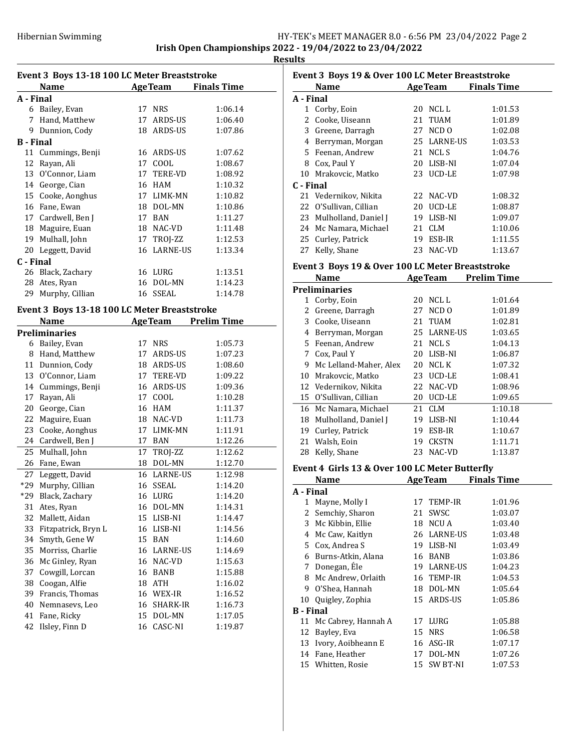## Irish Open Championships 2022 - 19/04/2022 to 23/04/2022

### Results

#### Event 3 Boys 13-18 100 LC Meter Breaststroke

| | Name | Age | Team | Finals Time |
|---|---|---|---|---|
| **A - Final** | | | | |
| 6 | Bailey, Evan | 17 | NRS | 1:06.14 |
| 7 | Hand, Matthew | 17 | ARDS-US | 1:06.40 |
| 9 | Dunnion, Cody | 18 | ARDS-US | 1:07.86 |
| **B - Final** | | | | |
| 11 | Cummings, Benji | 16 | ARDS-US | 1:07.62 |
| 12 | Rayan, Ali | 17 | COOL | 1:08.67 |
| 13 | O'Connor, Liam | 17 | TERE-VD | 1:08.92 |
| 14 | George, Cian | 16 | HAM | 1:10.32 |
| 15 | Cooke, Aonghus | 17 | LIMK-MN | 1:10.82 |
| 16 | Fane, Ewan | 18 | DOL-MN | 1:10.86 |
| 17 | Cardwell, Ben J | 17 | BAN | 1:11.27 |
| 18 | Maguire, Euan | 18 | NAC-VD | 1:11.48 |
| 19 | Mulhall, John | 17 | TROJ-ZZ | 1:12.53 |
| 20 | Leggett, David | 16 | LARNE-US | 1:13.34 |
| **C - Final** | | | | |
| 26 | Black, Zachary | 16 | LURG | 1:13.51 |
| 28 | Ates, Ryan | 16 | DOL-MN | 1:14.23 |
| 29 | Murphy, Cillian | 16 | SSEAL | 1:14.78 |

#### Event 3 Boys 13-18 100 LC Meter Breaststroke

| | Name | Age | Team | Prelim Time |
|---|---|---|---|---|
| **Preliminaries** | | | | |
| 6 | Bailey, Evan | 17 | NRS | 1:05.73 |
| 8 | Hand, Matthew | 17 | ARDS-US | 1:07.23 |
| 11 | Dunnion, Cody | 18 | ARDS-US | 1:08.60 |
| 13 | O'Connor, Liam | 17 | TERE-VD | 1:09.22 |
| 14 | Cummings, Benji | 16 | ARDS-US | 1:09.36 |
| 17 | Rayan, Ali | 17 | COOL | 1:10.28 |
| 20 | George, Cian | 16 | HAM | 1:11.37 |
| 22 | Maguire, Euan | 18 | NAC-VD | 1:11.73 |
| 23 | Cooke, Aonghus | 17 | LIMK-MN | 1:11.91 |
| 24 | Cardwell, Ben J | 17 | BAN | 1:12.26 |
| 25 | Mulhall, John | 17 | TROJ-ZZ | 1:12.62 |
| 26 | Fane, Ewan | 18 | DOL-MN | 1:12.70 |
| 27 | Leggett, David | 16 | LARNE-US | 1:12.98 |
| *29 | Murphy, Cillian | 16 | SSEAL | 1:14.20 |
| *29 | Black, Zachary | 16 | LURG | 1:14.20 |
| 31 | Ates, Ryan | 16 | DOL-MN | 1:14.31 |
| 32 | Mallett, Aidan | 15 | LISB-NI | 1:14.47 |
| 33 | Fitzpatrick, Bryn L | 16 | LISB-NI | 1:14.56 |
| 34 | Smyth, Gene W | 15 | BAN | 1:14.60 |
| 35 | Morriss, Charlie | 16 | LARNE-US | 1:14.69 |
| 36 | Mc Ginley, Ryan | 16 | NAC-VD | 1:15.63 |
| 37 | Cowgill, Lorcan | 16 | BANB | 1:15.88 |
| 38 | Coogan, Alfie | 18 | ATH | 1:16.02 |
| 39 | Francis, Thomas | 16 | WEX-IR | 1:16.52 |
| 40 | Nemnasevs, Leo | 16 | SHARK-IR | 1:16.73 |
| 41 | Fane, Ricky | 15 | DOL-MN | 1:17.05 |
| 42 | Ilsley, Finn D | 16 | CASC-NI | 1:19.87 |

#### Event 3 Boys 19 & Over 100 LC Meter Breaststroke

| | Name | Age | Team | Finals Time |
|---|---|---|---|---|
| **A - Final** | | | | |
| 1 | Corby, Eoin | 20 | NCL L | 1:01.53 |
| 2 | Cooke, Uiseann | 21 | TUAM | 1:01.89 |
| 3 | Greene, Darragh | 27 | NCD O | 1:02.08 |
| 4 | Berryman, Morgan | 25 | LARNE-US | 1:03.53 |
| 5 | Feenan, Andrew | 21 | NCL S | 1:04.76 |
| 8 | Cox, Paul Y | 20 | LISB-NI | 1:07.04 |
| 10 | Mrakovcic, Matko | 23 | UCD-LE | 1:07.98 |
| **C - Final** | | | | |
| 21 | Vedernikov, Nikita | 22 | NAC-VD | 1:08.32 |
| 22 | O'Sullivan, Cillian | 20 | UCD-LE | 1:08.87 |
| 23 | Mulholland, Daniel J | 19 | LISB-NI | 1:09.07 |
| 24 | Mc Namara, Michael | 21 | CLM | 1:10.06 |
| 25 | Curley, Patrick | 19 | ESB-IR | 1:11.55 |
| 27 | Kelly, Shane | 23 | NAC-VD | 1:13.67 |

#### Event 3 Boys 19 & Over 100 LC Meter Breaststroke

| | Name | Age | Team | Prelim Time |
|---|---|---|---|---|
| **Preliminaries** | | | | |
| 1 | Corby, Eoin | 20 | NCL L | 1:01.64 |
| 2 | Greene, Darragh | 27 | NCD O | 1:01.89 |
| 3 | Cooke, Uiseann | 21 | TUAM | 1:02.81 |
| 4 | Berryman, Morgan | 25 | LARNE-US | 1:03.65 |
| 5 | Feenan, Andrew | 21 | NCL S | 1:04.13 |
| 7 | Cox, Paul Y | 20 | LISB-NI | 1:06.87 |
| 9 | Mc Lelland-Maher, Alex | 20 | NCL K | 1:07.32 |
| 10 | Mrakovcic, Matko | 23 | UCD-LE | 1:08.41 |
| 12 | Vedernikov, Nikita | 22 | NAC-VD | 1:08.96 |
| 15 | O'Sullivan, Cillian | 20 | UCD-LE | 1:09.65 |
| 16 | Mc Namara, Michael | 21 | CLM | 1:10.18 |
| 18 | Mulholland, Daniel J | 19 | LISB-NI | 1:10.44 |
| 19 | Curley, Patrick | 19 | ESB-IR | 1:10.67 |
| 21 | Walsh, Eoin | 19 | CKSTN | 1:11.71 |
| 28 | Kelly, Shane | 23 | NAC-VD | 1:13.87 |

#### Event 4 Girls 13 & Over 100 LC Meter Butterfly

| | Name | Age | Team | Finals Time |
|---|---|---|---|---|
| **A - Final** | | | | |
| 1 | Mayne, Molly I | 17 | TEMP-IR | 1:01.96 |
| 2 | Semchiy, Sharon | 21 | SWSC | 1:03.07 |
| 3 | Mc Kibbin, Ellie | 18 | NCU A | 1:03.40 |
| 4 | Mc Caw, Kaitlyn | 26 | LARNE-US | 1:03.48 |
| 5 | Cox, Andrea S | 19 | LISB-NI | 1:03.49 |
| 6 | Burns-Atkin, Alana | 16 | BANB | 1:03.86 |
| 7 | Donegan, Éle | 19 | LARNE-US | 1:04.23 |
| 8 | Mc Andrew, Orlaith | 16 | TEMP-IR | 1:04.53 |
| 9 | O'Shea, Hannah | 18 | DOL-MN | 1:05.64 |
| 10 | Quigley, Zophia | 15 | ARDS-US | 1:05.86 |
| **B - Final** | | | | |
| 11 | Mc Cabrey, Hannah A | 17 | LURG | 1:05.88 |
| 12 | Bayley, Eva | 15 | NRS | 1:06.58 |
| 13 | Ivory, Aoibheann E | 16 | ASG-IR | 1:07.17 |
| 14 | Fane, Heather | 17 | DOL-MN | 1:07.26 |
| 15 | Whitten, Rosie | 15 | SW BT-NI | 1:07.53 |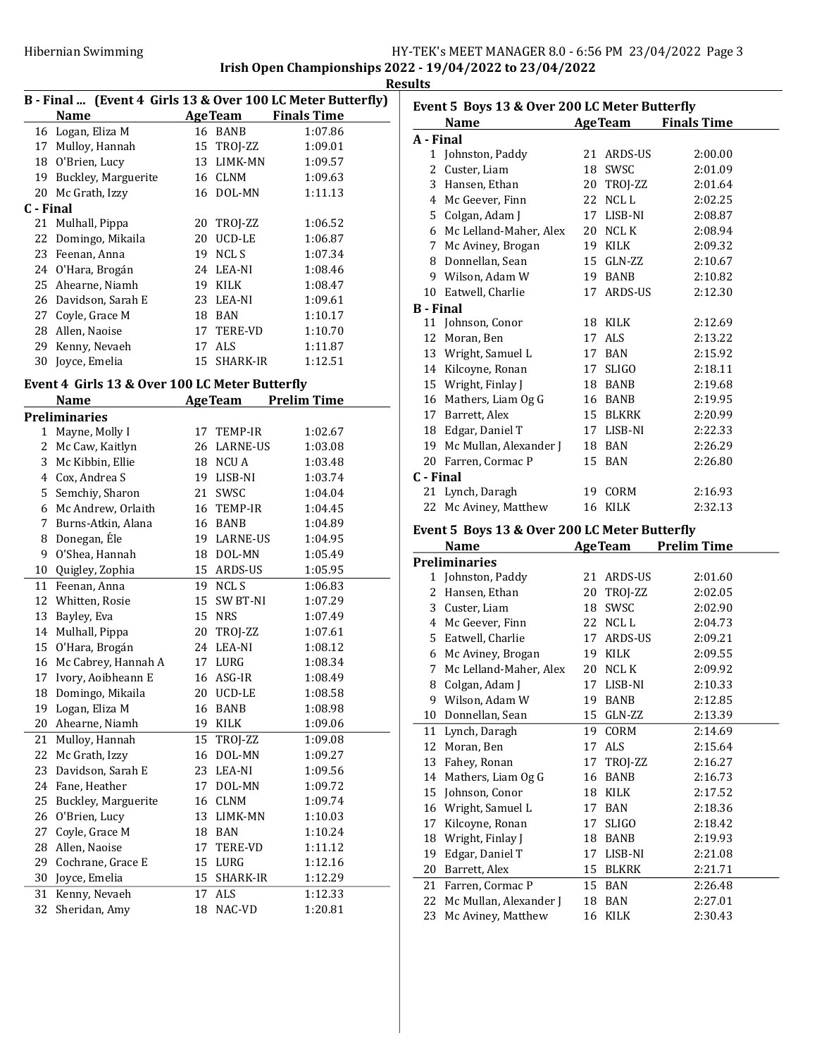## B - Final ... (Event 4 Girls 13 & Over 100 LC Meter Butterfly)

| | Name | Age | Team | Finals Time |
|---|---|---|---|---|
| 16 | Logan, Eliza M | 16 | BANB | 1:07.86 |
| 17 | Mulloy, Hannah | 15 | TROJ-ZZ | 1:09.01 |
| 18 | O'Brien, Lucy | 13 | LIMK-MN | 1:09.57 |
| 19 | Buckley, Marguerite | 16 | CLNM | 1:09.63 |
| 20 | Mc Grath, Izzy | 16 | DOL-MN | 1:11.13 |
| **C - Final** | | | | |
| 21 | Mulhall, Pippa | 20 | TROJ-ZZ | 1:06.52 |
| 22 | Domingo, Mikaila | 20 | UCD-LE | 1:06.87 |
| 23 | Feenan, Anna | 19 | NCL S | 1:07.34 |
| 24 | O'Hara, Brogán | 24 | LEA-NI | 1:08.46 |
| 25 | Ahearne, Niamh | 19 | KILK | 1:08.47 |
| 26 | Davidson, Sarah E | 23 | LEA-NI | 1:09.61 |
| 27 | Coyle, Grace M | 18 | BAN | 1:10.17 |
| 28 | Allen, Naoise | 17 | TERE-VD | 1:10.70 |
| 29 | Kenny, Nevaeh | 17 | ALS | 1:11.87 |
| 30 | Joyce, Emelia | 15 | SHARK-IR | 1:12.51 |

## Event 4 Girls 13 & Over 100 LC Meter Butterfly

| | Name | Age | Team | Prelim Time |
|---|---|---|---|---|
| **Preliminaries** | | | | |
| 1 | Mayne, Molly I | 17 | TEMP-IR | 1:02.67 |
| 2 | Mc Caw, Kaitlyn | 26 | LARNE-US | 1:03.08 |
| 3 | Mc Kibbin, Ellie | 18 | NCU A | 1:03.48 |
| 4 | Cox, Andrea S | 19 | LISB-NI | 1:03.74 |
| 5 | Semchiy, Sharon | 21 | SWSC | 1:04.04 |
| 6 | Mc Andrew, Orlaith | 16 | TEMP-IR | 1:04.45 |
| 7 | Burns-Atkin, Alana | 16 | BANB | 1:04.89 |
| 8 | Donegan, Éle | 19 | LARNE-US | 1:04.95 |
| 9 | O'Shea, Hannah | 18 | DOL-MN | 1:05.49 |
| 10 | Quigley, Zophia | 15 | ARDS-US | 1:05.95 |
| 11 | Feenan, Anna | 19 | NCL S | 1:06.83 |
| 12 | Whitten, Rosie | 15 | SW BT-NI | 1:07.29 |
| 13 | Bayley, Eva | 15 | NRS | 1:07.49 |
| 14 | Mulhall, Pippa | 20 | TROJ-ZZ | 1:07.61 |
| 15 | O'Hara, Brogán | 24 | LEA-NI | 1:08.12 |
| 16 | Mc Cabrey, Hannah A | 17 | LURG | 1:08.34 |
| 17 | Ivory, Aoibheann E | 16 | ASG-IR | 1:08.49 |
| 18 | Domingo, Mikaila | 20 | UCD-LE | 1:08.58 |
| 19 | Logan, Eliza M | 16 | BANB | 1:08.98 |
| 20 | Ahearne, Niamh | 19 | KILK | 1:09.06 |
| 21 | Mulloy, Hannah | 15 | TROJ-ZZ | 1:09.08 |
| 22 | Mc Grath, Izzy | 16 | DOL-MN | 1:09.27 |
| 23 | Davidson, Sarah E | 23 | LEA-NI | 1:09.56 |
| 24 | Fane, Heather | 17 | DOL-MN | 1:09.72 |
| 25 | Buckley, Marguerite | 16 | CLNM | 1:09.74 |
| 26 | O'Brien, Lucy | 13 | LIMK-MN | 1:10.03 |
| 27 | Coyle, Grace M | 18 | BAN | 1:10.24 |
| 28 | Allen, Naoise | 17 | TERE-VD | 1:11.12 |
| 29 | Cochrane, Grace E | 15 | LURG | 1:12.16 |
| 30 | Joyce, Emelia | 15 | SHARK-IR | 1:12.29 |
| 31 | Kenny, Nevaeh | 17 | ALS | 1:12.33 |
| 32 | Sheridan, Amy | 18 | NAC-VD | 1:20.81 |

## Event 5 Boys 13 & Over 200 LC Meter Butterfly

| | Name | Age | Team | Finals Time |
|---|---|---|---|---|
| **A - Final** | | | | |
| 1 | Johnston, Paddy | 21 | ARDS-US | 2:00.00 |
| 2 | Custer, Liam | 18 | SWSC | 2:01.09 |
| 3 | Hansen, Ethan | 20 | TROJ-ZZ | 2:01.64 |
| 4 | Mc Geever, Finn | 22 | NCL L | 2:02.25 |
| 5 | Colgan, Adam J | 17 | LISB-NI | 2:08.87 |
| 6 | Mc Lelland-Maher, Alex | 20 | NCL K | 2:08.94 |
| 7 | Mc Aviney, Brogan | 19 | KILK | 2:09.32 |
| 8 | Donnellan, Sean | 15 | GLN-ZZ | 2:10.67 |
| 9 | Wilson, Adam W | 19 | BANB | 2:10.82 |
| 10 | Eatwell, Charlie | 17 | ARDS-US | 2:12.30 |
| **B - Final** | | | | |
| 11 | Johnson, Conor | 18 | KILK | 2:12.69 |
| 12 | Moran, Ben | 17 | ALS | 2:13.22 |
| 13 | Wright, Samuel L | 17 | BAN | 2:15.92 |
| 14 | Kilcoyne, Ronan | 17 | SLIGO | 2:18.11 |
| 15 | Wright, Finlay J | 18 | BANB | 2:19.68 |
| 16 | Mathers, Liam Og G | 16 | BANB | 2:19.95 |
| 17 | Barrett, Alex | 15 | BLKRK | 2:20.99 |
| 18 | Edgar, Daniel T | 17 | LISB-NI | 2:22.33 |
| 19 | Mc Mullan, Alexander J | 18 | BAN | 2:26.29 |
| 20 | Farren, Cormac P | 15 | BAN | 2:26.80 |
| **C - Final** | | | | |
| 21 | Lynch, Daragh | 19 | CORM | 2:16.93 |
| 22 | Mc Aviney, Matthew | 16 | KILK | 2:32.13 |

## Event 5 Boys 13 & Over 200 LC Meter Butterfly

| | Name | Age | Team | Prelim Time |
|---|---|---|---|---|
| **Preliminaries** | | | | |
| 1 | Johnston, Paddy | 21 | ARDS-US | 2:01.60 |
| 2 | Hansen, Ethan | 20 | TROJ-ZZ | 2:02.05 |
| 3 | Custer, Liam | 18 | SWSC | 2:02.90 |
| 4 | Mc Geever, Finn | 22 | NCL L | 2:04.73 |
| 5 | Eatwell, Charlie | 17 | ARDS-US | 2:09.21 |
| 6 | Mc Aviney, Brogan | 19 | KILK | 2:09.55 |
| 7 | Mc Lelland-Maher, Alex | 20 | NCL K | 2:09.92 |
| 8 | Colgan, Adam J | 17 | LISB-NI | 2:10.33 |
| 9 | Wilson, Adam W | 19 | BANB | 2:12.85 |
| 10 | Donnellan, Sean | 15 | GLN-ZZ | 2:13.39 |
| 11 | Lynch, Daragh | 19 | CORM | 2:14.69 |
| 12 | Moran, Ben | 17 | ALS | 2:15.64 |
| 13 | Fahey, Ronan | 17 | TROJ-ZZ | 2:16.27 |
| 14 | Mathers, Liam Og G | 16 | BANB | 2:16.73 |
| 15 | Johnson, Conor | 18 | KILK | 2:17.52 |
| 16 | Wright, Samuel L | 17 | BAN | 2:18.36 |
| 17 | Kilcoyne, Ronan | 17 | SLIGO | 2:18.42 |
| 18 | Wright, Finlay J | 18 | BANB | 2:19.93 |
| 19 | Edgar, Daniel T | 17 | LISB-NI | 2:21.08 |
| 20 | Barrett, Alex | 15 | BLKRK | 2:21.71 |
| 21 | Farren, Cormac P | 15 | BAN | 2:26.48 |
| 22 | Mc Mullan, Alexander J | 18 | BAN | 2:27.01 |
| 23 | Mc Aviney, Matthew | 16 | KILK | 2:30.43 |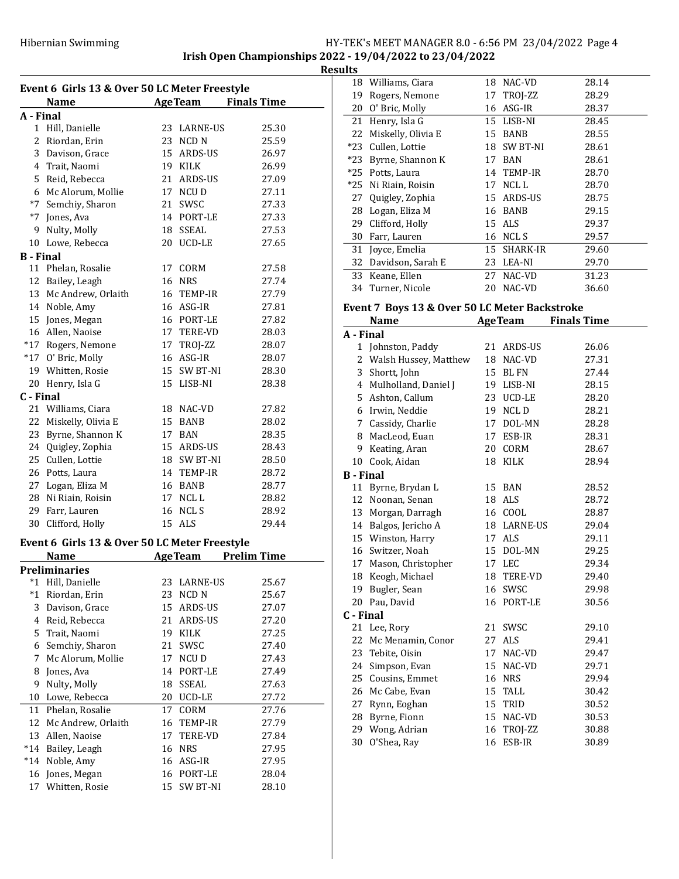**Irish Open Championships 2022 - 19/04/2022 to 23/04/2022**

**Results**

## Event 6 Girls 13 & Over 50 LC Meter Freestyle

| | Name | Age | Team | Finals Time |
|---|---|---|---|---|
| **A - Final** | | | | |
| 1 | Hill, Danielle | 23 | LARNE-US | 25.30 |
| 2 | Riordan, Erin | 23 | NCD N | 25.59 |
| 3 | Davison, Grace | 15 | ARDS-US | 26.97 |
| 4 | Trait, Naomi | 19 | KILK | 26.99 |
| 5 | Reid, Rebecca | 21 | ARDS-US | 27.09 |
| 6 | Mc Alorum, Mollie | 17 | NCU D | 27.11 |
| *7 | Semchiy, Sharon | 21 | SWSC | 27.33 |
| *7 | Jones, Ava | 14 | PORT-LE | 27.33 |
| 9 | Nulty, Molly | 18 | SSEAL | 27.53 |
| 10 | Lowe, Rebecca | 20 | UCD-LE | 27.65 |
| **B - Final** | | | | |
| 11 | Phelan, Rosalie | 17 | CORM | 27.58 |
| 12 | Bailey, Leagh | 16 | NRS | 27.74 |
| 13 | Mc Andrew, Orlaith | 16 | TEMP-IR | 27.79 |
| 14 | Noble, Amy | 16 | ASG-IR | 27.81 |
| 15 | Jones, Megan | 16 | PORT-LE | 27.82 |
| 16 | Allen, Naoise | 17 | TERE-VD | 28.03 |
| *17 | Rogers, Nemone | 17 | TROJ-ZZ | 28.07 |
| *17 | O' Bric, Molly | 16 | ASG-IR | 28.07 |
| 19 | Whitten, Rosie | 15 | SW BT-NI | 28.30 |
| 20 | Henry, Isla G | 15 | LISB-NI | 28.38 |
| **C - Final** | | | | |
| 21 | Williams, Ciara | 18 | NAC-VD | 27.82 |
| 22 | Miskelly, Olivia E | 15 | BANB | 28.02 |
| 23 | Byrne, Shannon K | 17 | BAN | 28.35 |
| 24 | Quigley, Zophia | 15 | ARDS-US | 28.43 |
| 25 | Cullen, Lottie | 18 | SW BT-NI | 28.50 |
| 26 | Potts, Laura | 14 | TEMP-IR | 28.72 |
| 27 | Logan, Eliza M | 16 | BANB | 28.77 |
| 28 | Ni Riain, Roisin | 17 | NCL L | 28.82 |
| 29 | Farr, Lauren | 16 | NCL S | 28.92 |
| 30 | Clifford, Holly | 15 | ALS | 29.44 |

## Event 6 Girls 13 & Over 50 LC Meter Freestyle

| | Name | Age | Team | Prelim Time |
|---|---|---|---|---|
| **Preliminaries** | | | | |
| *1 | Hill, Danielle | 23 | LARNE-US | 25.67 |
| *1 | Riordan, Erin | 23 | NCD N | 25.67 |
| 3 | Davison, Grace | 15 | ARDS-US | 27.07 |
| 4 | Reid, Rebecca | 21 | ARDS-US | 27.20 |
| 5 | Trait, Naomi | 19 | KILK | 27.25 |
| 6 | Semchiy, Sharon | 21 | SWSC | 27.40 |
| 7 | Mc Alorum, Mollie | 17 | NCU D | 27.43 |
| 8 | Jones, Ava | 14 | PORT-LE | 27.49 |
| 9 | Nulty, Molly | 18 | SSEAL | 27.63 |
| 10 | Lowe, Rebecca | 20 | UCD-LE | 27.72 |
| 11 | Phelan, Rosalie | 17 | CORM | 27.76 |
| 12 | Mc Andrew, Orlaith | 16 | TEMP-IR | 27.79 |
| 13 | Allen, Naoise | 17 | TERE-VD | 27.84 |
| *14 | Bailey, Leagh | 16 | NRS | 27.95 |
| *14 | Noble, Amy | 16 | ASG-IR | 27.95 |
| 16 | Jones, Megan | 16 | PORT-LE | 28.04 |
| 17 | Whitten, Rosie | 15 | SW BT-NI | 28.10 |
| 18 | Williams, Ciara | 18 | NAC-VD | 28.14 |
| 19 | Rogers, Nemone | 17 | TROJ-ZZ | 28.29 |
| 20 | O' Bric, Molly | 16 | ASG-IR | 28.37 |
| 21 | Henry, Isla G | 15 | LISB-NI | 28.45 |
| 22 | Miskelly, Olivia E | 15 | BANB | 28.55 |
| *23 | Cullen, Lottie | 18 | SW BT-NI | 28.61 |
| *23 | Byrne, Shannon K | 17 | BAN | 28.61 |
| *25 | Potts, Laura | 14 | TEMP-IR | 28.70 |
| *25 | Ni Riain, Roisin | 17 | NCL L | 28.70 |
| 27 | Quigley, Zophia | 15 | ARDS-US | 28.75 |
| 28 | Logan, Eliza M | 16 | BANB | 29.15 |
| 29 | Clifford, Holly | 15 | ALS | 29.37 |
| 30 | Farr, Lauren | 16 | NCL S | 29.57 |
| 31 | Joyce, Emelia | 15 | SHARK-IR | 29.60 |
| 32 | Davidson, Sarah E | 23 | LEA-NI | 29.70 |
| 33 | Keane, Ellen | 27 | NAC-VD | 31.23 |
| 34 | Turner, Nicole | 20 | NAC-VD | 36.60 |

## Event 7 Boys 13 & Over 50 LC Meter Backstroke

| | Name | Age | Team | Finals Time |
|---|---|---|---|---|
| **A - Final** | | | | |
| 1 | Johnston, Paddy | 21 | ARDS-US | 26.06 |
| 2 | Walsh Hussey, Matthew | 18 | NAC-VD | 27.31 |
| 3 | Shortt, John | 15 | BL FN | 27.44 |
| 4 | Mulholland, Daniel J | 19 | LISB-NI | 28.15 |
| 5 | Ashton, Callum | 23 | UCD-LE | 28.20 |
| 6 | Irwin, Neddie | 19 | NCL D | 28.21 |
| 7 | Cassidy, Charlie | 17 | DOL-MN | 28.28 |
| 8 | MacLeod, Euan | 17 | ESB-IR | 28.31 |
| 9 | Keating, Aran | 20 | CORM | 28.67 |
| 10 | Cook, Aidan | 18 | KILK | 28.94 |
| **B - Final** | | | | |
| 11 | Byrne, Brydan L | 15 | BAN | 28.52 |
| 12 | Noonan, Senan | 18 | ALS | 28.72 |
| 13 | Morgan, Darragh | 16 | COOL | 28.87 |
| 14 | Balgos, Jericho A | 18 | LARNE-US | 29.04 |
| 15 | Winston, Harry | 17 | ALS | 29.11 |
| 16 | Switzer, Noah | 15 | DOL-MN | 29.25 |
| 17 | Mason, Christopher | 17 | LEC | 29.34 |
| 18 | Keogh, Michael | 18 | TERE-VD | 29.40 |
| 19 | Bugler, Sean | 16 | SWSC | 29.98 |
| 20 | Pau, David | 16 | PORT-LE | 30.56 |
| **C - Final** | | | | |
| 21 | Lee, Rory | 21 | SWSC | 29.10 |
| 22 | Mc Menamin, Conor | 27 | ALS | 29.41 |
| 23 | Tebite, Oisin | 17 | NAC-VD | 29.47 |
| 24 | Simpson, Evan | 15 | NAC-VD | 29.71 |
| 25 | Cousins, Emmet | 16 | NRS | 29.94 |
| 26 | Mc Cabe, Evan | 15 | TALL | 30.42 |
| 27 | Rynn, Eoghan | 15 | TRID | 30.52 |
| 28 | Byrne, Fionn | 15 | NAC-VD | 30.53 |
| 29 | Wong, Adrian | 16 | TROJ-ZZ | 30.88 |
| 30 | O'Shea, Ray | 16 | ESB-IR | 30.89 |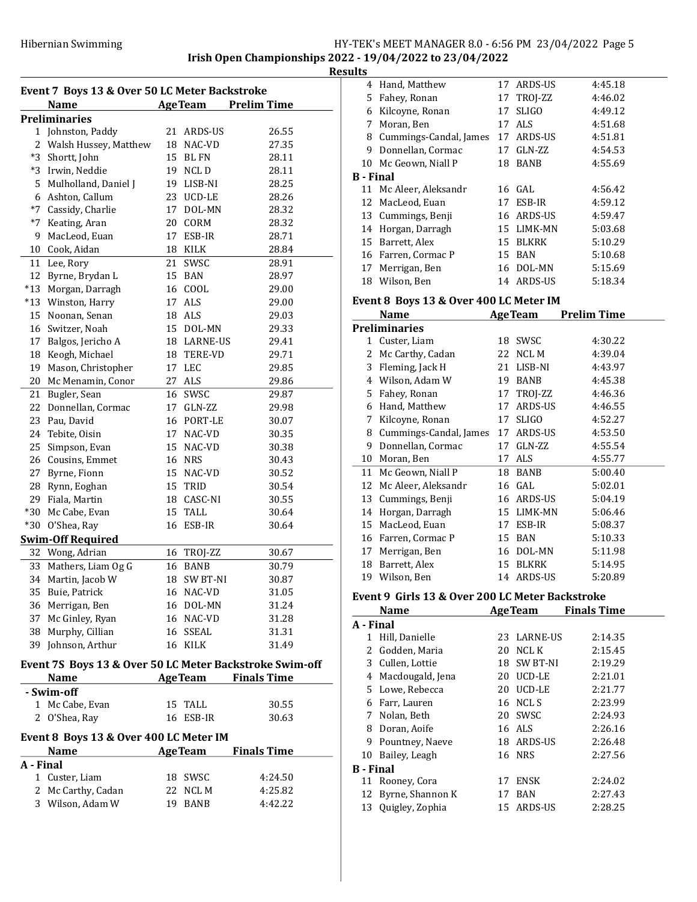Irish Open Championships 2022 - 19/04/2022 to 23/04/2022

**Results**

## Event 7 Boys 13 & Over 50 LC Meter Backstroke

| | Name | Age | Team | Prelim Time |
|---|---|---|---|---|
| **Preliminaries** | | | | |
| 1 | Johnston, Paddy | 21 | ARDS-US | 26.55 |
| 2 | Walsh Hussey, Matthew | 18 | NAC-VD | 27.35 |
| *3 | Shortt, John | 15 | BL FN | 28.11 |
| *3 | Irwin, Neddie | 19 | NCL D | 28.11 |
| 5 | Mulholland, Daniel J | 19 | LISB-NI | 28.25 |
| 6 | Ashton, Callum | 23 | UCD-LE | 28.26 |
| *7 | Cassidy, Charlie | 17 | DOL-MN | 28.32 |
| *7 | Keating, Aran | 20 | CORM | 28.32 |
| 9 | MacLeod, Euan | 17 | ESB-IR | 28.71 |
| 10 | Cook, Aidan | 18 | KILK | 28.84 |
| 11 | Lee, Rory | 21 | SWSC | 28.91 |
| 12 | Byrne, Brydan L | 15 | BAN | 28.97 |
| *13 | Morgan, Darragh | 16 | COOL | 29.00 |
| *13 | Winston, Harry | 17 | ALS | 29.00 |
| 15 | Noonan, Senan | 18 | ALS | 29.03 |
| 16 | Switzer, Noah | 15 | DOL-MN | 29.33 |
| 17 | Balgos, Jericho A | 18 | LARNE-US | 29.41 |
| 18 | Keogh, Michael | 18 | TERE-VD | 29.71 |
| 19 | Mason, Christopher | 17 | LEC | 29.85 |
| 20 | Mc Menamin, Conor | 27 | ALS | 29.86 |
| 21 | Bugler, Sean | 16 | SWSC | 29.87 |
| 22 | Donnellan, Cormac | 17 | GLN-ZZ | 29.98 |
| 23 | Pau, David | 16 | PORT-LE | 30.07 |
| 24 | Tebite, Oisin | 17 | NAC-VD | 30.35 |
| 25 | Simpson, Evan | 15 | NAC-VD | 30.38 |
| 26 | Cousins, Emmet | 16 | NRS | 30.43 |
| 27 | Byrne, Fionn | 15 | NAC-VD | 30.52 |
| 28 | Rynn, Eoghan | 15 | TRID | 30.54 |
| 29 | Fiala, Martin | 18 | CASC-NI | 30.55 |
| *30 | Mc Cabe, Evan | 15 | TALL | 30.64 |
| *30 | O'Shea, Ray | 16 | ESB-IR | 30.64 |
| **Swim-Off Required** | | | | |
| 32 | Wong, Adrian | 16 | TROJ-ZZ | 30.67 |
| 33 | Mathers, Liam Og G | 16 | BANB | 30.79 |
| 34 | Martin, Jacob W | 18 | SW BT-NI | 30.87 |
| 35 | Buie, Patrick | 16 | NAC-VD | 31.05 |
| 36 | Merrigan, Ben | 16 | DOL-MN | 31.24 |
| 37 | Mc Ginley, Ryan | 16 | NAC-VD | 31.28 |
| 38 | Murphy, Cillian | 16 | SSEAL | 31.31 |
| 39 | Johnson, Arthur | 16 | KILK | 31.49 |

## Event 7S Boys 13 & Over 50 LC Meter Backstroke Swim-off

| | Name | Age | Team | Finals Time |
|---|---|---|---|---|
| **- Swim-off** | | | | |
| 1 | Mc Cabe, Evan | 15 | TALL | 30.55 |
| 2 | O'Shea, Ray | 16 | ESB-IR | 30.63 |

## Event 8 Boys 13 & Over 400 LC Meter IM

| | Name | Age | Team | Finals Time |
|---|---|---|---|---|
| **A - Final** | | | | |
| 1 | Custer, Liam | 18 | SWSC | 4:24.50 |
| 2 | Mc Carthy, Cadan | 22 | NCL M | 4:25.82 |
| 3 | Wilson, Adam W | 19 | BANB | 4:42.22 |
| 4 | Hand, Matthew | 17 | ARDS-US | 4:45.18 |
| 5 | Fahey, Ronan | 17 | TROJ-ZZ | 4:46.02 |
| 6 | Kilcoyne, Ronan | 17 | SLIGO | 4:49.12 |
| 7 | Moran, Ben | 17 | ALS | 4:51.68 |
| 8 | Cummings-Candal, James | 17 | ARDS-US | 4:51.81 |
| 9 | Donnellan, Cormac | 17 | GLN-ZZ | 4:54.53 |
| 10 | Mc Geown, Niall P | 18 | BANB | 4:55.69 |
| **B - Final** | | | | |
| 11 | Mc Aleer, Aleksandr | 16 | GAL | 4:56.42 |
| 12 | MacLeod, Euan | 17 | ESB-IR | 4:59.12 |
| 13 | Cummings, Benji | 16 | ARDS-US | 4:59.47 |
| 14 | Horgan, Darragh | 15 | LIMK-MN | 5:03.68 |
| 15 | Barrett, Alex | 15 | BLKRK | 5:10.29 |
| 16 | Farren, Cormac P | 15 | BAN | 5:10.68 |
| 17 | Merrigan, Ben | 16 | DOL-MN | 5:15.69 |
| 18 | Wilson, Ben | 14 | ARDS-US | 5:18.34 |

## Event 8 Boys 13 & Over 400 LC Meter IM

| | Name | Age | Team | Prelim Time |
|---|---|---|---|---|
| **Preliminaries** | | | | |
| 1 | Custer, Liam | 18 | SWSC | 4:30.22 |
| 2 | Mc Carthy, Cadan | 22 | NCL M | 4:39.04 |
| 3 | Fleming, Jack H | 21 | LISB-NI | 4:43.97 |
| 4 | Wilson, Adam W | 19 | BANB | 4:45.38 |
| 5 | Fahey, Ronan | 17 | TROJ-ZZ | 4:46.36 |
| 6 | Hand, Matthew | 17 | ARDS-US | 4:46.55 |
| 7 | Kilcoyne, Ronan | 17 | SLIGO | 4:52.27 |
| 8 | Cummings-Candal, James | 17 | ARDS-US | 4:53.50 |
| 9 | Donnellan, Cormac | 17 | GLN-ZZ | 4:55.54 |
| 10 | Moran, Ben | 17 | ALS | 4:55.77 |
| 11 | Mc Geown, Niall P | 18 | BANB | 5:00.40 |
| 12 | Mc Aleer, Aleksandr | 16 | GAL | 5:02.01 |
| 13 | Cummings, Benji | 16 | ARDS-US | 5:04.19 |
| 14 | Horgan, Darragh | 15 | LIMK-MN | 5:06.46 |
| 15 | MacLeod, Euan | 17 | ESB-IR | 5:08.37 |
| 16 | Farren, Cormac P | 15 | BAN | 5:10.33 |
| 17 | Merrigan, Ben | 16 | DOL-MN | 5:11.98 |
| 18 | Barrett, Alex | 15 | BLKRK | 5:14.95 |
| 19 | Wilson, Ben | 14 | ARDS-US | 5:20.89 |

## Event 9 Girls 13 & Over 200 LC Meter Backstroke

| | Name | Age | Team | Finals Time |
|---|---|---|---|---|
| **A - Final** | | | | |
| 1 | Hill, Danielle | 23 | LARNE-US | 2:14.35 |
| 2 | Godden, Maria | 20 | NCL K | 2:15.45 |
| 3 | Cullen, Lottie | 18 | SW BT-NI | 2:19.29 |
| 4 | Macdougald, Jena | 20 | UCD-LE | 2:21.01 |
| 5 | Lowe, Rebecca | 20 | UCD-LE | 2:21.77 |
| 6 | Farr, Lauren | 16 | NCL S | 2:23.99 |
| 7 | Nolan, Beth | 20 | SWSC | 2:24.93 |
| 8 | Doran, Aoife | 16 | ALS | 2:26.16 |
| 9 | Pountney, Naeve | 18 | ARDS-US | 2:26.48 |
| 10 | Bailey, Leagh | 16 | NRS | 2:27.56 |
| **B - Final** | | | | |
| 11 | Rooney, Cora | 17 | ENSK | 2:24.02 |
| 12 | Byrne, Shannon K | 17 | BAN | 2:27.43 |
| 13 | Quigley, Zophia | 15 | ARDS-US | 2:28.25 |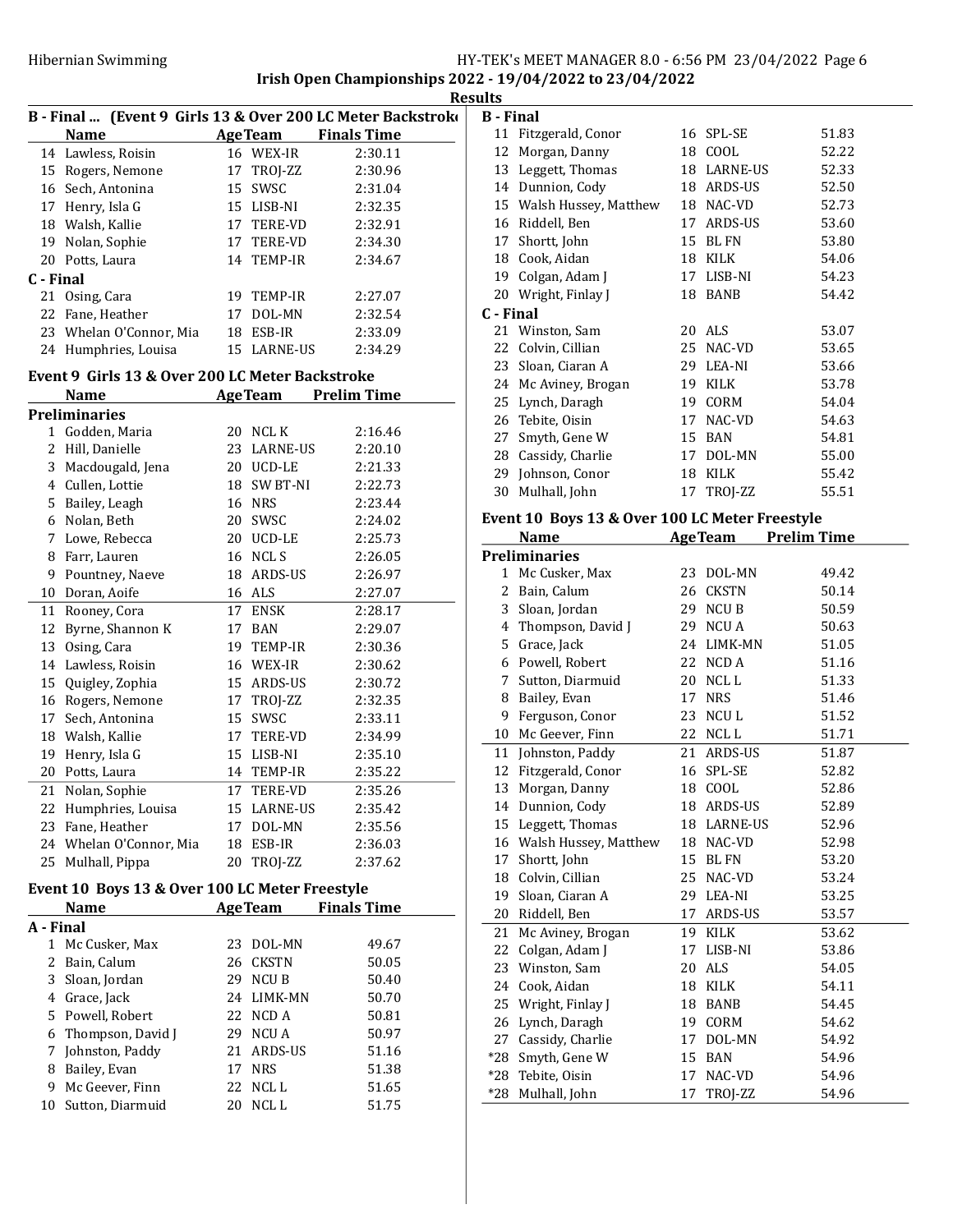## Irish Open Championships 2022 - 19/04/2022 to 23/04/2022

### Results

**B - Final ... (Event 9 Girls 13 & Over 200 LC Meter Backstroke)**

| | Name | Age | Team | Finals Time |
|---|---|---|---|---|
| 14 | Lawless, Roisin | 16 | WEX-IR | 2:30.11 |
| 15 | Rogers, Nemone | 17 | TROJ-ZZ | 2:30.96 |
| 16 | Sech, Antonina | 15 | SWSC | 2:31.04 |
| 17 | Henry, Isla G | 15 | LISB-NI | 2:32.35 |
| 18 | Walsh, Kallie | 17 | TERE-VD | 2:32.91 |
| 19 | Nolan, Sophie | 17 | TERE-VD | 2:34.30 |
| 20 | Potts, Laura | 14 | TEMP-IR | 2:34.67 |
| **C - Final** | | | | |
| 21 | Osing, Cara | 19 | TEMP-IR | 2:27.07 |
| 22 | Fane, Heather | 17 | DOL-MN | 2:32.54 |
| 23 | Whelan O'Connor, Mia | 18 | ESB-IR | 2:33.09 |
| 24 | Humphries, Louisa | 15 | LARNE-US | 2:34.29 |

### Event 9 Girls 13 & Over 200 LC Meter Backstroke

| | Name | Age | Team | Prelim Time |
|---|---|---|---|---|
| **Preliminaries** | | | | |
| 1 | Godden, Maria | 20 | NCL K | 2:16.46 |
| 2 | Hill, Danielle | 23 | LARNE-US | 2:20.10 |
| 3 | Macdougald, Jena | 20 | UCD-LE | 2:21.33 |
| 4 | Cullen, Lottie | 18 | SW BT-NI | 2:22.73 |
| 5 | Bailey, Leagh | 16 | NRS | 2:23.44 |
| 6 | Nolan, Beth | 20 | SWSC | 2:24.02 |
| 7 | Lowe, Rebecca | 20 | UCD-LE | 2:25.73 |
| 8 | Farr, Lauren | 16 | NCL S | 2:26.05 |
| 9 | Pountney, Naeve | 18 | ARDS-US | 2:26.97 |
| 10 | Doran, Aoife | 16 | ALS | 2:27.07 |
| 11 | Rooney, Cora | 17 | ENSK | 2:28.17 |
| 12 | Byrne, Shannon K | 17 | BAN | 2:29.07 |
| 13 | Osing, Cara | 19 | TEMP-IR | 2:30.36 |
| 14 | Lawless, Roisin | 16 | WEX-IR | 2:30.62 |
| 15 | Quigley, Zophia | 15 | ARDS-US | 2:30.72 |
| 16 | Rogers, Nemone | 17 | TROJ-ZZ | 2:32.35 |
| 17 | Sech, Antonina | 15 | SWSC | 2:33.11 |
| 18 | Walsh, Kallie | 17 | TERE-VD | 2:34.99 |
| 19 | Henry, Isla G | 15 | LISB-NI | 2:35.10 |
| 20 | Potts, Laura | 14 | TEMP-IR | 2:35.22 |
| 21 | Nolan, Sophie | 17 | TERE-VD | 2:35.26 |
| 22 | Humphries, Louisa | 15 | LARNE-US | 2:35.42 |
| 23 | Fane, Heather | 17 | DOL-MN | 2:35.56 |
| 24 | Whelan O'Connor, Mia | 18 | ESB-IR | 2:36.03 |
| 25 | Mulhall, Pippa | 20 | TROJ-ZZ | 2:37.62 |

### Event 10 Boys 13 & Over 100 LC Meter Freestyle

| | Name | Age | Team | Finals Time |
|---|---|---|---|---|
| **A - Final** | | | | |
| 1 | Mc Cusker, Max | 23 | DOL-MN | 49.67 |
| 2 | Bain, Calum | 26 | CKSTN | 50.05 |
| 3 | Sloan, Jordan | 29 | NCU B | 50.40 |
| 4 | Grace, Jack | 24 | LIMK-MN | 50.70 |
| 5 | Powell, Robert | 22 | NCD A | 50.81 |
| 6 | Thompson, David J | 29 | NCU A | 50.97 |
| 7 | Johnston, Paddy | 21 | ARDS-US | 51.16 |
| 8 | Bailey, Evan | 17 | NRS | 51.38 |
| 9 | Mc Geever, Finn | 22 | NCL L | 51.65 |
| 10 | Sutton, Diarmuid | 20 | NCL L | 51.75 |
| **B - Final** | | | | |
| 11 | Fitzgerald, Conor | 16 | SPL-SE | 51.83 |
| 12 | Morgan, Danny | 18 | COOL | 52.22 |
| 13 | Leggett, Thomas | 18 | LARNE-US | 52.33 |
| 14 | Dunnion, Cody | 18 | ARDS-US | 52.50 |
| 15 | Walsh Hussey, Matthew | 18 | NAC-VD | 52.73 |
| 16 | Riddell, Ben | 17 | ARDS-US | 53.60 |
| 17 | Shortt, John | 15 | BL FN | 53.80 |
| 18 | Cook, Aidan | 18 | KILK | 54.06 |
| 19 | Colgan, Adam J | 17 | LISB-NI | 54.23 |
| 20 | Wright, Finlay J | 18 | BANB | 54.42 |
| **C - Final** | | | | |
| 21 | Winston, Sam | 20 | ALS | 53.07 |
| 22 | Colvin, Cillian | 25 | NAC-VD | 53.65 |
| 23 | Sloan, Ciaran A | 29 | LEA-NI | 53.66 |
| 24 | Mc Aviney, Brogan | 19 | KILK | 53.78 |
| 25 | Lynch, Daragh | 19 | CORM | 54.04 |
| 26 | Tebite, Oisin | 17 | NAC-VD | 54.63 |
| 27 | Smyth, Gene W | 15 | BAN | 54.81 |
| 28 | Cassidy, Charlie | 17 | DOL-MN | 55.00 |
| 29 | Johnson, Conor | 18 | KILK | 55.42 |
| 30 | Mulhall, John | 17 | TROJ-ZZ | 55.51 |

### Event 10 Boys 13 & Over 100 LC Meter Freestyle

| | Name | Age | Team | Prelim Time |
|---|---|---|---|---|
| **Preliminaries** | | | | |
| 1 | Mc Cusker, Max | 23 | DOL-MN | 49.42 |
| 2 | Bain, Calum | 26 | CKSTN | 50.14 |
| 3 | Sloan, Jordan | 29 | NCU B | 50.59 |
| 4 | Thompson, David J | 29 | NCU A | 50.63 |
| 5 | Grace, Jack | 24 | LIMK-MN | 51.05 |
| 6 | Powell, Robert | 22 | NCD A | 51.16 |
| 7 | Sutton, Diarmuid | 20 | NCL L | 51.33 |
| 8 | Bailey, Evan | 17 | NRS | 51.46 |
| 9 | Ferguson, Conor | 23 | NCU L | 51.52 |
| 10 | Mc Geever, Finn | 22 | NCL L | 51.71 |
| 11 | Johnston, Paddy | 21 | ARDS-US | 51.87 |
| 12 | Fitzgerald, Conor | 16 | SPL-SE | 52.82 |
| 13 | Morgan, Danny | 18 | COOL | 52.86 |
| 14 | Dunnion, Cody | 18 | ARDS-US | 52.89 |
| 15 | Leggett, Thomas | 18 | LARNE-US | 52.96 |
| 16 | Walsh Hussey, Matthew | 18 | NAC-VD | 52.98 |
| 17 | Shortt, John | 15 | BL FN | 53.20 |
| 18 | Colvin, Cillian | 25 | NAC-VD | 53.24 |
| 19 | Sloan, Ciaran A | 29 | LEA-NI | 53.25 |
| 20 | Riddell, Ben | 17 | ARDS-US | 53.57 |
| 21 | Mc Aviney, Brogan | 19 | KILK | 53.62 |
| 22 | Colgan, Adam J | 17 | LISB-NI | 53.86 |
| 23 | Winston, Sam | 20 | ALS | 54.05 |
| 24 | Cook, Aidan | 18 | KILK | 54.11 |
| 25 | Wright, Finlay J | 18 | BANB | 54.45 |
| 26 | Lynch, Daragh | 19 | CORM | 54.62 |
| 27 | Cassidy, Charlie | 17 | DOL-MN | 54.92 |
| *28 | Smyth, Gene W | 15 | BAN | 54.96 |
| *28 | Tebite, Oisin | 17 | NAC-VD | 54.96 |
| *28 | Mulhall, John | 17 | TROJ-ZZ | 54.96 |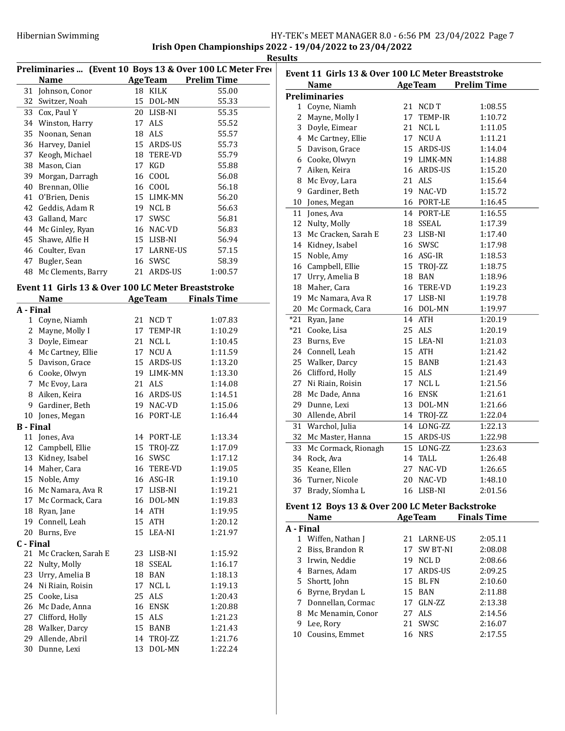Irish Open Championships 2022 - 19/04/2022 to 23/04/2022

## Results

### Preliminaries ... (Event 10 Boys 13 & Over 100 LC Meter Free)

| | Name | Age | Team | Prelim Time |
|---|---|---|---|---|
| 31 | Johnson, Conor | 18 | KILK | 55.00 |
| 32 | Switzer, Noah | 15 | DOL-MN | 55.33 |
| 33 | Cox, Paul Y | 20 | LISB-NI | 55.35 |
| 34 | Winston, Harry | 17 | ALS | 55.52 |
| 35 | Noonan, Senan | 18 | ALS | 55.57 |
| 36 | Harvey, Daniel | 15 | ARDS-US | 55.73 |
| 37 | Keogh, Michael | 18 | TERE-VD | 55.79 |
| 38 | Mason, Cian | 17 | KGD | 55.88 |
| 39 | Morgan, Darragh | 16 | COOL | 56.08 |
| 40 | Brennan, Ollie | 16 | COOL | 56.18 |
| 41 | O'Brien, Denis | 15 | LIMK-MN | 56.20 |
| 42 | Geddis, Adam R | 19 | NCL B | 56.63 |
| 43 | Galland, Marc | 17 | SWSC | 56.81 |
| 44 | Mc Ginley, Ryan | 16 | NAC-VD | 56.83 |
| 45 | Shawe, Alfie H | 15 | LISB-NI | 56.94 |
| 46 | Coulter, Evan | 17 | LARNE-US | 57.15 |
| 47 | Bugler, Sean | 16 | SWSC | 58.39 |
| 48 | Mc Clements, Barry | 21 | ARDS-US | 1:00.57 |

### Event 11 Girls 13 & Over 100 LC Meter Breaststroke

| | Name | Age | Team | Finals Time |
|---|---|---|---|---|
| **A - Final** | | | | |
| 1 | Coyne, Niamh | 21 | NCD T | 1:07.83 |
| 2 | Mayne, Molly I | 17 | TEMP-IR | 1:10.29 |
| 3 | Doyle, Eimear | 21 | NCL L | 1:10.45 |
| 4 | Mc Cartney, Ellie | 17 | NCU A | 1:11.59 |
| 5 | Davison, Grace | 15 | ARDS-US | 1:13.20 |
| 6 | Cooke, Olwyn | 19 | LIMK-MN | 1:13.30 |
| 7 | Mc Evoy, Lara | 21 | ALS | 1:14.08 |
| 8 | Aiken, Keira | 16 | ARDS-US | 1:14.51 |
| 9 | Gardiner, Beth | 19 | NAC-VD | 1:15.06 |
| 10 | Jones, Megan | 16 | PORT-LE | 1:16.44 |
| **B - Final** | | | | |
| 11 | Jones, Ava | 14 | PORT-LE | 1:13.34 |
| 12 | Campbell, Ellie | 15 | TROJ-ZZ | 1:17.09 |
| 13 | Kidney, Isabel | 16 | SWSC | 1:17.12 |
| 14 | Maher, Cara | 16 | TERE-VD | 1:19.05 |
| 15 | Noble, Amy | 16 | ASG-IR | 1:19.10 |
| 16 | Mc Namara, Ava R | 17 | LISB-NI | 1:19.21 |
| 17 | Mc Cormack, Cara | 16 | DOL-MN | 1:19.83 |
| 18 | Ryan, Jane | 14 | ATH | 1:19.95 |
| 19 | Connell, Leah | 15 | ATH | 1:20.12 |
| 20 | Burns, Eve | 15 | LEA-NI | 1:21.97 |
| **C - Final** | | | | |
| 21 | Mc Cracken, Sarah E | 23 | LISB-NI | 1:15.92 |
| 22 | Nulty, Molly | 18 | SSEAL | 1:16.17 |
| 23 | Urry, Amelia B | 18 | BAN | 1:18.13 |
| 24 | Ni Riain, Roisin | 17 | NCL L | 1:19.13 |
| 25 | Cooke, Lisa | 25 | ALS | 1:20.43 |
| 26 | Mc Dade, Anna | 16 | ENSK | 1:20.88 |
| 27 | Clifford, Holly | 15 | ALS | 1:21.23 |
| 28 | Walker, Darcy | 15 | BANB | 1:21.43 |
| 29 | Allende, Abril | 14 | TROJ-ZZ | 1:21.76 |
| 30 | Dunne, Lexi | 13 | DOL-MN | 1:22.24 |

### Event 11 Girls 13 & Over 100 LC Meter Breaststroke

| | Name | Age | Team | Prelim Time |
|---|---|---|---|---|
| **Preliminaries** | | | | |
| 1 | Coyne, Niamh | 21 | NCD T | 1:08.55 |
| 2 | Mayne, Molly I | 17 | TEMP-IR | 1:10.72 |
| 3 | Doyle, Eimear | 21 | NCL L | 1:11.05 |
| 4 | Mc Cartney, Ellie | 17 | NCU A | 1:11.21 |
| 5 | Davison, Grace | 15 | ARDS-US | 1:14.04 |
| 6 | Cooke, Olwyn | 19 | LIMK-MN | 1:14.88 |
| 7 | Aiken, Keira | 16 | ARDS-US | 1:15.20 |
| 8 | Mc Evoy, Lara | 21 | ALS | 1:15.64 |
| 9 | Gardiner, Beth | 19 | NAC-VD | 1:15.72 |
| 10 | Jones, Megan | 16 | PORT-LE | 1:16.45 |
| 11 | Jones, Ava | 14 | PORT-LE | 1:16.55 |
| 12 | Nulty, Molly | 18 | SSEAL | 1:17.39 |
| 13 | Mc Cracken, Sarah E | 23 | LISB-NI | 1:17.40 |
| 14 | Kidney, Isabel | 16 | SWSC | 1:17.98 |
| 15 | Noble, Amy | 16 | ASG-IR | 1:18.53 |
| 16 | Campbell, Ellie | 15 | TROJ-ZZ | 1:18.75 |
| 17 | Urry, Amelia B | 18 | BAN | 1:18.96 |
| 18 | Maher, Cara | 16 | TERE-VD | 1:19.23 |
| 19 | Mc Namara, Ava R | 17 | LISB-NI | 1:19.78 |
| 20 | Mc Cormack, Cara | 16 | DOL-MN | 1:19.97 |
| *21 | Ryan, Jane | 14 | ATH | 1:20.19 |
| *21 | Cooke, Lisa | 25 | ALS | 1:20.19 |
| 23 | Burns, Eve | 15 | LEA-NI | 1:21.03 |
| 24 | Connell, Leah | 15 | ATH | 1:21.42 |
| 25 | Walker, Darcy | 15 | BANB | 1:21.43 |
| 26 | Clifford, Holly | 15 | ALS | 1:21.49 |
| 27 | Ni Riain, Roisin | 17 | NCL L | 1:21.56 |
| 28 | Mc Dade, Anna | 16 | ENSK | 1:21.61 |
| 29 | Dunne, Lexi | 13 | DOL-MN | 1:21.66 |
| 30 | Allende, Abril | 14 | TROJ-ZZ | 1:22.04 |
| 31 | Warchol, Julia | 14 | LONG-ZZ | 1:22.13 |
| 32 | Mc Master, Hanna | 15 | ARDS-US | 1:22.98 |
| 33 | Mc Cormack, Rionagh | 15 | LONG-ZZ | 1:23.63 |
| 34 | Rock, Ava | 14 | TALL | 1:26.48 |
| 35 | Keane, Ellen | 27 | NAC-VD | 1:26.65 |
| 36 | Turner, Nicole | 20 | NAC-VD | 1:48.10 |
| 37 | Brady, Síomha L | 16 | LISB-NI | 2:01.56 |

### Event 12 Boys 13 & Over 200 LC Meter Backstroke

| | Name | Age | Team | Finals Time |
|---|---|---|---|---|
| **A - Final** | | | | |
| 1 | Wiffen, Nathan J | 21 | LARNE-US | 2:05.11 |
| 2 | Biss, Brandon R | 17 | SW BT-NI | 2:08.08 |
| 3 | Irwin, Neddie | 19 | NCL D | 2:08.66 |
| 4 | Barnes, Adam | 17 | ARDS-US | 2:09.25 |
| 5 | Shortt, John | 15 | BL FN | 2:10.60 |
| 6 | Byrne, Brydan L | 15 | BAN | 2:11.88 |
| 7 | Donnellan, Cormac | 17 | GLN-ZZ | 2:13.38 |
| 8 | Mc Menamin, Conor | 27 | ALS | 2:14.56 |
| 9 | Lee, Rory | 21 | SWSC | 2:16.07 |
| 10 | Cousins, Emmet | 16 | NRS | 2:17.55 |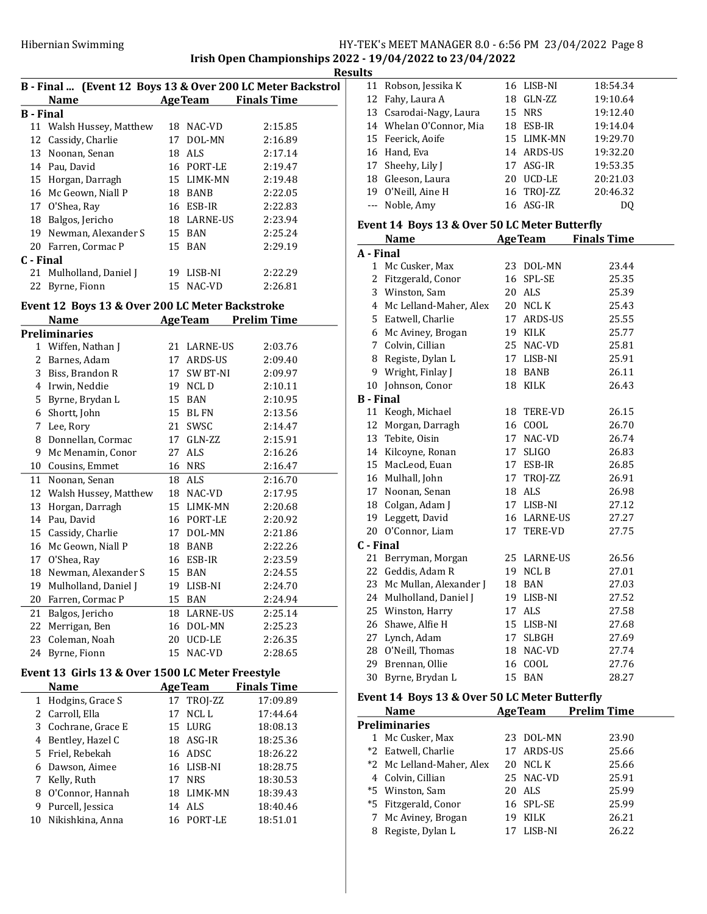# Irish Open Championships 2022 - 19/04/2022 to 23/04/2022

## Results

### B - Final ... (Event 12 Boys 13 & Over 200 LC Meter Backstroke)

| | Name | Age | Team | Finals Time |
|---|---|---|---|---|
| **B - Final** | | | | |
| 11 | Walsh Hussey, Matthew | 18 | NAC-VD | 2:15.85 |
| 12 | Cassidy, Charlie | 17 | DOL-MN | 2:16.89 |
| 13 | Noonan, Senan | 18 | ALS | 2:17.14 |
| 14 | Pau, David | 16 | PORT-LE | 2:19.47 |
| 15 | Horgan, Darragh | 15 | LIMK-MN | 2:19.48 |
| 16 | Mc Geown, Niall P | 18 | BANB | 2:22.05 |
| 17 | O'Shea, Ray | 16 | ESB-IR | 2:22.83 |
| 18 | Balgos, Jericho | 18 | LARNE-US | 2:23.94 |
| 19 | Newman, Alexander S | 15 | BAN | 2:25.24 |
| 20 | Farren, Cormac P | 15 | BAN | 2:29.19 |
| **C - Final** | | | | |
| 21 | Mulholland, Daniel J | 19 | LISB-NI | 2:22.29 |
| 22 | Byrne, Fionn | 15 | NAC-VD | 2:26.81 |

### Event 12 Boys 13 & Over 200 LC Meter Backstroke

| | Name | Age | Team | Prelim Time |
|---|---|---|---|---|
| **Preliminaries** | | | | |
| 1 | Wiffen, Nathan J | 21 | LARNE-US | 2:03.76 |
| 2 | Barnes, Adam | 17 | ARDS-US | 2:09.40 |
| 3 | Biss, Brandon R | 17 | SW BT-NI | 2:09.97 |
| 4 | Irwin, Neddie | 19 | NCL D | 2:10.11 |
| 5 | Byrne, Brydan L | 15 | BAN | 2:10.95 |
| 6 | Shortt, John | 15 | BL FN | 2:13.56 |
| 7 | Lee, Rory | 21 | SWSC | 2:14.47 |
| 8 | Donnellan, Cormac | 17 | GLN-ZZ | 2:15.91 |
| 9 | Mc Menamin, Conor | 27 | ALS | 2:16.26 |
| 10 | Cousins, Emmet | 16 | NRS | 2:16.47 |
| 11 | Noonan, Senan | 18 | ALS | 2:16.70 |
| 12 | Walsh Hussey, Matthew | 18 | NAC-VD | 2:17.95 |
| 13 | Horgan, Darragh | 15 | LIMK-MN | 2:20.68 |
| 14 | Pau, David | 16 | PORT-LE | 2:20.92 |
| 15 | Cassidy, Charlie | 17 | DOL-MN | 2:21.86 |
| 16 | Mc Geown, Niall P | 18 | BANB | 2:22.26 |
| 17 | O'Shea, Ray | 16 | ESB-IR | 2:23.59 |
| 18 | Newman, Alexander S | 15 | BAN | 2:24.55 |
| 19 | Mulholland, Daniel J | 19 | LISB-NI | 2:24.70 |
| 20 | Farren, Cormac P | 15 | BAN | 2:24.94 |
| 21 | Balgos, Jericho | 18 | LARNE-US | 2:25.14 |
| 22 | Merrigan, Ben | 16 | DOL-MN | 2:25.23 |
| 23 | Coleman, Noah | 20 | UCD-LE | 2:26.35 |
| 24 | Byrne, Fionn | 15 | NAC-VD | 2:28.65 |

### Event 13 Girls 13 & Over 1500 LC Meter Freestyle

| | Name | Age | Team | Finals Time |
|---|---|---|---|---|
| 1 | Hodgins, Grace S | 17 | TROJ-ZZ | 17:09.89 |
| 2 | Carroll, Ella | 17 | NCL L | 17:44.64 |
| 3 | Cochrane, Grace E | 15 | LURG | 18:08.13 |
| 4 | Bentley, Hazel C | 18 | ASG-IR | 18:25.36 |
| 5 | Friel, Rebekah | 16 | ADSC | 18:26.22 |
| 6 | Dawson, Aimee | 16 | LISB-NI | 18:28.75 |
| 7 | Kelly, Ruth | 17 | NRS | 18:30.53 |
| 8 | O'Connor, Hannah | 18 | LIMK-MN | 18:39.43 |
| 9 | Purcell, Jessica | 14 | ALS | 18:40.46 |
| 10 | Nikishkina, Anna | 16 | PORT-LE | 18:51.01 |
| 11 | Robson, Jessika K | 16 | LISB-NI | 18:54.34 |
| 12 | Fahy, Laura A | 18 | GLN-ZZ | 19:10.64 |
| 13 | Csarodai-Nagy, Laura | 15 | NRS | 19:12.40 |
| 14 | Whelan O'Connor, Mia | 18 | ESB-IR | 19:14.04 |
| 15 | Feerick, Aoife | 15 | LIMK-MN | 19:29.70 |
| 16 | Hand, Eva | 14 | ARDS-US | 19:32.20 |
| 17 | Sheehy, Lily J | 17 | ASG-IR | 19:53.35 |
| 18 | Gleeson, Laura | 20 | UCD-LE | 20:21.03 |
| 19 | O'Neill, Aine H | 16 | TROJ-ZZ | 20:46.32 |
| --- | Noble, Amy | 16 | ASG-IR | DQ |

### Event 14 Boys 13 & Over 50 LC Meter Butterfly

| | Name | Age | Team | Finals Time |
|---|---|---|---|---|
| **A - Final** | | | | |
| 1 | Mc Cusker, Max | 23 | DOL-MN | 23.44 |
| 2 | Fitzgerald, Conor | 16 | SPL-SE | 25.35 |
| 3 | Winston, Sam | 20 | ALS | 25.39 |
| 4 | Mc Lelland-Maher, Alex | 20 | NCL K | 25.43 |
| 5 | Eatwell, Charlie | 17 | ARDS-US | 25.55 |
| 6 | Mc Aviney, Brogan | 19 | KILK | 25.77 |
| 7 | Colvin, Cillian | 25 | NAC-VD | 25.81 |
| 8 | Registe, Dylan L | 17 | LISB-NI | 25.91 |
| 9 | Wright, Finlay J | 18 | BANB | 26.11 |
| 10 | Johnson, Conor | 18 | KILK | 26.43 |
| **B - Final** | | | | |
| 11 | Keogh, Michael | 18 | TERE-VD | 26.15 |
| 12 | Morgan, Darragh | 16 | COOL | 26.70 |
| 13 | Tebite, Oisin | 17 | NAC-VD | 26.74 |
| 14 | Kilcoyne, Ronan | 17 | SLIGO | 26.83 |
| 15 | MacLeod, Euan | 17 | ESB-IR | 26.85 |
| 16 | Mulhall, John | 17 | TROJ-ZZ | 26.91 |
| 17 | Noonan, Senan | 18 | ALS | 26.98 |
| 18 | Colgan, Adam J | 17 | LISB-NI | 27.12 |
| 19 | Leggett, David | 16 | LARNE-US | 27.27 |
| 20 | O'Connor, Liam | 17 | TERE-VD | 27.75 |
| **C - Final** | | | | |
| 21 | Berryman, Morgan | 25 | LARNE-US | 26.56 |
| 22 | Geddis, Adam R | 19 | NCL B | 27.01 |
| 23 | Mc Mullan, Alexander J | 18 | BAN | 27.03 |
| 24 | Mulholland, Daniel J | 19 | LISB-NI | 27.52 |
| 25 | Winston, Harry | 17 | ALS | 27.58 |
| 26 | Shawe, Alfie H | 15 | LISB-NI | 27.68 |
| 27 | Lynch, Adam | 17 | SLBGH | 27.69 |
| 28 | O'Neill, Thomas | 18 | NAC-VD | 27.74 |
| 29 | Brennan, Ollie | 16 | COOL | 27.76 |
| 30 | Byrne, Brydan L | 15 | BAN | 28.27 |

### Event 14 Boys 13 & Over 50 LC Meter Butterfly

| | Name | Age | Team | Prelim Time |
|---|---|---|---|---|
| **Preliminaries** | | | | |
| 1 | Mc Cusker, Max | 23 | DOL-MN | 23.90 |
| *2 | Eatwell, Charlie | 17 | ARDS-US | 25.66 |
| *2 | Mc Lelland-Maher, Alex | 20 | NCL K | 25.66 |
| 4 | Colvin, Cillian | 25 | NAC-VD | 25.91 |
| *5 | Winston, Sam | 20 | ALS | 25.99 |
| *5 | Fitzgerald, Conor | 16 | SPL-SE | 25.99 |
| 7 | Mc Aviney, Brogan | 19 | KILK | 26.21 |
| 8 | Registe, Dylan L | 17 | LISB-NI | 26.22 |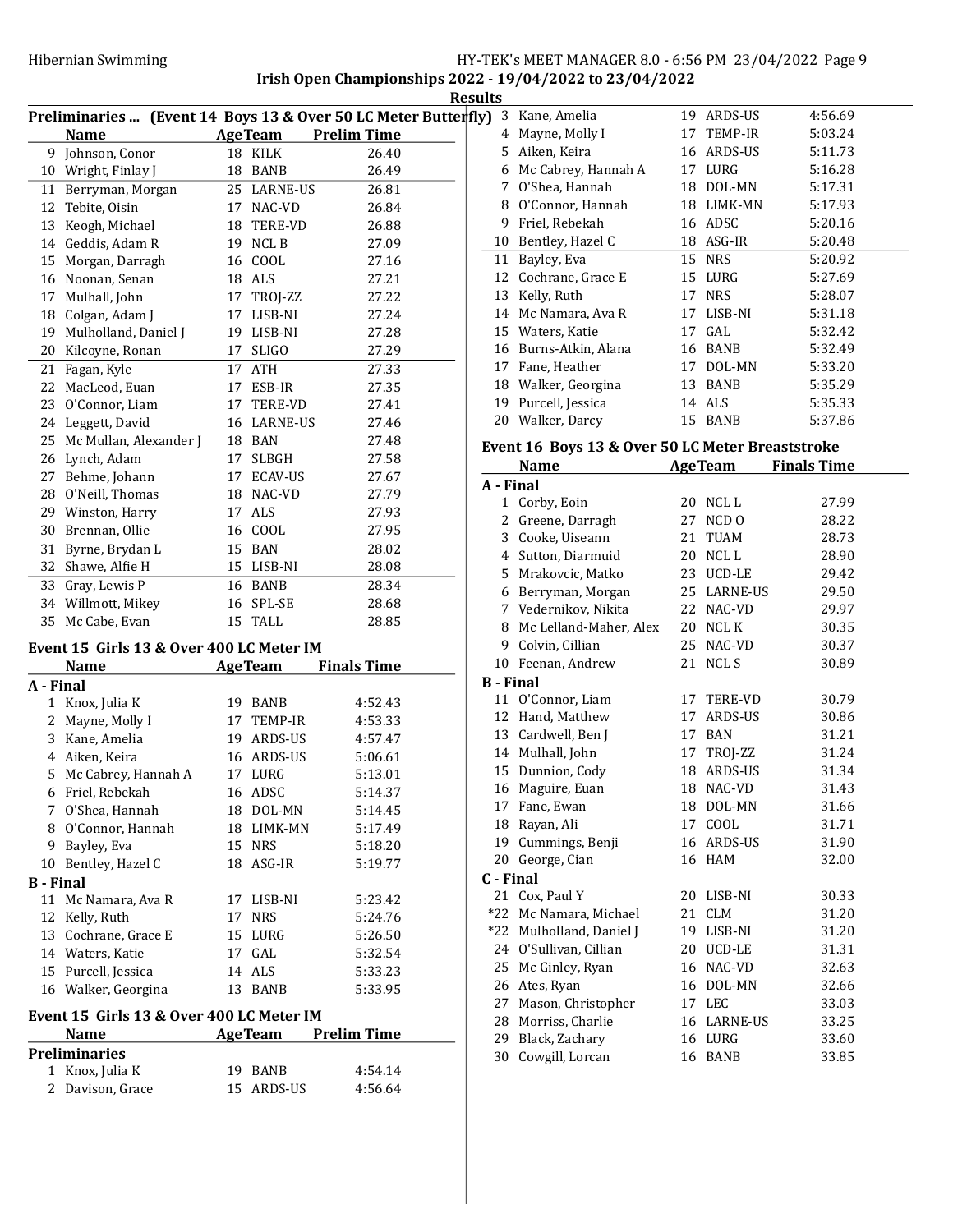Hibernian Swimming

Irish Open Championships 2022 - 19/04/2022 to 23/04/2022

## Results

### Preliminaries ... (Event 14 Boys 13 & Over 50 LC Meter Butterfly)

| | Name | Age | Team | Prelim Time |
|---|---|---|---|---|
| 9 | Johnson, Conor | 18 | KILK | 26.40 |
| 10 | Wright, Finlay J | 18 | BANB | 26.49 |
| 11 | Berryman, Morgan | 25 | LARNE-US | 26.81 |
| 12 | Tebite, Oisin | 17 | NAC-VD | 26.84 |
| 13 | Keogh, Michael | 18 | TERE-VD | 26.88 |
| 14 | Geddis, Adam R | 19 | NCL B | 27.09 |
| 15 | Morgan, Darragh | 16 | COOL | 27.16 |
| 16 | Noonan, Senan | 18 | ALS | 27.21 |
| 17 | Mulhall, John | 17 | TROJ-ZZ | 27.22 |
| 18 | Colgan, Adam J | 17 | LISB-NI | 27.24 |
| 19 | Mulholland, Daniel J | 19 | LISB-NI | 27.28 |
| 20 | Kilcoyne, Ronan | 17 | SLIGO | 27.29 |
| 21 | Fagan, Kyle | 17 | ATH | 27.33 |
| 22 | MacLeod, Euan | 17 | ESB-IR | 27.35 |
| 23 | O'Connor, Liam | 17 | TERE-VD | 27.41 |
| 24 | Leggett, David | 16 | LARNE-US | 27.46 |
| 25 | Mc Mullan, Alexander J | 18 | BAN | 27.48 |
| 26 | Lynch, Adam | 17 | SLBGH | 27.58 |
| 27 | Behme, Johann | 17 | ECAV-US | 27.67 |
| 28 | O'Neill, Thomas | 18 | NAC-VD | 27.79 |
| 29 | Winston, Harry | 17 | ALS | 27.93 |
| 30 | Brennan, Ollie | 16 | COOL | 27.95 |
| 31 | Byrne, Brydan L | 15 | BAN | 28.02 |
| 32 | Shawe, Alfie H | 15 | LISB-NI | 28.08 |
| 33 | Gray, Lewis P | 16 | BANB | 28.34 |
| 34 | Willmott, Mikey | 16 | SPL-SE | 28.68 |
| 35 | Mc Cabe, Evan | 15 | TALL | 28.85 |

### Event 15 Girls 13 & Over 400 LC Meter IM

| | Name | Age | Team | Finals Time |
|---|---|---|---|---|
| **A - Final** | | | | |
| 1 | Knox, Julia K | 19 | BANB | 4:52.43 |
| 2 | Mayne, Molly I | 17 | TEMP-IR | 4:53.33 |
| 3 | Kane, Amelia | 19 | ARDS-US | 4:57.47 |
| 4 | Aiken, Keira | 16 | ARDS-US | 5:06.61 |
| 5 | Mc Cabrey, Hannah A | 17 | LURG | 5:13.01 |
| 6 | Friel, Rebekah | 16 | ADSC | 5:14.37 |
| 7 | O'Shea, Hannah | 18 | DOL-MN | 5:14.45 |
| 8 | O'Connor, Hannah | 18 | LIMK-MN | 5:17.49 |
| 9 | Bayley, Eva | 15 | NRS | 5:18.20 |
| 10 | Bentley, Hazel C | 18 | ASG-IR | 5:19.77 |
| **B - Final** | | | | |
| 11 | Mc Namara, Ava R | 17 | LISB-NI | 5:23.42 |
| 12 | Kelly, Ruth | 17 | NRS | 5:24.76 |
| 13 | Cochrane, Grace E | 15 | LURG | 5:26.50 |
| 14 | Waters, Katie | 17 | GAL | 5:32.54 |
| 15 | Purcell, Jessica | 14 | ALS | 5:33.23 |
| 16 | Walker, Georgina | 13 | BANB | 5:33.95 |

### Event 15 Girls 13 & Over 400 LC Meter IM

| | Name | Age | Team | Prelim Time |
|---|---|---|---|---|
| **Preliminaries** | | | | |
| 1 | Knox, Julia K | 19 | BANB | 4:54.14 |
| 2 | Davison, Grace | 15 | ARDS-US | 4:56.64 |
| 3 | Kane, Amelia | 19 | ARDS-US | 4:56.69 |
| 4 | Mayne, Molly I | 17 | TEMP-IR | 5:03.24 |
| 5 | Aiken, Keira | 16 | ARDS-US | 5:11.73 |
| 6 | Mc Cabrey, Hannah A | 17 | LURG | 5:16.28 |
| 7 | O'Shea, Hannah | 18 | DOL-MN | 5:17.31 |
| 8 | O'Connor, Hannah | 18 | LIMK-MN | 5:17.93 |
| 9 | Friel, Rebekah | 16 | ADSC | 5:20.16 |
| 10 | Bentley, Hazel C | 18 | ASG-IR | 5:20.48 |
| 11 | Bayley, Eva | 15 | NRS | 5:20.92 |
| 12 | Cochrane, Grace E | 15 | LURG | 5:27.69 |
| 13 | Kelly, Ruth | 17 | NRS | 5:28.07 |
| 14 | Mc Namara, Ava R | 17 | LISB-NI | 5:31.18 |
| 15 | Waters, Katie | 17 | GAL | 5:32.42 |
| 16 | Burns-Atkin, Alana | 16 | BANB | 5:32.49 |
| 17 | Fane, Heather | 17 | DOL-MN | 5:33.20 |
| 18 | Walker, Georgina | 13 | BANB | 5:35.29 |
| 19 | Purcell, Jessica | 14 | ALS | 5:35.33 |
| 20 | Walker, Darcy | 15 | BANB | 5:37.86 |

### Event 16 Boys 13 & Over 50 LC Meter Breaststroke

| | Name | Age | Team | Finals Time |
|---|---|---|---|---|
| **A - Final** | | | | |
| 1 | Corby, Eoin | 20 | NCL L | 27.99 |
| 2 | Greene, Darragh | 27 | NCD O | 28.22 |
| 3 | Cooke, Uiseann | 21 | TUAM | 28.73 |
| 4 | Sutton, Diarmuid | 20 | NCL L | 28.90 |
| 5 | Mrakovcic, Matko | 23 | UCD-LE | 29.42 |
| 6 | Berryman, Morgan | 25 | LARNE-US | 29.50 |
| 7 | Vedernikov, Nikita | 22 | NAC-VD | 29.97 |
| 8 | Mc Lelland-Maher, Alex | 20 | NCL K | 30.35 |
| 9 | Colvin, Cillian | 25 | NAC-VD | 30.37 |
| 10 | Feenan, Andrew | 21 | NCL S | 30.89 |
| **B - Final** | | | | |
| 11 | O'Connor, Liam | 17 | TERE-VD | 30.79 |
| 12 | Hand, Matthew | 17 | ARDS-US | 30.86 |
| 13 | Cardwell, Ben J | 17 | BAN | 31.21 |
| 14 | Mulhall, John | 17 | TROJ-ZZ | 31.24 |
| 15 | Dunnion, Cody | 18 | ARDS-US | 31.34 |
| 16 | Maguire, Euan | 18 | NAC-VD | 31.43 |
| 17 | Fane, Ewan | 18 | DOL-MN | 31.66 |
| 18 | Rayan, Ali | 17 | COOL | 31.71 |
| 19 | Cummings, Benji | 16 | ARDS-US | 31.90 |
| 20 | George, Cian | 16 | HAM | 32.00 |
| **C - Final** | | | | |
| 21 | Cox, Paul Y | 20 | LISB-NI | 30.33 |
| *22 | Mc Namara, Michael | 21 | CLM | 31.20 |
| *22 | Mulholland, Daniel J | 19 | LISB-NI | 31.20 |
| 24 | O'Sullivan, Cillian | 20 | UCD-LE | 31.31 |
| 25 | Mc Ginley, Ryan | 16 | NAC-VD | 32.63 |
| 26 | Ates, Ryan | 16 | DOL-MN | 32.66 |
| 27 | Mason, Christopher | 17 | LEC | 33.03 |
| 28 | Morriss, Charlie | 16 | LARNE-US | 33.25 |
| 29 | Black, Zachary | 16 | LURG | 33.60 |
| 30 | Cowgill, Lorcan | 16 | BANB | 33.85 |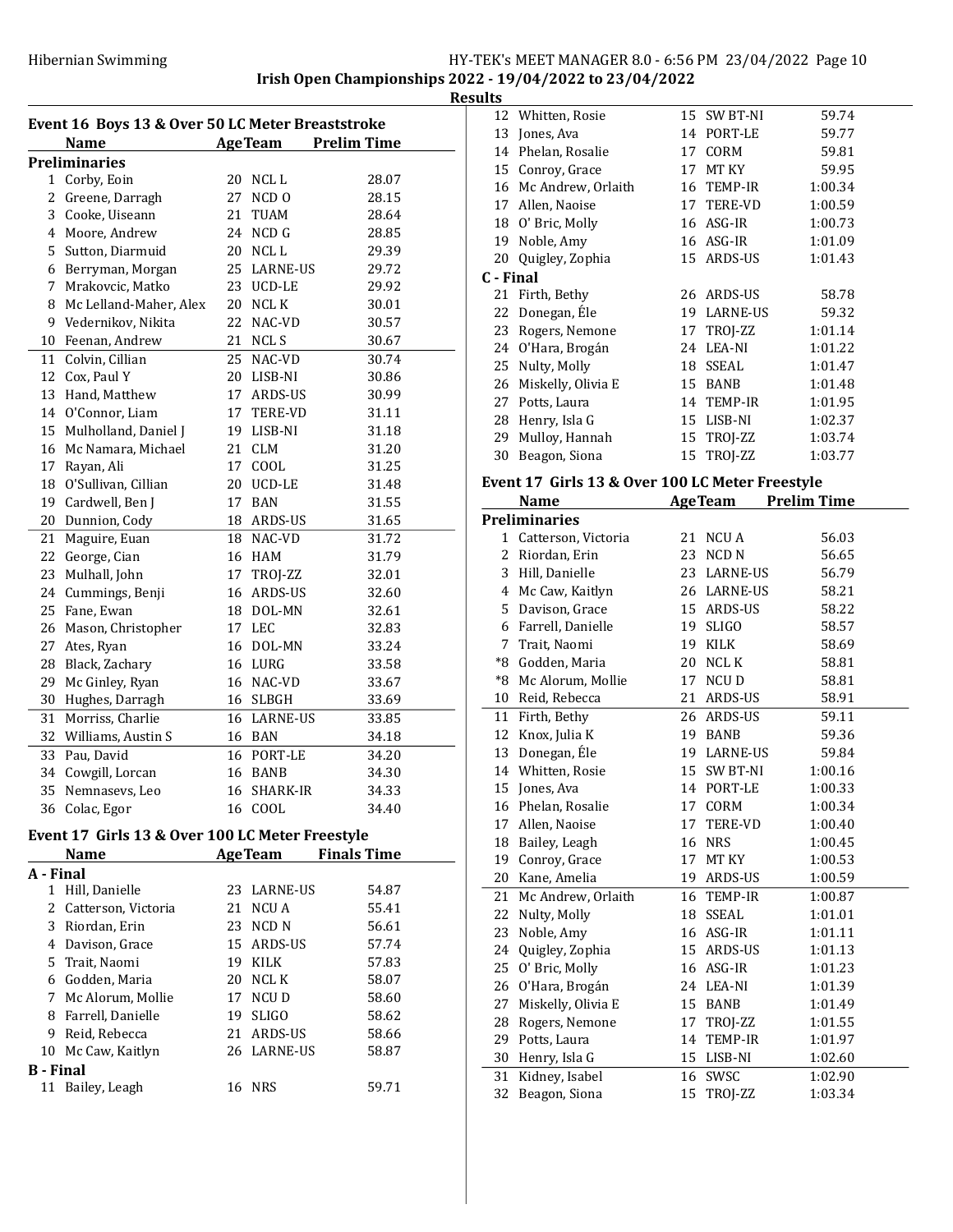## Irish Open Championships 2022 - 19/04/2022 to 23/04/2022

### Results

### Event 16 Boys 13 & Over 50 LC Meter Breaststroke

| | Name | Age | Team | Prelim Time |
|---|---|---|---|---|
| **Preliminaries** | | | | |
| 1 | Corby, Eoin | 20 | NCL L | 28.07 |
| 2 | Greene, Darragh | 27 | NCD O | 28.15 |
| 3 | Cooke, Uiseann | 21 | TUAM | 28.64 |
| 4 | Moore, Andrew | 24 | NCD G | 28.85 |
| 5 | Sutton, Diarmuid | 20 | NCL L | 29.39 |
| 6 | Berryman, Morgan | 25 | LARNE-US | 29.72 |
| 7 | Mrakovcic, Matko | 23 | UCD-LE | 29.92 |
| 8 | Mc Lelland-Maher, Alex | 20 | NCL K | 30.01 |
| 9 | Vedernikov, Nikita | 22 | NAC-VD | 30.57 |
| 10 | Feenan, Andrew | 21 | NCL S | 30.67 |
| 11 | Colvin, Cillian | 25 | NAC-VD | 30.74 |
| 12 | Cox, Paul Y | 20 | LISB-NI | 30.86 |
| 13 | Hand, Matthew | 17 | ARDS-US | 30.99 |
| 14 | O'Connor, Liam | 17 | TERE-VD | 31.11 |
| 15 | Mulholland, Daniel J | 19 | LISB-NI | 31.18 |
| 16 | Mc Namara, Michael | 21 | CLM | 31.20 |
| 17 | Rayan, Ali | 17 | COOL | 31.25 |
| 18 | O'Sullivan, Cillian | 20 | UCD-LE | 31.48 |
| 19 | Cardwell, Ben J | 17 | BAN | 31.55 |
| 20 | Dunnion, Cody | 18 | ARDS-US | 31.65 |
| 21 | Maguire, Euan | 18 | NAC-VD | 31.72 |
| 22 | George, Cian | 16 | HAM | 31.79 |
| 23 | Mulhall, John | 17 | TROJ-ZZ | 32.01 |
| 24 | Cummings, Benji | 16 | ARDS-US | 32.60 |
| 25 | Fane, Ewan | 18 | DOL-MN | 32.61 |
| 26 | Mason, Christopher | 17 | LEC | 32.83 |
| 27 | Ates, Ryan | 16 | DOL-MN | 33.24 |
| 28 | Black, Zachary | 16 | LURG | 33.58 |
| 29 | Mc Ginley, Ryan | 16 | NAC-VD | 33.67 |
| 30 | Hughes, Darragh | 16 | SLBGH | 33.69 |
| 31 | Morriss, Charlie | 16 | LARNE-US | 33.85 |
| 32 | Williams, Austin S | 16 | BAN | 34.18 |
| 33 | Pau, David | 16 | PORT-LE | 34.20 |
| 34 | Cowgill, Lorcan | 16 | BANB | 34.30 |
| 35 | Nemnasevs, Leo | 16 | SHARK-IR | 34.33 |
| 36 | Colac, Egor | 16 | COOL | 34.40 |

### Event 17 Girls 13 & Over 100 LC Meter Freestyle

| | Name | Age | Team | Finals Time |
|---|---|---|---|---|
| **A - Final** | | | | |
| 1 | Hill, Danielle | 23 | LARNE-US | 54.87 |
| 2 | Catterson, Victoria | 21 | NCU A | 55.41 |
| 3 | Riordan, Erin | 23 | NCD N | 56.61 |
| 4 | Davison, Grace | 15 | ARDS-US | 57.74 |
| 5 | Trait, Naomi | 19 | KILK | 57.83 |
| 6 | Godden, Maria | 20 | NCL K | 58.07 |
| 7 | Mc Alorum, Mollie | 17 | NCU D | 58.60 |
| 8 | Farrell, Danielle | 19 | SLIGO | 58.62 |
| 9 | Reid, Rebecca | 21 | ARDS-US | 58.66 |
| 10 | Mc Caw, Kaitlyn | 26 | LARNE-US | 58.87 |
| **B - Final** | | | | |
| 11 | Bailey, Leagh | 16 | NRS | 59.71 |
| 12 | Whitten, Rosie | 15 | SW BT-NI | 59.74 |
| 13 | Jones, Ava | 14 | PORT-LE | 59.77 |
| 14 | Phelan, Rosalie | 17 | CORM | 59.81 |
| 15 | Conroy, Grace | 17 | MT KY | 59.95 |
| 16 | Mc Andrew, Orlaith | 16 | TEMP-IR | 1:00.34 |
| 17 | Allen, Naoise | 17 | TERE-VD | 1:00.59 |
| 18 | O' Bric, Molly | 16 | ASG-IR | 1:00.73 |
| 19 | Noble, Amy | 16 | ASG-IR | 1:01.09 |
| 20 | Quigley, Zophia | 15 | ARDS-US | 1:01.43 |
| **C - Final** | | | | |
| 21 | Firth, Bethy | 26 | ARDS-US | 58.78 |
| 22 | Donegan, Éle | 19 | LARNE-US | 59.32 |
| 23 | Rogers, Nemone | 17 | TROJ-ZZ | 1:01.14 |
| 24 | O'Hara, Brogán | 24 | LEA-NI | 1:01.22 |
| 25 | Nulty, Molly | 18 | SSEAL | 1:01.47 |
| 26 | Miskelly, Olivia E | 15 | BANB | 1:01.48 |
| 27 | Potts, Laura | 14 | TEMP-IR | 1:01.95 |
| 28 | Henry, Isla G | 15 | LISB-NI | 1:02.37 |
| 29 | Mulloy, Hannah | 15 | TROJ-ZZ | 1:03.74 |
| 30 | Beagon, Siona | 15 | TROJ-ZZ | 1:03.77 |

### Event 17 Girls 13 & Over 100 LC Meter Freestyle

| | Name | Age | Team | Prelim Time |
|---|---|---|---|---|
| **Preliminaries** | | | | |
| 1 | Catterson, Victoria | 21 | NCU A | 56.03 |
| 2 | Riordan, Erin | 23 | NCD N | 56.65 |
| 3 | Hill, Danielle | 23 | LARNE-US | 56.79 |
| 4 | Mc Caw, Kaitlyn | 26 | LARNE-US | 58.21 |
| 5 | Davison, Grace | 15 | ARDS-US | 58.22 |
| 6 | Farrell, Danielle | 19 | SLIGO | 58.57 |
| 7 | Trait, Naomi | 19 | KILK | 58.69 |
| *8 | Godden, Maria | 20 | NCL K | 58.81 |
| *8 | Mc Alorum, Mollie | 17 | NCU D | 58.81 |
| 10 | Reid, Rebecca | 21 | ARDS-US | 58.91 |
| 11 | Firth, Bethy | 26 | ARDS-US | 59.11 |
| 12 | Knox, Julia K | 19 | BANB | 59.36 |
| 13 | Donegan, Éle | 19 | LARNE-US | 59.84 |
| 14 | Whitten, Rosie | 15 | SW BT-NI | 1:00.16 |
| 15 | Jones, Ava | 14 | PORT-LE | 1:00.33 |
| 16 | Phelan, Rosalie | 17 | CORM | 1:00.34 |
| 17 | Allen, Naoise | 17 | TERE-VD | 1:00.40 |
| 18 | Bailey, Leagh | 16 | NRS | 1:00.45 |
| 19 | Conroy, Grace | 17 | MT KY | 1:00.53 |
| 20 | Kane, Amelia | 19 | ARDS-US | 1:00.59 |
| 21 | Mc Andrew, Orlaith | 16 | TEMP-IR | 1:00.87 |
| 22 | Nulty, Molly | 18 | SSEAL | 1:01.01 |
| 23 | Noble, Amy | 16 | ASG-IR | 1:01.11 |
| 24 | Quigley, Zophia | 15 | ARDS-US | 1:01.13 |
| 25 | O' Bric, Molly | 16 | ASG-IR | 1:01.23 |
| 26 | O'Hara, Brogán | 24 | LEA-NI | 1:01.39 |
| 27 | Miskelly, Olivia E | 15 | BANB | 1:01.49 |
| 28 | Rogers, Nemone | 17 | TROJ-ZZ | 1:01.55 |
| 29 | Potts, Laura | 14 | TEMP-IR | 1:01.97 |
| 30 | Henry, Isla G | 15 | LISB-NI | 1:02.60 |
| 31 | Kidney, Isabel | 16 | SWSC | 1:02.90 |
| 32 | Beagon, Siona | 15 | TROJ-ZZ | 1:03.34 |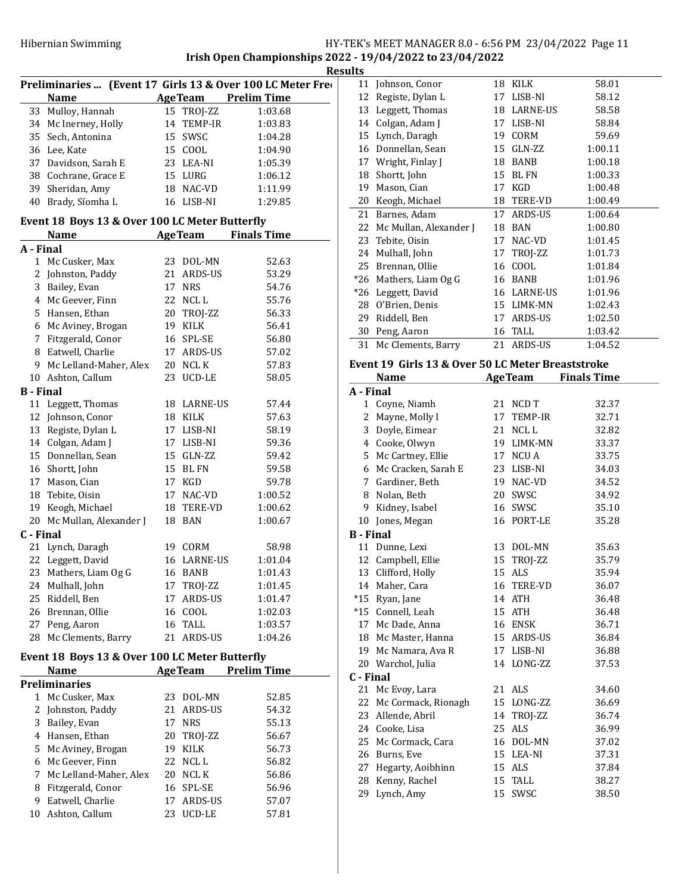## Irish Open Championships 2022 - 19/04/2022 to 23/04/2022

### Results

### Preliminaries ... (Event 17 Girls 13 & Over 100 LC Meter Free)

| | Name | Age | Team | Prelim Time |
|---|---|---|---|---|
| 33 | Mulloy, Hannah | 15 | TROJ-ZZ | 1:03.68 |
| 34 | Mc Inerney, Holly | 14 | TEMP-IR | 1:03.83 |
| 35 | Sech, Antonina | 15 | SWSC | 1:04.28 |
| 36 | Lee, Kate | 15 | COOL | 1:04.90 |
| 37 | Davidson, Sarah E | 23 | LEA-NI | 1:05.39 |
| 38 | Cochrane, Grace E | 15 | LURG | 1:06.12 |
| 39 | Sheridan, Amy | 18 | NAC-VD | 1:11.99 |
| 40 | Brady, Síomha L | 16 | LISB-NI | 1:29.85 |

### Event 18 Boys 13 & Over 100 LC Meter Butterfly

| | Name | Age | Team | Finals Time |
|---|---|---|---|---|
| **A - Final** | | | | |
| 1 | Mc Cusker, Max | 23 | DOL-MN | 52.63 |
| 2 | Johnston, Paddy | 21 | ARDS-US | 53.29 |
| 3 | Bailey, Evan | 17 | NRS | 54.76 |
| 4 | Mc Geever, Finn | 22 | NCL L | 55.76 |
| 5 | Hansen, Ethan | 20 | TROJ-ZZ | 56.33 |
| 6 | Mc Aviney, Brogan | 19 | KILK | 56.41 |
| 7 | Fitzgerald, Conor | 16 | SPL-SE | 56.80 |
| 8 | Eatwell, Charlie | 17 | ARDS-US | 57.02 |
| 9 | Mc Lelland-Maher, Alex | 20 | NCL K | 57.83 |
| 10 | Ashton, Callum | 23 | UCD-LE | 58.05 |
| **B - Final** | | | | |
| 11 | Leggett, Thomas | 18 | LARNE-US | 57.44 |
| 12 | Johnson, Conor | 18 | KILK | 57.63 |
| 13 | Registe, Dylan L | 17 | LISB-NI | 58.19 |
| 14 | Colgan, Adam J | 17 | LISB-NI | 59.36 |
| 15 | Donnellan, Sean | 15 | GLN-ZZ | 59.42 |
| 16 | Shortt, John | 15 | BL FN | 59.58 |
| 17 | Mason, Cian | 17 | KGD | 59.78 |
| 18 | Tebite, Oisin | 17 | NAC-VD | 1:00.52 |
| 19 | Keogh, Michael | 18 | TERE-VD | 1:00.62 |
| 20 | Mc Mullan, Alexander J | 18 | BAN | 1:00.67 |
| **C - Final** | | | | |
| 21 | Lynch, Daragh | 19 | CORM | 58.98 |
| 22 | Leggett, David | 16 | LARNE-US | 1:01.04 |
| 23 | Mathers, Liam Og G | 16 | BANB | 1:01.43 |
| 24 | Mulhall, John | 17 | TROJ-ZZ | 1:01.45 |
| 25 | Riddell, Ben | 17 | ARDS-US | 1:01.47 |
| 26 | Brennan, Ollie | 16 | COOL | 1:02.03 |
| 27 | Peng, Aaron | 16 | TALL | 1:03.57 |
| 28 | Mc Clements, Barry | 21 | ARDS-US | 1:04.26 |

### Event 18 Boys 13 & Over 100 LC Meter Butterfly

| | Name | Age | Team | Prelim Time |
|---|---|---|---|---|
| **Preliminaries** | | | | |
| 1 | Mc Cusker, Max | 23 | DOL-MN | 52.85 |
| 2 | Johnston, Paddy | 21 | ARDS-US | 54.32 |
| 3 | Bailey, Evan | 17 | NRS | 55.13 |
| 4 | Hansen, Ethan | 20 | TROJ-ZZ | 56.67 |
| 5 | Mc Aviney, Brogan | 19 | KILK | 56.73 |
| 6 | Mc Geever, Finn | 22 | NCL L | 56.82 |
| 7 | Mc Lelland-Maher, Alex | 20 | NCL K | 56.86 |
| 8 | Fitzgerald, Conor | 16 | SPL-SE | 56.96 |
| 9 | Eatwell, Charlie | 17 | ARDS-US | 57.07 |
| 10 | Ashton, Callum | 23 | UCD-LE | 57.81 |
| 11 | Johnson, Conor | 18 | KILK | 58.01 |
| 12 | Registe, Dylan L | 17 | LISB-NI | 58.12 |
| 13 | Leggett, Thomas | 18 | LARNE-US | 58.58 |
| 14 | Colgan, Adam J | 17 | LISB-NI | 58.84 |
| 15 | Lynch, Daragh | 19 | CORM | 59.69 |
| 16 | Donnellan, Sean | 15 | GLN-ZZ | 1:00.11 |
| 17 | Wright, Finlay J | 18 | BANB | 1:00.18 |
| 18 | Shortt, John | 15 | BL FN | 1:00.33 |
| 19 | Mason, Cian | 17 | KGD | 1:00.48 |
| 20 | Keogh, Michael | 18 | TERE-VD | 1:00.49 |
| 21 | Barnes, Adam | 17 | ARDS-US | 1:00.64 |
| 22 | Mc Mullan, Alexander J | 18 | BAN | 1:00.80 |
| 23 | Tebite, Oisin | 17 | NAC-VD | 1:01.45 |
| 24 | Mulhall, John | 17 | TROJ-ZZ | 1:01.73 |
| 25 | Brennan, Ollie | 16 | COOL | 1:01.84 |
| *26 | Mathers, Liam Og G | 16 | BANB | 1:01.96 |
| *26 | Leggett, David | 16 | LARNE-US | 1:01.96 |
| 28 | O'Brien, Denis | 15 | LIMK-MN | 1:02.43 |
| 29 | Riddell, Ben | 17 | ARDS-US | 1:02.50 |
| 30 | Peng, Aaron | 16 | TALL | 1:03.42 |
| 31 | Mc Clements, Barry | 21 | ARDS-US | 1:04.52 |

### Event 19 Girls 13 & Over 50 LC Meter Breaststroke

| | Name | Age | Team | Finals Time |
|---|---|---|---|---|
| **A - Final** | | | | |
| 1 | Coyne, Niamh | 21 | NCD T | 32.37 |
| 2 | Mayne, Molly I | 17 | TEMP-IR | 32.71 |
| 3 | Doyle, Eimear | 21 | NCL L | 32.82 |
| 4 | Cooke, Olwyn | 19 | LIMK-MN | 33.37 |
| 5 | Mc Cartney, Ellie | 17 | NCU A | 33.75 |
| 6 | Mc Cracken, Sarah E | 23 | LISB-NI | 34.03 |
| 7 | Gardiner, Beth | 19 | NAC-VD | 34.52 |
| 8 | Nolan, Beth | 20 | SWSC | 34.92 |
| 9 | Kidney, Isabel | 16 | SWSC | 35.10 |
| 10 | Jones, Megan | 16 | PORT-LE | 35.28 |
| **B - Final** | | | | |
| 11 | Dunne, Lexi | 13 | DOL-MN | 35.63 |
| 12 | Campbell, Ellie | 15 | TROJ-ZZ | 35.79 |
| 13 | Clifford, Holly | 15 | ALS | 35.94 |
| 14 | Maher, Cara | 16 | TERE-VD | 36.07 |
| *15 | Ryan, Jane | 14 | ATH | 36.48 |
| *15 | Connell, Leah | 15 | ATH | 36.48 |
| 17 | Mc Dade, Anna | 16 | ENSK | 36.71 |
| 18 | Mc Master, Hanna | 15 | ARDS-US | 36.84 |
| 19 | Mc Namara, Ava R | 17 | LISB-NI | 36.88 |
| 20 | Warchol, Julia | 14 | LONG-ZZ | 37.53 |
| **C - Final** | | | | |
| 21 | Mc Evoy, Lara | 21 | ALS | 34.60 |
| 22 | Mc Cormack, Rionagh | 15 | LONG-ZZ | 36.69 |
| 23 | Allende, Abril | 14 | TROJ-ZZ | 36.74 |
| 24 | Cooke, Lisa | 25 | ALS | 36.99 |
| 25 | Mc Cormack, Cara | 16 | DOL-MN | 37.02 |
| 26 | Burns, Eve | 15 | LEA-NI | 37.31 |
| 27 | Hegarty, Aoibhinn | 15 | ALS | 37.84 |
| 28 | Kenny, Rachel | 15 | TALL | 38.27 |
| 29 | Lynch, Amy | 15 | SWSC | 38.50 |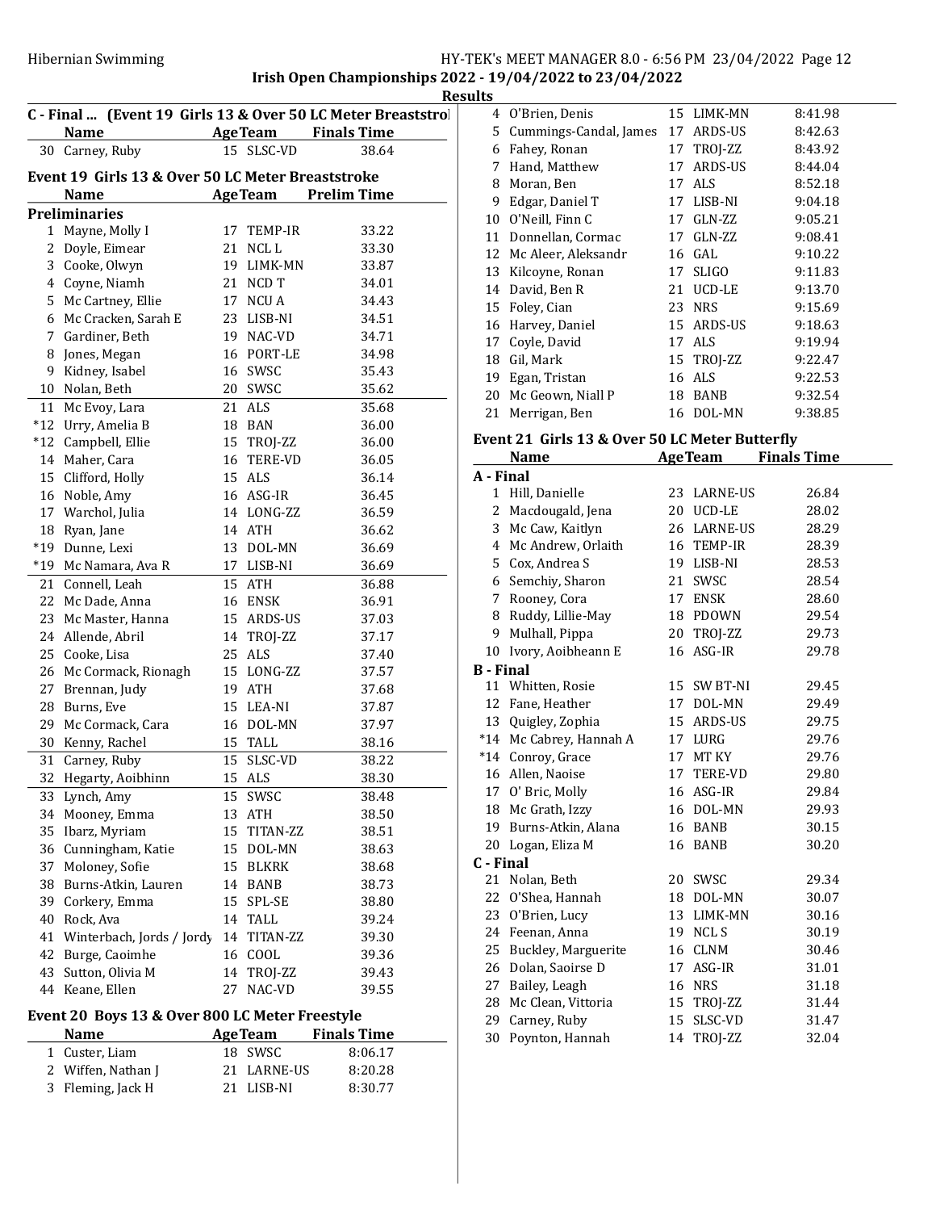## Irish Open Championships 2022 - 19/04/2022 to 23/04/2022

### Results

**C - Final ... (Event 19 Girls 13 & Over 50 LC Meter Breaststroke)**

| | Name | Age | Team | Finals Time |
|---|---|---|---|---|
| 30 | Carney, Ruby | 15 | SLSC-VD | 38.64 |

### Event 19 Girls 13 & Over 50 LC Meter Breaststroke

| | Name | Age | Team | Prelim Time |
|---|---|---|---|---|
| **Preliminaries** | | | | |
| 1 | Mayne, Molly I | 17 | TEMP-IR | 33.22 |
| 2 | Doyle, Eimear | 21 | NCL L | 33.30 |
| 3 | Cooke, Olwyn | 19 | LIMK-MN | 33.87 |
| 4 | Coyne, Niamh | 21 | NCD T | 34.01 |
| 5 | Mc Cartney, Ellie | 17 | NCU A | 34.43 |
| 6 | Mc Cracken, Sarah E | 23 | LISB-NI | 34.51 |
| 7 | Gardiner, Beth | 19 | NAC-VD | 34.71 |
| 8 | Jones, Megan | 16 | PORT-LE | 34.98 |
| 9 | Kidney, Isabel | 16 | SWSC | 35.43 |
| 10 | Nolan, Beth | 20 | SWSC | 35.62 |
| 11 | Mc Evoy, Lara | 21 | ALS | 35.68 |
| *12 | Urry, Amelia B | 18 | BAN | 36.00 |
| *12 | Campbell, Ellie | 15 | TROJ-ZZ | 36.00 |
| 14 | Maher, Cara | 16 | TERE-VD | 36.05 |
| 15 | Clifford, Holly | 15 | ALS | 36.14 |
| 16 | Noble, Amy | 16 | ASG-IR | 36.45 |
| 17 | Warchol, Julia | 14 | LONG-ZZ | 36.59 |
| 18 | Ryan, Jane | 14 | ATH | 36.62 |
| *19 | Dunne, Lexi | 13 | DOL-MN | 36.69 |
| *19 | Mc Namara, Ava R | 17 | LISB-NI | 36.69 |
| 21 | Connell, Leah | 15 | ATH | 36.88 |
| 22 | Mc Dade, Anna | 16 | ENSK | 36.91 |
| 23 | Mc Master, Hanna | 15 | ARDS-US | 37.03 |
| 24 | Allende, Abril | 14 | TROJ-ZZ | 37.17 |
| 25 | Cooke, Lisa | 25 | ALS | 37.40 |
| 26 | Mc Cormack, Rionagh | 15 | LONG-ZZ | 37.57 |
| 27 | Brennan, Judy | 19 | ATH | 37.68 |
| 28 | Burns, Eve | 15 | LEA-NI | 37.87 |
| 29 | Mc Cormack, Cara | 16 | DOL-MN | 37.97 |
| 30 | Kenny, Rachel | 15 | TALL | 38.16 |
| 31 | Carney, Ruby | 15 | SLSC-VD | 38.22 |
| 32 | Hegarty, Aoibhinn | 15 | ALS | 38.30 |
| 33 | Lynch, Amy | 15 | SWSC | 38.48 |
| 34 | Mooney, Emma | 13 | ATH | 38.50 |
| 35 | Ibarz, Myriam | 15 | TITAN-ZZ | 38.51 |
| 36 | Cunningham, Katie | 15 | DOL-MN | 38.63 |
| 37 | Moloney, Sofie | 15 | BLKRK | 38.68 |
| 38 | Burns-Atkin, Lauren | 14 | BANB | 38.73 |
| 39 | Corkery, Emma | 15 | SPL-SE | 38.80 |
| 40 | Rock, Ava | 14 | TALL | 39.24 |
| 41 | Winterbach, Jords / Jordy | 14 | TITAN-ZZ | 39.30 |
| 42 | Burge, Caoimhe | 16 | COOL | 39.36 |
| 43 | Sutton, Olivia M | 14 | TROJ-ZZ | 39.43 |
| 44 | Keane, Ellen | 27 | NAC-VD | 39.55 |

### Event 20 Boys 13 & Over 800 LC Meter Freestyle

| | Name | Age | Team | Finals Time |
|---|---|---|---|---|
| 1 | Custer, Liam | 18 | SWSC | 8:06.17 |
| 2 | Wiffen, Nathan J | 21 | LARNE-US | 8:20.28 |
| 3 | Fleming, Jack H | 21 | LISB-NI | 8:30.77 |
| 4 | O'Brien, Denis | 15 | LIMK-MN | 8:41.98 |
| 5 | Cummings-Candal, James | 17 | ARDS-US | 8:42.63 |
| 6 | Fahey, Ronan | 17 | TROJ-ZZ | 8:43.92 |
| 7 | Hand, Matthew | 17 | ARDS-US | 8:44.04 |
| 8 | Moran, Ben | 17 | ALS | 8:52.18 |
| 9 | Edgar, Daniel T | 17 | LISB-NI | 9:04.18 |
| 10 | O'Neill, Finn C | 17 | GLN-ZZ | 9:05.21 |
| 11 | Donnellan, Cormac | 17 | GLN-ZZ | 9:08.41 |
| 12 | Mc Aleer, Aleksandr | 16 | GAL | 9:10.22 |
| 13 | Kilcoyne, Ronan | 17 | SLIGO | 9:11.83 |
| 14 | David, Ben R | 21 | UCD-LE | 9:13.70 |
| 15 | Foley, Cian | 23 | NRS | 9:15.69 |
| 16 | Harvey, Daniel | 15 | ARDS-US | 9:18.63 |
| 17 | Coyle, David | 17 | ALS | 9:19.94 |
| 18 | Gil, Mark | 15 | TROJ-ZZ | 9:22.47 |
| 19 | Egan, Tristan | 16 | ALS | 9:22.53 |
| 20 | Mc Geown, Niall P | 18 | BANB | 9:32.54 |
| 21 | Merrigan, Ben | 16 | DOL-MN | 9:38.85 |

### Event 21 Girls 13 & Over 50 LC Meter Butterfly

| | Name | Age | Team | Finals Time |
|---|---|---|---|---|
| **A - Final** | | | | |
| 1 | Hill, Danielle | 23 | LARNE-US | 26.84 |
| 2 | Macdougald, Jena | 20 | UCD-LE | 28.02 |
| 3 | Mc Caw, Kaitlyn | 26 | LARNE-US | 28.29 |
| 4 | Mc Andrew, Orlaith | 16 | TEMP-IR | 28.39 |
| 5 | Cox, Andrea S | 19 | LISB-NI | 28.53 |
| 6 | Semchiy, Sharon | 21 | SWSC | 28.54 |
| 7 | Rooney, Cora | 17 | ENSK | 28.60 |
| 8 | Ruddy, Lillie-May | 18 | PDOWN | 29.54 |
| 9 | Mulhall, Pippa | 20 | TROJ-ZZ | 29.73 |
| 10 | Ivory, Aoibheann E | 16 | ASG-IR | 29.78 |
| **B - Final** | | | | |
| 11 | Whitten, Rosie | 15 | SW BT-NI | 29.45 |
| 12 | Fane, Heather | 17 | DOL-MN | 29.49 |
| 13 | Quigley, Zophia | 15 | ARDS-US | 29.75 |
| *14 | Mc Cabrey, Hannah A | 17 | LURG | 29.76 |
| *14 | Conroy, Grace | 17 | MT KY | 29.76 |
| 16 | Allen, Naoise | 17 | TERE-VD | 29.80 |
| 17 | O' Bric, Molly | 16 | ASG-IR | 29.84 |
| 18 | Mc Grath, Izzy | 16 | DOL-MN | 29.93 |
| 19 | Burns-Atkin, Alana | 16 | BANB | 30.15 |
| 20 | Logan, Eliza M | 16 | BANB | 30.20 |
| **C - Final** | | | | |
| 21 | Nolan, Beth | 20 | SWSC | 29.34 |
| 22 | O'Shea, Hannah | 18 | DOL-MN | 30.07 |
| 23 | O'Brien, Lucy | 13 | LIMK-MN | 30.16 |
| 24 | Feenan, Anna | 19 | NCL S | 30.19 |
| 25 | Buckley, Marguerite | 16 | CLNM | 30.46 |
| 26 | Dolan, Saoirse D | 17 | ASG-IR | 31.01 |
| 27 | Bailey, Leagh | 16 | NRS | 31.18 |
| 28 | Mc Clean, Vittoria | 15 | TROJ-ZZ | 31.44 |
| 29 | Carney, Ruby | 15 | SLSC-VD | 31.47 |
| 30 | Poynton, Hannah | 14 | TROJ-ZZ | 32.04 |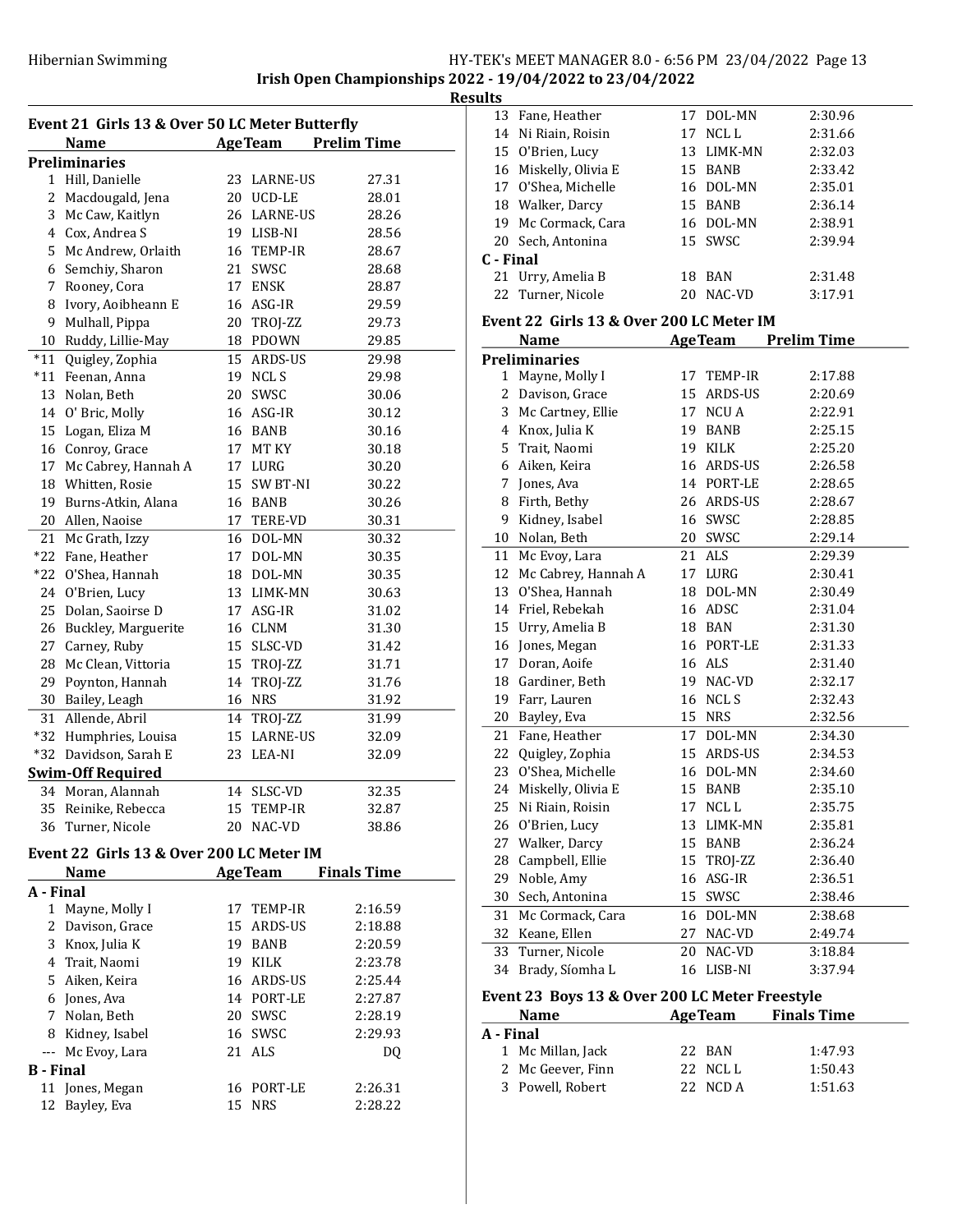Irish Open Championships 2022 - 19/04/2022 to 23/04/2022

**Results**

## Event 21 Girls 13 & Over 50 LC Meter Butterfly

| | Name | Age | Team | Prelim Time |
|---|---|---|---|---|
| **Preliminaries** | | | | |
| 1 | Hill, Danielle | 23 | LARNE-US | 27.31 |
| 2 | Macdougald, Jena | 20 | UCD-LE | 28.01 |
| 3 | Mc Caw, Kaitlyn | 26 | LARNE-US | 28.26 |
| 4 | Cox, Andrea S | 19 | LISB-NI | 28.56 |
| 5 | Mc Andrew, Orlaith | 16 | TEMP-IR | 28.67 |
| 6 | Semchiy, Sharon | 21 | SWSC | 28.68 |
| 7 | Rooney, Cora | 17 | ENSK | 28.87 |
| 8 | Ivory, Aoibheann E | 16 | ASG-IR | 29.59 |
| 9 | Mulhall, Pippa | 20 | TROJ-ZZ | 29.73 |
| 10 | Ruddy, Lillie-May | 18 | PDOWN | 29.85 |
| *11 | Quigley, Zophia | 15 | ARDS-US | 29.98 |
| *11 | Feenan, Anna | 19 | NCL S | 29.98 |
| 13 | Nolan, Beth | 20 | SWSC | 30.06 |
| 14 | O' Bric, Molly | 16 | ASG-IR | 30.12 |
| 15 | Logan, Eliza M | 16 | BANB | 30.16 |
| 16 | Conroy, Grace | 17 | MT KY | 30.18 |
| 17 | Mc Cabrey, Hannah A | 17 | LURG | 30.20 |
| 18 | Whitten, Rosie | 15 | SW BT-NI | 30.22 |
| 19 | Burns-Atkin, Alana | 16 | BANB | 30.26 |
| 20 | Allen, Naoise | 17 | TERE-VD | 30.31 |
| 21 | Mc Grath, Izzy | 16 | DOL-MN | 30.32 |
| *22 | Fane, Heather | 17 | DOL-MN | 30.35 |
| *22 | O'Shea, Hannah | 18 | DOL-MN | 30.35 |
| 24 | O'Brien, Lucy | 13 | LIMK-MN | 30.63 |
| 25 | Dolan, Saoirse D | 17 | ASG-IR | 31.02 |
| 26 | Buckley, Marguerite | 16 | CLNM | 31.30 |
| 27 | Carney, Ruby | 15 | SLSC-VD | 31.42 |
| 28 | Mc Clean, Vittoria | 15 | TROJ-ZZ | 31.71 |
| 29 | Poynton, Hannah | 14 | TROJ-ZZ | 31.76 |
| 30 | Bailey, Leagh | 16 | NRS | 31.92 |
| 31 | Allende, Abril | 14 | TROJ-ZZ | 31.99 |
| *32 | Humphries, Louisa | 15 | LARNE-US | 32.09 |
| *32 | Davidson, Sarah E | 23 | LEA-NI | 32.09 |
| **Swim-Off Required** | | | | |
| 34 | Moran, Alannah | 14 | SLSC-VD | 32.35 |
| 35 | Reinike, Rebecca | 15 | TEMP-IR | 32.87 |
| 36 | Turner, Nicole | 20 | NAC-VD | 38.86 |

## Event 22 Girls 13 & Over 200 LC Meter IM

| | Name | Age | Team | Finals Time |
|---|---|---|---|---|
| **A - Final** | | | | |
| 1 | Mayne, Molly I | 17 | TEMP-IR | 2:16.59 |
| 2 | Davison, Grace | 15 | ARDS-US | 2:18.88 |
| 3 | Knox, Julia K | 19 | BANB | 2:20.59 |
| 4 | Trait, Naomi | 19 | KILK | 2:23.78 |
| 5 | Aiken, Keira | 16 | ARDS-US | 2:25.44 |
| 6 | Jones, Ava | 14 | PORT-LE | 2:27.87 |
| 7 | Nolan, Beth | 20 | SWSC | 2:28.19 |
| 8 | Kidney, Isabel | 16 | SWSC | 2:29.93 |
| --- | Mc Evoy, Lara | 21 | ALS | DQ |
| **B - Final** | | | | |
| 11 | Jones, Megan | 16 | PORT-LE | 2:26.31 |
| 12 | Bayley, Eva | 15 | NRS | 2:28.22 |
| 13 | Fane, Heather | 17 | DOL-MN | 2:30.96 |
| 14 | Ni Riain, Roisin | 17 | NCL L | 2:31.66 |
| 15 | O'Brien, Lucy | 13 | LIMK-MN | 2:32.03 |
| 16 | Miskelly, Olivia E | 15 | BANB | 2:33.42 |
| 17 | O'Shea, Michelle | 16 | DOL-MN | 2:35.01 |
| 18 | Walker, Darcy | 15 | BANB | 2:36.14 |
| 19 | Mc Cormack, Cara | 16 | DOL-MN | 2:38.91 |
| 20 | Sech, Antonina | 15 | SWSC | 2:39.94 |
| **C - Final** | | | | |
| 21 | Urry, Amelia B | 18 | BAN | 2:31.48 |
| 22 | Turner, Nicole | 20 | NAC-VD | 3:17.91 |

## Event 22 Girls 13 & Over 200 LC Meter IM

| | Name | Age | Team | Prelim Time |
|---|---|---|---|---|
| **Preliminaries** | | | | |
| 1 | Mayne, Molly I | 17 | TEMP-IR | 2:17.88 |
| 2 | Davison, Grace | 15 | ARDS-US | 2:20.69 |
| 3 | Mc Cartney, Ellie | 17 | NCU A | 2:22.91 |
| 4 | Knox, Julia K | 19 | BANB | 2:25.15 |
| 5 | Trait, Naomi | 19 | KILK | 2:25.20 |
| 6 | Aiken, Keira | 16 | ARDS-US | 2:26.58 |
| 7 | Jones, Ava | 14 | PORT-LE | 2:28.65 |
| 8 | Firth, Bethy | 26 | ARDS-US | 2:28.67 |
| 9 | Kidney, Isabel | 16 | SWSC | 2:28.85 |
| 10 | Nolan, Beth | 20 | SWSC | 2:29.14 |
| 11 | Mc Evoy, Lara | 21 | ALS | 2:29.39 |
| 12 | Mc Cabrey, Hannah A | 17 | LURG | 2:30.41 |
| 13 | O'Shea, Hannah | 18 | DOL-MN | 2:30.49 |
| 14 | Friel, Rebekah | 16 | ADSC | 2:31.04 |
| 15 | Urry, Amelia B | 18 | BAN | 2:31.30 |
| 16 | Jones, Megan | 16 | PORT-LE | 2:31.33 |
| 17 | Doran, Aoife | 16 | ALS | 2:31.40 |
| 18 | Gardiner, Beth | 19 | NAC-VD | 2:32.17 |
| 19 | Farr, Lauren | 16 | NCL S | 2:32.43 |
| 20 | Bayley, Eva | 15 | NRS | 2:32.56 |
| 21 | Fane, Heather | 17 | DOL-MN | 2:34.30 |
| 22 | Quigley, Zophia | 15 | ARDS-US | 2:34.53 |
| 23 | O'Shea, Michelle | 16 | DOL-MN | 2:34.60 |
| 24 | Miskelly, Olivia E | 15 | BANB | 2:35.10 |
| 25 | Ni Riain, Roisin | 17 | NCL L | 2:35.75 |
| 26 | O'Brien, Lucy | 13 | LIMK-MN | 2:35.81 |
| 27 | Walker, Darcy | 15 | BANB | 2:36.24 |
| 28 | Campbell, Ellie | 15 | TROJ-ZZ | 2:36.40 |
| 29 | Noble, Amy | 16 | ASG-IR | 2:36.51 |
| 30 | Sech, Antonina | 15 | SWSC | 2:38.46 |
| 31 | Mc Cormack, Cara | 16 | DOL-MN | 2:38.68 |
| 32 | Keane, Ellen | 27 | NAC-VD | 2:49.74 |
| 33 | Turner, Nicole | 20 | NAC-VD | 3:18.84 |
| 34 | Brady, Síomha L | 16 | LISB-NI | 3:37.94 |

## Event 23 Boys 13 & Over 200 LC Meter Freestyle

| | Name | Age | Team | Finals Time |
|---|---|---|---|---|
| **A - Final** | | | | |
| 1 | Mc Millan, Jack | 22 | BAN | 1:47.93 |
| 2 | Mc Geever, Finn | 22 | NCL L | 1:50.43 |
| 3 | Powell, Robert | 22 | NCD A | 1:51.63 |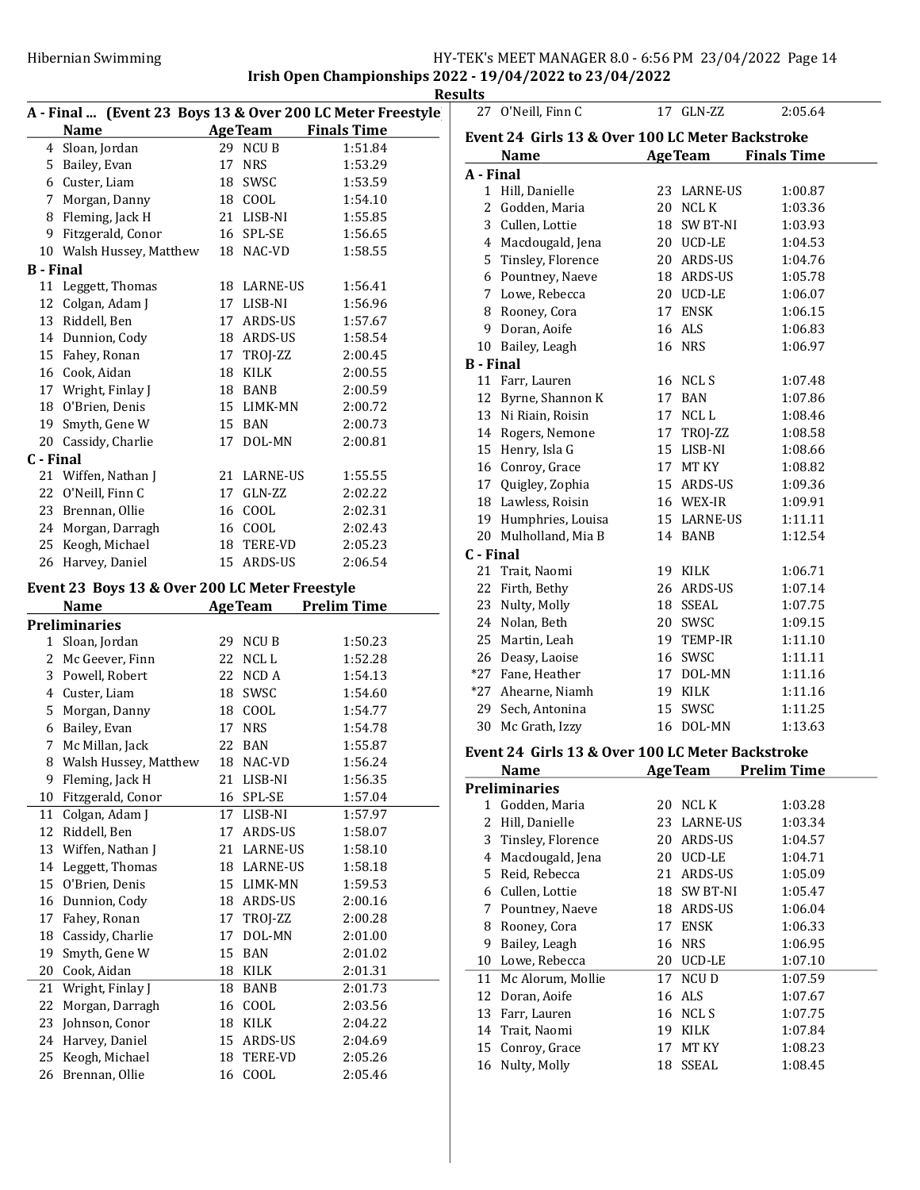**Irish Open Championships 2022 - 19/04/2022 to 23/04/2022**

**Results**

### A - Final ... (Event 23 Boys 13 & Over 200 LC Meter Freestyle)

| | Name | Age | Team | Finals Time |
|---|---|---|---|---|
| 4 | Sloan, Jordan | 29 | NCU B | 1:51.84 |
| 5 | Bailey, Evan | 17 | NRS | 1:53.29 |
| 6 | Custer, Liam | 18 | SWSC | 1:53.59 |
| 7 | Morgan, Danny | 18 | COOL | 1:54.10 |
| 8 | Fleming, Jack H | 21 | LISB-NI | 1:55.85 |
| 9 | Fitzgerald, Conor | 16 | SPL-SE | 1:56.65 |
| 10 | Walsh Hussey, Matthew | 18 | NAC-VD | 1:58.55 |
| **B - Final** | | | | |
| 11 | Leggett, Thomas | 18 | LARNE-US | 1:56.41 |
| 12 | Colgan, Adam J | 17 | LISB-NI | 1:56.96 |
| 13 | Riddell, Ben | 17 | ARDS-US | 1:57.67 |
| 14 | Dunnion, Cody | 18 | ARDS-US | 1:58.54 |
| 15 | Fahey, Ronan | 17 | TROJ-ZZ | 2:00.45 |
| 16 | Cook, Aidan | 18 | KILK | 2:00.55 |
| 17 | Wright, Finlay J | 18 | BANB | 2:00.59 |
| 18 | O'Brien, Denis | 15 | LIMK-MN | 2:00.72 |
| 19 | Smyth, Gene W | 15 | BAN | 2:00.73 |
| 20 | Cassidy, Charlie | 17 | DOL-MN | 2:00.81 |
| **C - Final** | | | | |
| 21 | Wiffen, Nathan J | 21 | LARNE-US | 1:55.55 |
| 22 | O'Neill, Finn C | 17 | GLN-ZZ | 2:02.22 |
| 23 | Brennan, Ollie | 16 | COOL | 2:02.31 |
| 24 | Morgan, Darragh | 16 | COOL | 2:02.43 |
| 25 | Keogh, Michael | 18 | TERE-VD | 2:05.23 |
| 26 | Harvey, Daniel | 15 | ARDS-US | 2:06.54 |

### Event 23 Boys 13 & Over 200 LC Meter Freestyle

| | Name | Age | Team | Prelim Time |
|---|---|---|---|---|
| **Preliminaries** | | | | |
| 1 | Sloan, Jordan | 29 | NCU B | 1:50.23 |
| 2 | Mc Geever, Finn | 22 | NCL L | 1:52.28 |
| 3 | Powell, Robert | 22 | NCD A | 1:54.13 |
| 4 | Custer, Liam | 18 | SWSC | 1:54.60 |
| 5 | Morgan, Danny | 18 | COOL | 1:54.77 |
| 6 | Bailey, Evan | 17 | NRS | 1:54.78 |
| 7 | Mc Millan, Jack | 22 | BAN | 1:55.87 |
| 8 | Walsh Hussey, Matthew | 18 | NAC-VD | 1:56.24 |
| 9 | Fleming, Jack H | 21 | LISB-NI | 1:56.35 |
| 10 | Fitzgerald, Conor | 16 | SPL-SE | 1:57.04 |
| 11 | Colgan, Adam J | 17 | LISB-NI | 1:57.97 |
| 12 | Riddell, Ben | 17 | ARDS-US | 1:58.07 |
| 13 | Wiffen, Nathan J | 21 | LARNE-US | 1:58.10 |
| 14 | Leggett, Thomas | 18 | LARNE-US | 1:58.18 |
| 15 | O'Brien, Denis | 15 | LIMK-MN | 1:59.53 |
| 16 | Dunnion, Cody | 18 | ARDS-US | 2:00.16 |
| 17 | Fahey, Ronan | 17 | TROJ-ZZ | 2:00.28 |
| 18 | Cassidy, Charlie | 17 | DOL-MN | 2:01.00 |
| 19 | Smyth, Gene W | 15 | BAN | 2:01.02 |
| 20 | Cook, Aidan | 18 | KILK | 2:01.31 |
| 21 | Wright, Finlay J | 18 | BANB | 2:01.73 |
| 22 | Morgan, Darragh | 16 | COOL | 2:03.56 |
| 23 | Johnson, Conor | 18 | KILK | 2:04.22 |
| 24 | Harvey, Daniel | 15 | ARDS-US | 2:04.69 |
| 25 | Keogh, Michael | 18 | TERE-VD | 2:05.26 |
| 26 | Brennan, Ollie | 16 | COOL | 2:05.46 |
| 27 | O'Neill, Finn C | 17 | GLN-ZZ | 2:05.64 |

### Event 24 Girls 13 & Over 100 LC Meter Backstroke

| | Name | Age | Team | Finals Time |
|---|---|---|---|---|
| **A - Final** | | | | |
| 1 | Hill, Danielle | 23 | LARNE-US | 1:00.87 |
| 2 | Godden, Maria | 20 | NCL K | 1:03.36 |
| 3 | Cullen, Lottie | 18 | SW BT-NI | 1:03.93 |
| 4 | Macdougald, Jena | 20 | UCD-LE | 1:04.53 |
| 5 | Tinsley, Florence | 20 | ARDS-US | 1:04.76 |
| 6 | Pountney, Naeve | 18 | ARDS-US | 1:05.78 |
| 7 | Lowe, Rebecca | 20 | UCD-LE | 1:06.07 |
| 8 | Rooney, Cora | 17 | ENSK | 1:06.15 |
| 9 | Doran, Aoife | 16 | ALS | 1:06.83 |
| 10 | Bailey, Leagh | 16 | NRS | 1:06.97 |
| **B - Final** | | | | |
| 11 | Farr, Lauren | 16 | NCL S | 1:07.48 |
| 12 | Byrne, Shannon K | 17 | BAN | 1:07.86 |
| 13 | Ni Riain, Roisin | 17 | NCL L | 1:08.46 |
| 14 | Rogers, Nemone | 17 | TROJ-ZZ | 1:08.58 |
| 15 | Henry, Isla G | 15 | LISB-NI | 1:08.66 |
| 16 | Conroy, Grace | 17 | MT KY | 1:08.82 |
| 17 | Quigley, Zophia | 15 | ARDS-US | 1:09.36 |
| 18 | Lawless, Roisin | 16 | WEX-IR | 1:09.91 |
| 19 | Humphries, Louisa | 15 | LARNE-US | 1:11.11 |
| 20 | Mulholland, Mia B | 14 | BANB | 1:12.54 |
| **C - Final** | | | | |
| 21 | Trait, Naomi | 19 | KILK | 1:06.71 |
| 22 | Firth, Bethy | 26 | ARDS-US | 1:07.14 |
| 23 | Nulty, Molly | 18 | SSEAL | 1:07.75 |
| 24 | Nolan, Beth | 20 | SWSC | 1:09.15 |
| 25 | Martin, Leah | 19 | TEMP-IR | 1:11.10 |
| 26 | Deasy, Laoise | 16 | SWSC | 1:11.11 |
| *27 | Fane, Heather | 17 | DOL-MN | 1:11.16 |
| *27 | Ahearne, Niamh | 19 | KILK | 1:11.16 |
| 29 | Sech, Antonina | 15 | SWSC | 1:11.25 |
| 30 | Mc Grath, Izzy | 16 | DOL-MN | 1:13.63 |

### Event 24 Girls 13 & Over 100 LC Meter Backstroke

| | Name | Age | Team | Prelim Time |
|---|---|---|---|---|
| **Preliminaries** | | | | |
| 1 | Godden, Maria | 20 | NCL K | 1:03.28 |
| 2 | Hill, Danielle | 23 | LARNE-US | 1:03.34 |
| 3 | Tinsley, Florence | 20 | ARDS-US | 1:04.57 |
| 4 | Macdougald, Jena | 20 | UCD-LE | 1:04.71 |
| 5 | Reid, Rebecca | 21 | ARDS-US | 1:05.09 |
| 6 | Cullen, Lottie | 18 | SW BT-NI | 1:05.47 |
| 7 | Pountney, Naeve | 18 | ARDS-US | 1:06.04 |
| 8 | Rooney, Cora | 17 | ENSK | 1:06.33 |
| 9 | Bailey, Leagh | 16 | NRS | 1:06.95 |
| 10 | Lowe, Rebecca | 20 | UCD-LE | 1:07.10 |
| 11 | Mc Alorum, Mollie | 17 | NCU D | 1:07.59 |
| 12 | Doran, Aoife | 16 | ALS | 1:07.67 |
| 13 | Farr, Lauren | 16 | NCL S | 1:07.75 |
| 14 | Trait, Naomi | 19 | KILK | 1:07.84 |
| 15 | Conroy, Grace | 17 | MT KY | 1:08.23 |
| 16 | Nulty, Molly | 18 | SSEAL | 1:08.45 |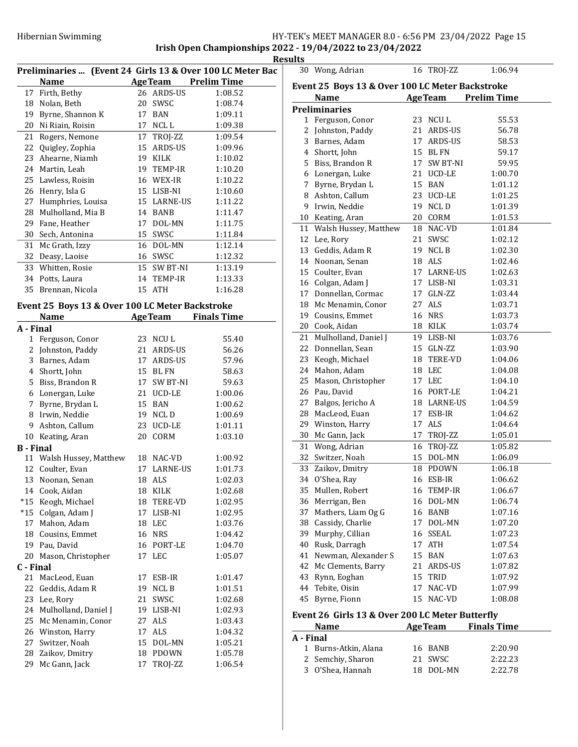## Irish Open Championships 2022 - 19/04/2022 to 23/04/2022

### Results

**Preliminaries ... (Event 24 Girls 13 & Over 100 LC Meter Backstroke)**

| | Name | Age | Team | Prelim Time |
|---|---|---|---|---|
| 17 | Firth, Bethy | 26 | ARDS-US | 1:08.52 |
| 18 | Nolan, Beth | 20 | SWSC | 1:08.74 |
| 19 | Byrne, Shannon K | 17 | BAN | 1:09.11 |
| 20 | Ni Riain, Roisin | 17 | NCL L | 1:09.38 |
| 21 | Rogers, Nemone | 17 | TROJ-ZZ | 1:09.54 |
| 22 | Quigley, Zophia | 15 | ARDS-US | 1:09.96 |
| 23 | Ahearne, Niamh | 19 | KILK | 1:10.02 |
| 24 | Martin, Leah | 19 | TEMP-IR | 1:10.20 |
| 25 | Lawless, Roisin | 16 | WEX-IR | 1:10.22 |
| 26 | Henry, Isla G | 15 | LISB-NI | 1:10.60 |
| 27 | Humphries, Louisa | 15 | LARNE-US | 1:11.22 |
| 28 | Mulholland, Mia B | 14 | BANB | 1:11.47 |
| 29 | Fane, Heather | 17 | DOL-MN | 1:11.75 |
| 30 | Sech, Antonina | 15 | SWSC | 1:11.84 |
| 31 | Mc Grath, Izzy | 16 | DOL-MN | 1:12.14 |
| 32 | Deasy, Laoise | 16 | SWSC | 1:12.32 |
| 33 | Whitten, Rosie | 15 | SW BT-NI | 1:13.19 |
| 34 | Potts, Laura | 14 | TEMP-IR | 1:13.33 |
| 35 | Brennan, Nicola | 15 | ATH | 1:16.28 |

### Event 25 Boys 13 & Over 100 LC Meter Backstroke

| | Name | Age | Team | Finals Time |
|---|---|---|---|---|
| **A - Final** | | | | |
| 1 | Ferguson, Conor | 23 | NCU L | 55.40 |
| 2 | Johnston, Paddy | 21 | ARDS-US | 56.26 |
| 3 | Barnes, Adam | 17 | ARDS-US | 57.96 |
| 4 | Shortt, John | 15 | BL FN | 58.63 |
| 5 | Biss, Brandon R | 17 | SW BT-NI | 59.63 |
| 6 | Lonergan, Luke | 21 | UCD-LE | 1:00.06 |
| 7 | Byrne, Brydan L | 15 | BAN | 1:00.62 |
| 8 | Irwin, Neddie | 19 | NCL D | 1:00.69 |
| 9 | Ashton, Callum | 23 | UCD-LE | 1:01.11 |
| 10 | Keating, Aran | 20 | CORM | 1:03.10 |
| **B - Final** | | | | |
| 11 | Walsh Hussey, Matthew | 18 | NAC-VD | 1:00.92 |
| 12 | Coulter, Evan | 17 | LARNE-US | 1:01.73 |
| 13 | Noonan, Senan | 18 | ALS | 1:02.03 |
| 14 | Cook, Aidan | 18 | KILK | 1:02.68 |
| *15 | Keogh, Michael | 18 | TERE-VD | 1:02.95 |
| *15 | Colgan, Adam J | 17 | LISB-NI | 1:02.95 |
| 17 | Mahon, Adam | 18 | LEC | 1:03.76 |
| 18 | Cousins, Emmet | 16 | NRS | 1:04.42 |
| 19 | Pau, David | 16 | PORT-LE | 1:04.70 |
| 20 | Mason, Christopher | 17 | LEC | 1:05.07 |
| **C - Final** | | | | |
| 21 | MacLeod, Euan | 17 | ESB-IR | 1:01.47 |
| 22 | Geddis, Adam R | 19 | NCL B | 1:01.51 |
| 23 | Lee, Rory | 21 | SWSC | 1:02.68 |
| 24 | Mulholland, Daniel J | 19 | LISB-NI | 1:02.93 |
| 25 | Mc Menamin, Conor | 27 | ALS | 1:03.43 |
| 26 | Winston, Harry | 17 | ALS | 1:04.32 |
| 27 | Switzer, Noah | 15 | DOL-MN | 1:05.21 |
| 28 | Zaikov, Dmitry | 18 | PDOWN | 1:05.78 |
| 29 | Mc Gann, Jack | 17 | TROJ-ZZ | 1:06.54 |
| 30 | Wong, Adrian | 16 | TROJ-ZZ | 1:06.94 |

### Event 25 Boys 13 & Over 100 LC Meter Backstroke

| | Name | Age | Team | Prelim Time |
|---|---|---|---|---|
| **Preliminaries** | | | | |
| 1 | Ferguson, Conor | 23 | NCU L | 55.53 |
| 2 | Johnston, Paddy | 21 | ARDS-US | 56.78 |
| 3 | Barnes, Adam | 17 | ARDS-US | 58.53 |
| 4 | Shortt, John | 15 | BL FN | 59.17 |
| 5 | Biss, Brandon R | 17 | SW BT-NI | 59.95 |
| 6 | Lonergan, Luke | 21 | UCD-LE | 1:00.70 |
| 7 | Byrne, Brydan L | 15 | BAN | 1:01.12 |
| 8 | Ashton, Callum | 23 | UCD-LE | 1:01.25 |
| 9 | Irwin, Neddie | 19 | NCL D | 1:01.39 |
| 10 | Keating, Aran | 20 | CORM | 1:01.53 |
| 11 | Walsh Hussey, Matthew | 18 | NAC-VD | 1:01.84 |
| 12 | Lee, Rory | 21 | SWSC | 1:02.12 |
| 13 | Geddis, Adam R | 19 | NCL B | 1:02.30 |
| 14 | Noonan, Senan | 18 | ALS | 1:02.46 |
| 15 | Coulter, Evan | 17 | LARNE-US | 1:02.63 |
| 16 | Colgan, Adam J | 17 | LISB-NI | 1:03.31 |
| 17 | Donnellan, Cormac | 17 | GLN-ZZ | 1:03.44 |
| 18 | Mc Menamin, Conor | 27 | ALS | 1:03.71 |
| 19 | Cousins, Emmet | 16 | NRS | 1:03.73 |
| 20 | Cook, Aidan | 18 | KILK | 1:03.74 |
| 21 | Mulholland, Daniel J | 19 | LISB-NI | 1:03.76 |
| 22 | Donnellan, Sean | 15 | GLN-ZZ | 1:03.90 |
| 23 | Keogh, Michael | 18 | TERE-VD | 1:04.06 |
| 24 | Mahon, Adam | 18 | LEC | 1:04.08 |
| 25 | Mason, Christopher | 17 | LEC | 1:04.10 |
| 26 | Pau, David | 16 | PORT-LE | 1:04.21 |
| 27 | Balgos, Jericho A | 18 | LARNE-US | 1:04.59 |
| 28 | MacLeod, Euan | 17 | ESB-IR | 1:04.62 |
| 29 | Winston, Harry | 17 | ALS | 1:04.64 |
| 30 | Mc Gann, Jack | 17 | TROJ-ZZ | 1:05.01 |
| 31 | Wong, Adrian | 16 | TROJ-ZZ | 1:05.82 |
| 32 | Switzer, Noah | 15 | DOL-MN | 1:06.09 |
| 33 | Zaikov, Dmitry | 18 | PDOWN | 1:06.18 |
| 34 | O'Shea, Ray | 16 | ESB-IR | 1:06.62 |
| 35 | Mullen, Robert | 16 | TEMP-IR | 1:06.67 |
| 36 | Merrigan, Ben | 16 | DOL-MN | 1:06.74 |
| 37 | Mathers, Liam Og G | 16 | BANB | 1:07.16 |
| 38 | Cassidy, Charlie | 17 | DOL-MN | 1:07.20 |
| 39 | Murphy, Cillian | 16 | SSEAL | 1:07.23 |
| 40 | Rusk, Darragh | 17 | ATH | 1:07.54 |
| 41 | Newman, Alexander S | 15 | BAN | 1:07.63 |
| 42 | Mc Clements, Barry | 21 | ARDS-US | 1:07.82 |
| 43 | Rynn, Eoghan | 15 | TRID | 1:07.92 |
| 44 | Tebite, Oisin | 17 | NAC-VD | 1:07.99 |
| 45 | Byrne, Fionn | 15 | NAC-VD | 1:08.08 |

### Event 26 Girls 13 & Over 200 LC Meter Butterfly

| | Name | Age | Team | Finals Time |
|---|---|---|---|---|
| **A - Final** | | | | |
| 1 | Burns-Atkin, Alana | 16 | BANB | 2:20.90 |
| 2 | Semchiy, Sharon | 21 | SWSC | 2:22.23 |
| 3 | O'Shea, Hannah | 18 | DOL-MN | 2:22.78 |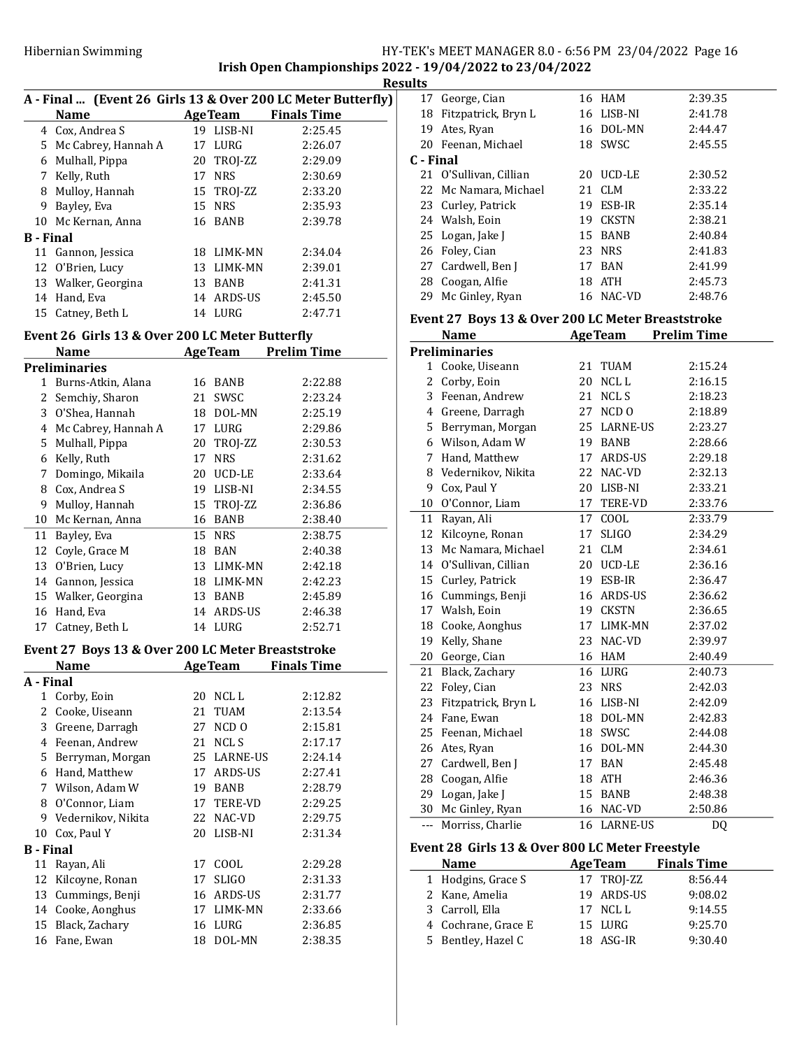# Irish Open Championships 2022 - 19/04/2022 to 23/04/2022

## Results

### A - Final ... (Event 26 Girls 13 & Over 200 LC Meter Butterfly)

| | Name | Age | Team | Finals Time |
|---|---|---|---|---|
| 4 | Cox, Andrea S | 19 | LISB-NI | 2:25.45 |
| 5 | Mc Cabrey, Hannah A | 17 | LURG | 2:26.07 |
| 6 | Mulhall, Pippa | 20 | TROJ-ZZ | 2:29.09 |
| 7 | Kelly, Ruth | 17 | NRS | 2:30.69 |
| 8 | Mulloy, Hannah | 15 | TROJ-ZZ | 2:33.20 |
| 9 | Bayley, Eva | 15 | NRS | 2:35.93 |
| 10 | Mc Kernan, Anna | 16 | BANB | 2:39.78 |
| **B - Final** | | | | |
| 11 | Gannon, Jessica | 18 | LIMK-MN | 2:34.04 |
| 12 | O'Brien, Lucy | 13 | LIMK-MN | 2:39.01 |
| 13 | Walker, Georgina | 13 | BANB | 2:41.31 |
| 14 | Hand, Eva | 14 | ARDS-US | 2:45.50 |
| 15 | Catney, Beth L | 14 | LURG | 2:47.71 |

### Event 26 Girls 13 & Over 200 LC Meter Butterfly

| | Name | Age | Team | Prelim Time |
|---|---|---|---|---|
| **Preliminaries** | | | | |
| 1 | Burns-Atkin, Alana | 16 | BANB | 2:22.88 |
| 2 | Semchiy, Sharon | 21 | SWSC | 2:23.24 |
| 3 | O'Shea, Hannah | 18 | DOL-MN | 2:25.19 |
| 4 | Mc Cabrey, Hannah A | 17 | LURG | 2:29.86 |
| 5 | Mulhall, Pippa | 20 | TROJ-ZZ | 2:30.53 |
| 6 | Kelly, Ruth | 17 | NRS | 2:31.62 |
| 7 | Domingo, Mikaila | 20 | UCD-LE | 2:33.64 |
| 8 | Cox, Andrea S | 19 | LISB-NI | 2:34.55 |
| 9 | Mulloy, Hannah | 15 | TROJ-ZZ | 2:36.86 |
| 10 | Mc Kernan, Anna | 16 | BANB | 2:38.40 |
| 11 | Bayley, Eva | 15 | NRS | 2:38.75 |
| 12 | Coyle, Grace M | 18 | BAN | 2:40.38 |
| 13 | O'Brien, Lucy | 13 | LIMK-MN | 2:42.18 |
| 14 | Gannon, Jessica | 18 | LIMK-MN | 2:42.23 |
| 15 | Walker, Georgina | 13 | BANB | 2:45.89 |
| 16 | Hand, Eva | 14 | ARDS-US | 2:46.38 |
| 17 | Catney, Beth L | 14 | LURG | 2:52.71 |

### Event 27 Boys 13 & Over 200 LC Meter Breaststroke

| | Name | Age | Team | Finals Time |
|---|---|---|---|---|
| **A - Final** | | | | |
| 1 | Corby, Eoin | 20 | NCL L | 2:12.82 |
| 2 | Cooke, Uiseann | 21 | TUAM | 2:13.54 |
| 3 | Greene, Darragh | 27 | NCD O | 2:15.81 |
| 4 | Feenan, Andrew | 21 | NCL S | 2:17.17 |
| 5 | Berryman, Morgan | 25 | LARNE-US | 2:24.14 |
| 6 | Hand, Matthew | 17 | ARDS-US | 2:27.41 |
| 7 | Wilson, Adam W | 19 | BANB | 2:28.79 |
| 8 | O'Connor, Liam | 17 | TERE-VD | 2:29.25 |
| 9 | Vedernikov, Nikita | 22 | NAC-VD | 2:29.75 |
| 10 | Cox, Paul Y | 20 | LISB-NI | 2:31.34 |
| **B - Final** | | | | |
| 11 | Rayan, Ali | 17 | COOL | 2:29.28 |
| 12 | Kilcoyne, Ronan | 17 | SLIGO | 2:31.33 |
| 13 | Cummings, Benji | 16 | ARDS-US | 2:31.77 |
| 14 | Cooke, Aonghus | 17 | LIMK-MN | 2:33.66 |
| 15 | Black, Zachary | 16 | LURG | 2:36.85 |
| 16 | Fane, Ewan | 18 | DOL-MN | 2:38.35 |
| 17 | George, Cian | 16 | HAM | 2:39.35 |
| 18 | Fitzpatrick, Bryn L | 16 | LISB-NI | 2:41.78 |
| 19 | Ates, Ryan | 16 | DOL-MN | 2:44.47 |
| 20 | Feenan, Michael | 18 | SWSC | 2:45.55 |
| **C - Final** | | | | |
| 21 | O'Sullivan, Cillian | 20 | UCD-LE | 2:30.52 |
| 22 | Mc Namara, Michael | 21 | CLM | 2:33.22 |
| 23 | Curley, Patrick | 19 | ESB-IR | 2:35.14 |
| 24 | Walsh, Eoin | 19 | CKSTN | 2:38.21 |
| 25 | Logan, Jake J | 15 | BANB | 2:40.84 |
| 26 | Foley, Cian | 23 | NRS | 2:41.83 |
| 27 | Cardwell, Ben J | 17 | BAN | 2:41.99 |
| 28 | Coogan, Alfie | 18 | ATH | 2:45.73 |
| 29 | Mc Ginley, Ryan | 16 | NAC-VD | 2:48.76 |

### Event 27 Boys 13 & Over 200 LC Meter Breaststroke

| | Name | Age | Team | Prelim Time |
|---|---|---|---|---|
| **Preliminaries** | | | | |
| 1 | Cooke, Uiseann | 21 | TUAM | 2:15.24 |
| 2 | Corby, Eoin | 20 | NCL L | 2:16.15 |
| 3 | Feenan, Andrew | 21 | NCL S | 2:18.23 |
| 4 | Greene, Darragh | 27 | NCD O | 2:18.89 |
| 5 | Berryman, Morgan | 25 | LARNE-US | 2:23.27 |
| 6 | Wilson, Adam W | 19 | BANB | 2:28.66 |
| 7 | Hand, Matthew | 17 | ARDS-US | 2:29.18 |
| 8 | Vedernikov, Nikita | 22 | NAC-VD | 2:32.13 |
| 9 | Cox, Paul Y | 20 | LISB-NI | 2:33.21 |
| 10 | O'Connor, Liam | 17 | TERE-VD | 2:33.76 |
| 11 | Rayan, Ali | 17 | COOL | 2:33.79 |
| 12 | Kilcoyne, Ronan | 17 | SLIGO | 2:34.29 |
| 13 | Mc Namara, Michael | 21 | CLM | 2:34.61 |
| 14 | O'Sullivan, Cillian | 20 | UCD-LE | 2:36.16 |
| 15 | Curley, Patrick | 19 | ESB-IR | 2:36.47 |
| 16 | Cummings, Benji | 16 | ARDS-US | 2:36.62 |
| 17 | Walsh, Eoin | 19 | CKSTN | 2:36.65 |
| 18 | Cooke, Aonghus | 17 | LIMK-MN | 2:37.02 |
| 19 | Kelly, Shane | 23 | NAC-VD | 2:39.97 |
| 20 | George, Cian | 16 | HAM | 2:40.49 |
| 21 | Black, Zachary | 16 | LURG | 2:40.73 |
| 22 | Foley, Cian | 23 | NRS | 2:42.03 |
| 23 | Fitzpatrick, Bryn L | 16 | LISB-NI | 2:42.09 |
| 24 | Fane, Ewan | 18 | DOL-MN | 2:42.83 |
| 25 | Feenan, Michael | 18 | SWSC | 2:44.08 |
| 26 | Ates, Ryan | 16 | DOL-MN | 2:44.30 |
| 27 | Cardwell, Ben J | 17 | BAN | 2:45.48 |
| 28 | Coogan, Alfie | 18 | ATH | 2:46.36 |
| 29 | Logan, Jake J | 15 | BANB | 2:48.38 |
| 30 | Mc Ginley, Ryan | 16 | NAC-VD | 2:50.86 |
| --- | Morriss, Charlie | 16 | LARNE-US | DQ |

### Event 28 Girls 13 & Over 800 LC Meter Freestyle

| | Name | Age | Team | Finals Time |
|---|---|---|---|---|
| 1 | Hodgins, Grace S | 17 | TROJ-ZZ | 8:56.44 |
| 2 | Kane, Amelia | 19 | ARDS-US | 9:08.02 |
| 3 | Carroll, Ella | 17 | NCL L | 9:14.55 |
| 4 | Cochrane, Grace E | 15 | LURG | 9:25.70 |
| 5 | Bentley, Hazel C | 18 | ASG-IR | 9:30.40 |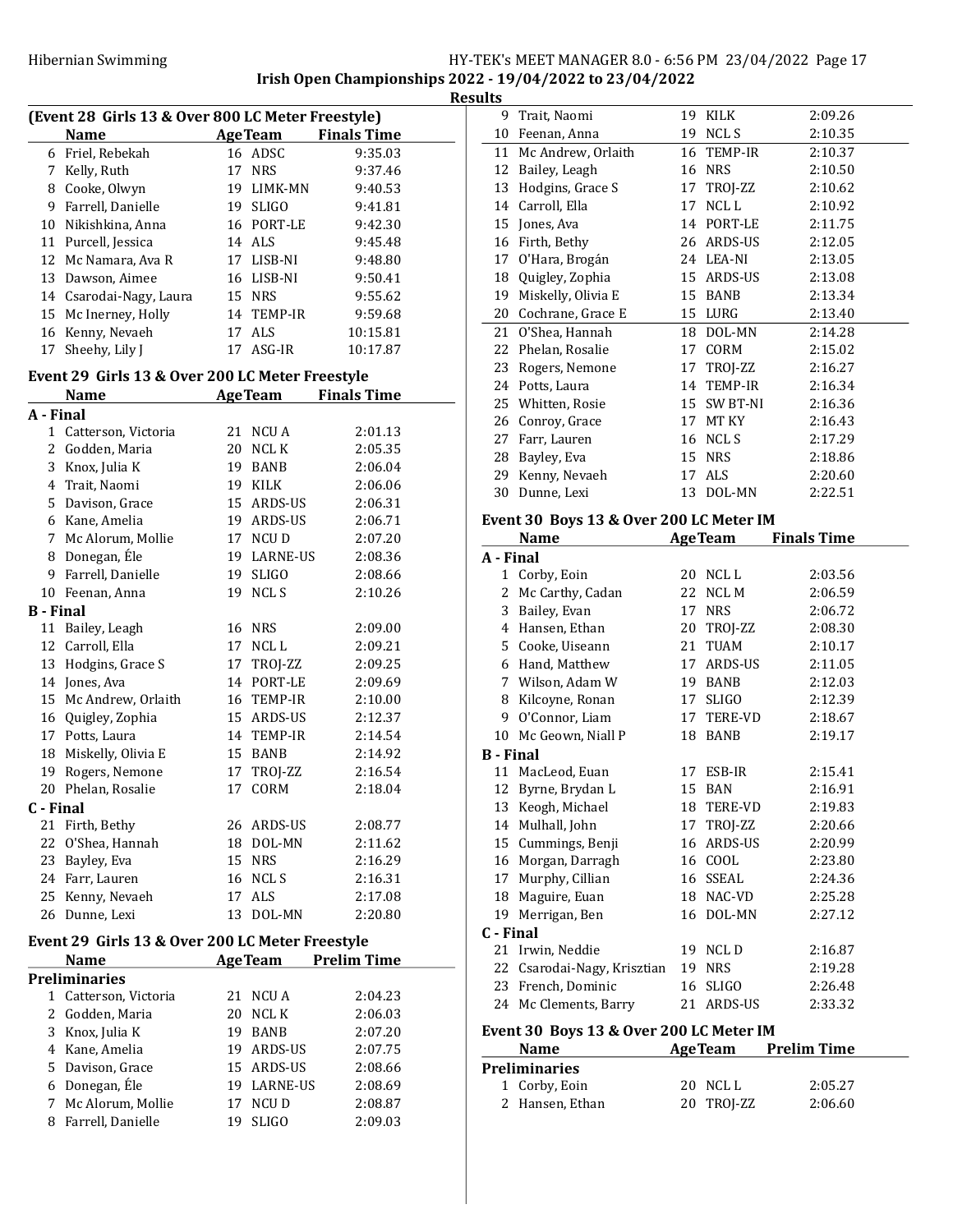## (Event 28 Girls 13 & Over 800 LC Meter Freestyle)

| | Name | Age | Team | Finals Time |
|---|---|---|---|---|
| 6 | Friel, Rebekah | 16 | ADSC | 9:35.03 |
| 7 | Kelly, Ruth | 17 | NRS | 9:37.46 |
| 8 | Cooke, Olwyn | 19 | LIMK-MN | 9:40.53 |
| 9 | Farrell, Danielle | 19 | SLIGO | 9:41.81 |
| 10 | Nikishkina, Anna | 16 | PORT-LE | 9:42.30 |
| 11 | Purcell, Jessica | 14 | ALS | 9:45.48 |
| 12 | Mc Namara, Ava R | 17 | LISB-NI | 9:48.80 |
| 13 | Dawson, Aimee | 16 | LISB-NI | 9:50.41 |
| 14 | Csarodai-Nagy, Laura | 15 | NRS | 9:55.62 |
| 15 | Mc Inerney, Holly | 14 | TEMP-IR | 9:59.68 |
| 16 | Kenny, Nevaeh | 17 | ALS | 10:15.81 |
| 17 | Sheehy, Lily J | 17 | ASG-IR | 10:17.87 |

## Event 29 Girls 13 & Over 200 LC Meter Freestyle

| | Name | Age | Team | Finals Time |
|---|---|---|---|---|
| **A - Final** | | | | |
| 1 | Catterson, Victoria | 21 | NCU A | 2:01.13 |
| 2 | Godden, Maria | 20 | NCL K | 2:05.35 |
| 3 | Knox, Julia K | 19 | BANB | 2:06.04 |
| 4 | Trait, Naomi | 19 | KILK | 2:06.06 |
| 5 | Davison, Grace | 15 | ARDS-US | 2:06.31 |
| 6 | Kane, Amelia | 19 | ARDS-US | 2:06.71 |
| 7 | Mc Alorum, Mollie | 17 | NCU D | 2:07.20 |
| 8 | Donegan, Éle | 19 | LARNE-US | 2:08.36 |
| 9 | Farrell, Danielle | 19 | SLIGO | 2:08.66 |
| 10 | Feenan, Anna | 19 | NCL S | 2:10.26 |
| **B - Final** | | | | |
| 11 | Bailey, Leagh | 16 | NRS | 2:09.00 |
| 12 | Carroll, Ella | 17 | NCL L | 2:09.21 |
| 13 | Hodgins, Grace S | 17 | TROJ-ZZ | 2:09.25 |
| 14 | Jones, Ava | 14 | PORT-LE | 2:09.69 |
| 15 | Mc Andrew, Orlaith | 16 | TEMP-IR | 2:10.00 |
| 16 | Quigley, Zophia | 15 | ARDS-US | 2:12.37 |
| 17 | Potts, Laura | 14 | TEMP-IR | 2:14.54 |
| 18 | Miskelly, Olivia E | 15 | BANB | 2:14.92 |
| 19 | Rogers, Nemone | 17 | TROJ-ZZ | 2:16.54 |
| 20 | Phelan, Rosalie | 17 | CORM | 2:18.04 |
| **C - Final** | | | | |
| 21 | Firth, Bethy | 26 | ARDS-US | 2:08.77 |
| 22 | O'Shea, Hannah | 18 | DOL-MN | 2:11.62 |
| 23 | Bayley, Eva | 15 | NRS | 2:16.29 |
| 24 | Farr, Lauren | 16 | NCL S | 2:16.31 |
| 25 | Kenny, Nevaeh | 17 | ALS | 2:17.08 |
| 26 | Dunne, Lexi | 13 | DOL-MN | 2:20.80 |

## Event 29 Girls 13 & Over 200 LC Meter Freestyle

| | Name | Age | Team | Prelim Time |
|---|---|---|---|---|
| **Preliminaries** | | | | |
| 1 | Catterson, Victoria | 21 | NCU A | 2:04.23 |
| 2 | Godden, Maria | 20 | NCL K | 2:06.03 |
| 3 | Knox, Julia K | 19 | BANB | 2:07.20 |
| 4 | Kane, Amelia | 19 | ARDS-US | 2:07.75 |
| 5 | Davison, Grace | 15 | ARDS-US | 2:08.66 |
| 6 | Donegan, Éle | 19 | LARNE-US | 2:08.69 |
| 7 | Mc Alorum, Mollie | 17 | NCU D | 2:08.87 |
| 8 | Farrell, Danielle | 19 | SLIGO | 2:09.03 |
| 9 | Trait, Naomi | 19 | KILK | 2:09.26 |
| 10 | Feenan, Anna | 19 | NCL S | 2:10.35 |
| 11 | Mc Andrew, Orlaith | 16 | TEMP-IR | 2:10.37 |
| 12 | Bailey, Leagh | 16 | NRS | 2:10.50 |
| 13 | Hodgins, Grace S | 17 | TROJ-ZZ | 2:10.62 |
| 14 | Carroll, Ella | 17 | NCL L | 2:10.92 |
| 15 | Jones, Ava | 14 | PORT-LE | 2:11.75 |
| 16 | Firth, Bethy | 26 | ARDS-US | 2:12.05 |
| 17 | O'Hara, Brogán | 24 | LEA-NI | 2:13.05 |
| 18 | Quigley, Zophia | 15 | ARDS-US | 2:13.08 |
| 19 | Miskelly, Olivia E | 15 | BANB | 2:13.34 |
| 20 | Cochrane, Grace E | 15 | LURG | 2:13.40 |
| 21 | O'Shea, Hannah | 18 | DOL-MN | 2:14.28 |
| 22 | Phelan, Rosalie | 17 | CORM | 2:15.02 |
| 23 | Rogers, Nemone | 17 | TROJ-ZZ | 2:16.27 |
| 24 | Potts, Laura | 14 | TEMP-IR | 2:16.34 |
| 25 | Whitten, Rosie | 15 | SW BT-NI | 2:16.36 |
| 26 | Conroy, Grace | 17 | MT KY | 2:16.43 |
| 27 | Farr, Lauren | 16 | NCL S | 2:17.29 |
| 28 | Bayley, Eva | 15 | NRS | 2:18.86 |
| 29 | Kenny, Nevaeh | 17 | ALS | 2:20.60 |
| 30 | Dunne, Lexi | 13 | DOL-MN | 2:22.51 |

## Event 30 Boys 13 & Over 200 LC Meter IM

| | Name | Age | Team | Finals Time |
|---|---|---|---|---|
| **A - Final** | | | | |
| 1 | Corby, Eoin | 20 | NCL L | 2:03.56 |
| 2 | Mc Carthy, Cadan | 22 | NCL M | 2:06.59 |
| 3 | Bailey, Evan | 17 | NRS | 2:06.72 |
| 4 | Hansen, Ethan | 20 | TROJ-ZZ | 2:08.30 |
| 5 | Cooke, Uiseann | 21 | TUAM | 2:10.17 |
| 6 | Hand, Matthew | 17 | ARDS-US | 2:11.05 |
| 7 | Wilson, Adam W | 19 | BANB | 2:12.03 |
| 8 | Kilcoyne, Ronan | 17 | SLIGO | 2:12.39 |
| 9 | O'Connor, Liam | 17 | TERE-VD | 2:18.67 |
| 10 | Mc Geown, Niall P | 18 | BANB | 2:19.17 |
| **B - Final** | | | | |
| 11 | MacLeod, Euan | 17 | ESB-IR | 2:15.41 |
| 12 | Byrne, Brydan L | 15 | BAN | 2:16.91 |
| 13 | Keogh, Michael | 18 | TERE-VD | 2:19.83 |
| 14 | Mulhall, John | 17 | TROJ-ZZ | 2:20.66 |
| 15 | Cummings, Benji | 16 | ARDS-US | 2:20.99 |
| 16 | Morgan, Darragh | 16 | COOL | 2:23.80 |
| 17 | Murphy, Cillian | 16 | SSEAL | 2:24.36 |
| 18 | Maguire, Euan | 18 | NAC-VD | 2:25.28 |
| 19 | Merrigan, Ben | 16 | DOL-MN | 2:27.12 |
| **C - Final** | | | | |
| 21 | Irwin, Neddie | 19 | NCL D | 2:16.87 |
| 22 | Csarodai-Nagy, Krisztian | 19 | NRS | 2:19.28 |
| 23 | French, Dominic | 16 | SLIGO | 2:26.48 |
| 24 | Mc Clements, Barry | 21 | ARDS-US | 2:33.32 |

## Event 30 Boys 13 & Over 200 LC Meter IM

| | Name | Age | Team | Prelim Time |
|---|---|---|---|---|
| **Preliminaries** | | | | |
| 1 | Corby, Eoin | 20 | NCL L | 2:05.27 |
| 2 | Hansen, Ethan | 20 | TROJ-ZZ | 2:06.60 |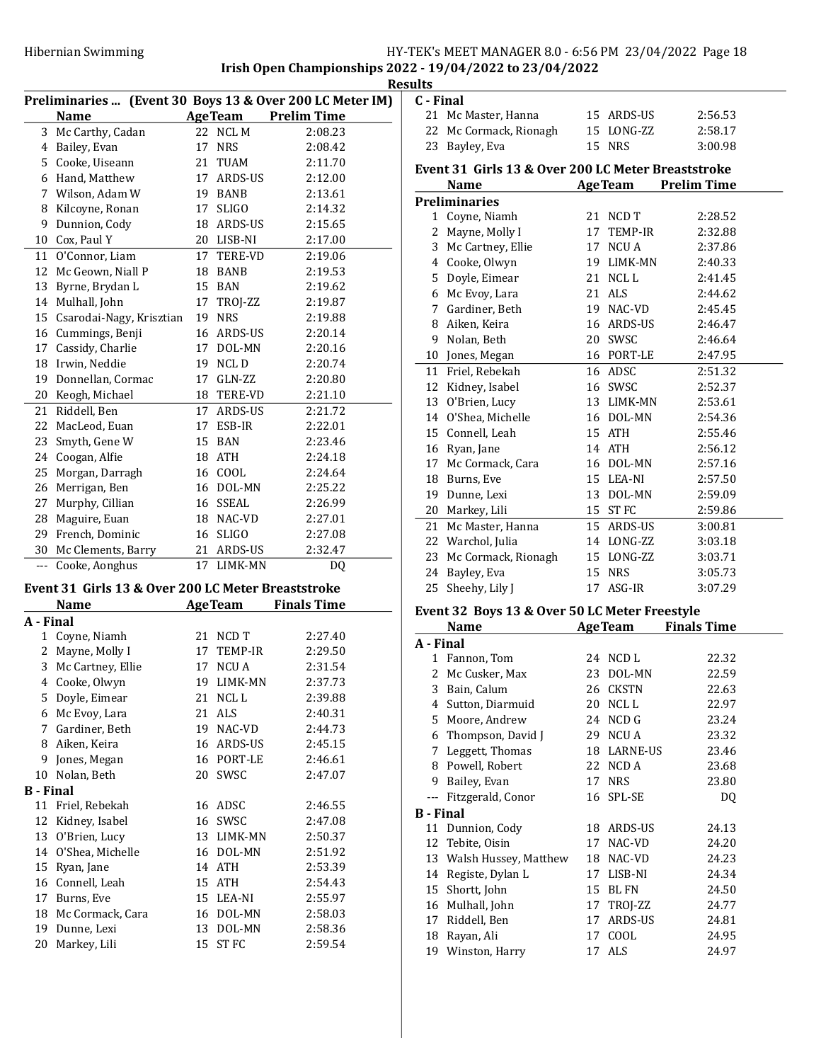## Preliminaries ... (Event 30 Boys 13 & Over 200 LC Meter IM)

| | Name | Age | Team | Prelim Time |
|---|---|---|---|---|
| 3 | Mc Carthy, Cadan | 22 | NCL M | 2:08.23 |
| 4 | Bailey, Evan | 17 | NRS | 2:08.42 |
| 5 | Cooke, Uiseann | 21 | TUAM | 2:11.70 |
| 6 | Hand, Matthew | 17 | ARDS-US | 2:12.00 |
| 7 | Wilson, Adam W | 19 | BANB | 2:13.61 |
| 8 | Kilcoyne, Ronan | 17 | SLIGO | 2:14.32 |
| 9 | Dunnion, Cody | 18 | ARDS-US | 2:15.65 |
| 10 | Cox, Paul Y | 20 | LISB-NI | 2:17.00 |
| 11 | O'Connor, Liam | 17 | TERE-VD | 2:19.06 |
| 12 | Mc Geown, Niall P | 18 | BANB | 2:19.53 |
| 13 | Byrne, Brydan L | 15 | BAN | 2:19.62 |
| 14 | Mulhall, John | 17 | TROJ-ZZ | 2:19.87 |
| 15 | Csarodai-Nagy, Krisztian | 19 | NRS | 2:19.88 |
| 16 | Cummings, Benji | 16 | ARDS-US | 2:20.14 |
| 17 | Cassidy, Charlie | 17 | DOL-MN | 2:20.16 |
| 18 | Irwin, Neddie | 19 | NCL D | 2:20.74 |
| 19 | Donnellan, Cormac | 17 | GLN-ZZ | 2:20.80 |
| 20 | Keogh, Michael | 18 | TERE-VD | 2:21.10 |
| 21 | Riddell, Ben | 17 | ARDS-US | 2:21.72 |
| 22 | MacLeod, Euan | 17 | ESB-IR | 2:22.01 |
| 23 | Smyth, Gene W | 15 | BAN | 2:23.46 |
| 24 | Coogan, Alfie | 18 | ATH | 2:24.18 |
| 25 | Morgan, Darragh | 16 | COOL | 2:24.64 |
| 26 | Merrigan, Ben | 16 | DOL-MN | 2:25.22 |
| 27 | Murphy, Cillian | 16 | SSEAL | 2:26.99 |
| 28 | Maguire, Euan | 18 | NAC-VD | 2:27.01 |
| 29 | French, Dominic | 16 | SLIGO | 2:27.08 |
| 30 | Mc Clements, Barry | 21 | ARDS-US | 2:32.47 |
| --- | Cooke, Aonghus | 17 | LIMK-MN | DQ |

## Event 31 Girls 13 & Over 200 LC Meter Breaststroke

| | Name | Age | Team | Finals Time |
|---|---|---|---|---|
| **A - Final** | | | | |
| 1 | Coyne, Niamh | 21 | NCD T | 2:27.40 |
| 2 | Mayne, Molly I | 17 | TEMP-IR | 2:29.50 |
| 3 | Mc Cartney, Ellie | 17 | NCU A | 2:31.54 |
| 4 | Cooke, Olwyn | 19 | LIMK-MN | 2:37.73 |
| 5 | Doyle, Eimear | 21 | NCL L | 2:39.88 |
| 6 | Mc Evoy, Lara | 21 | ALS | 2:40.31 |
| 7 | Gardiner, Beth | 19 | NAC-VD | 2:44.73 |
| 8 | Aiken, Keira | 16 | ARDS-US | 2:45.15 |
| 9 | Jones, Megan | 16 | PORT-LE | 2:46.61 |
| 10 | Nolan, Beth | 20 | SWSC | 2:47.07 |
| **B - Final** | | | | |
| 11 | Friel, Rebekah | 16 | ADSC | 2:46.55 |
| 12 | Kidney, Isabel | 16 | SWSC | 2:47.08 |
| 13 | O'Brien, Lucy | 13 | LIMK-MN | 2:50.37 |
| 14 | O'Shea, Michelle | 16 | DOL-MN | 2:51.92 |
| 15 | Ryan, Jane | 14 | ATH | 2:53.39 |
| 16 | Connell, Leah | 15 | ATH | 2:54.43 |
| 17 | Burns, Eve | 15 | LEA-NI | 2:55.97 |
| 18 | Mc Cormack, Cara | 16 | DOL-MN | 2:58.03 |
| 19 | Dunne, Lexi | 13 | DOL-MN | 2:58.36 |
| 20 | Markey, Lili | 15 | ST FC | 2:59.54 |
| **C - Final** | | | | |
| 21 | Mc Master, Hanna | 15 | ARDS-US | 2:56.53 |
| 22 | Mc Cormack, Rionagh | 15 | LONG-ZZ | 2:58.17 |
| 23 | Bayley, Eva | 15 | NRS | 3:00.98 |

## Event 31 Girls 13 & Over 200 LC Meter Breaststroke

| | Name | Age | Team | Prelim Time |
|---|---|---|---|---|
| **Preliminaries** | | | | |
| 1 | Coyne, Niamh | 21 | NCD T | 2:28.52 |
| 2 | Mayne, Molly I | 17 | TEMP-IR | 2:32.88 |
| 3 | Mc Cartney, Ellie | 17 | NCU A | 2:37.86 |
| 4 | Cooke, Olwyn | 19 | LIMK-MN | 2:40.33 |
| 5 | Doyle, Eimear | 21 | NCL L | 2:41.45 |
| 6 | Mc Evoy, Lara | 21 | ALS | 2:44.62 |
| 7 | Gardiner, Beth | 19 | NAC-VD | 2:45.45 |
| 8 | Aiken, Keira | 16 | ARDS-US | 2:46.47 |
| 9 | Nolan, Beth | 20 | SWSC | 2:46.64 |
| 10 | Jones, Megan | 16 | PORT-LE | 2:47.95 |
| 11 | Friel, Rebekah | 16 | ADSC | 2:51.32 |
| 12 | Kidney, Isabel | 16 | SWSC | 2:52.37 |
| 13 | O'Brien, Lucy | 13 | LIMK-MN | 2:53.61 |
| 14 | O'Shea, Michelle | 16 | DOL-MN | 2:54.36 |
| 15 | Connell, Leah | 15 | ATH | 2:55.46 |
| 16 | Ryan, Jane | 14 | ATH | 2:56.12 |
| 17 | Mc Cormack, Cara | 16 | DOL-MN | 2:57.16 |
| 18 | Burns, Eve | 15 | LEA-NI | 2:57.50 |
| 19 | Dunne, Lexi | 13 | DOL-MN | 2:59.09 |
| 20 | Markey, Lili | 15 | ST FC | 2:59.86 |
| 21 | Mc Master, Hanna | 15 | ARDS-US | 3:00.81 |
| 22 | Warchol, Julia | 14 | LONG-ZZ | 3:03.18 |
| 23 | Mc Cormack, Rionagh | 15 | LONG-ZZ | 3:03.71 |
| 24 | Bayley, Eva | 15 | NRS | 3:05.73 |
| 25 | Sheehy, Lily J | 17 | ASG-IR | 3:07.29 |

## Event 32 Boys 13 & Over 50 LC Meter Freestyle

| | Name | Age | Team | Finals Time |
|---|---|---|---|---|
| **A - Final** | | | | |
| 1 | Fannon, Tom | 24 | NCD L | 22.32 |
| 2 | Mc Cusker, Max | 23 | DOL-MN | 22.59 |
| 3 | Bain, Calum | 26 | CKSTN | 22.63 |
| 4 | Sutton, Diarmuid | 20 | NCL L | 22.97 |
| 5 | Moore, Andrew | 24 | NCD G | 23.24 |
| 6 | Thompson, David J | 29 | NCU A | 23.32 |
| 7 | Leggett, Thomas | 18 | LARNE-US | 23.46 |
| 8 | Powell, Robert | 22 | NCD A | 23.68 |
| 9 | Bailey, Evan | 17 | NRS | 23.80 |
| --- | Fitzgerald, Conor | 16 | SPL-SE | DQ |
| **B - Final** | | | | |
| 11 | Dunnion, Cody | 18 | ARDS-US | 24.13 |
| 12 | Tebite, Oisin | 17 | NAC-VD | 24.20 |
| 13 | Walsh Hussey, Matthew | 18 | NAC-VD | 24.23 |
| 14 | Registe, Dylan L | 17 | LISB-NI | 24.34 |
| 15 | Shortt, John | 15 | BL FN | 24.50 |
| 16 | Mulhall, John | 17 | TROJ-ZZ | 24.77 |
| 17 | Riddell, Ben | 17 | ARDS-US | 24.81 |
| 18 | Rayan, Ali | 17 | COOL | 24.95 |
| 19 | Winston, Harry | 17 | ALS | 24.97 |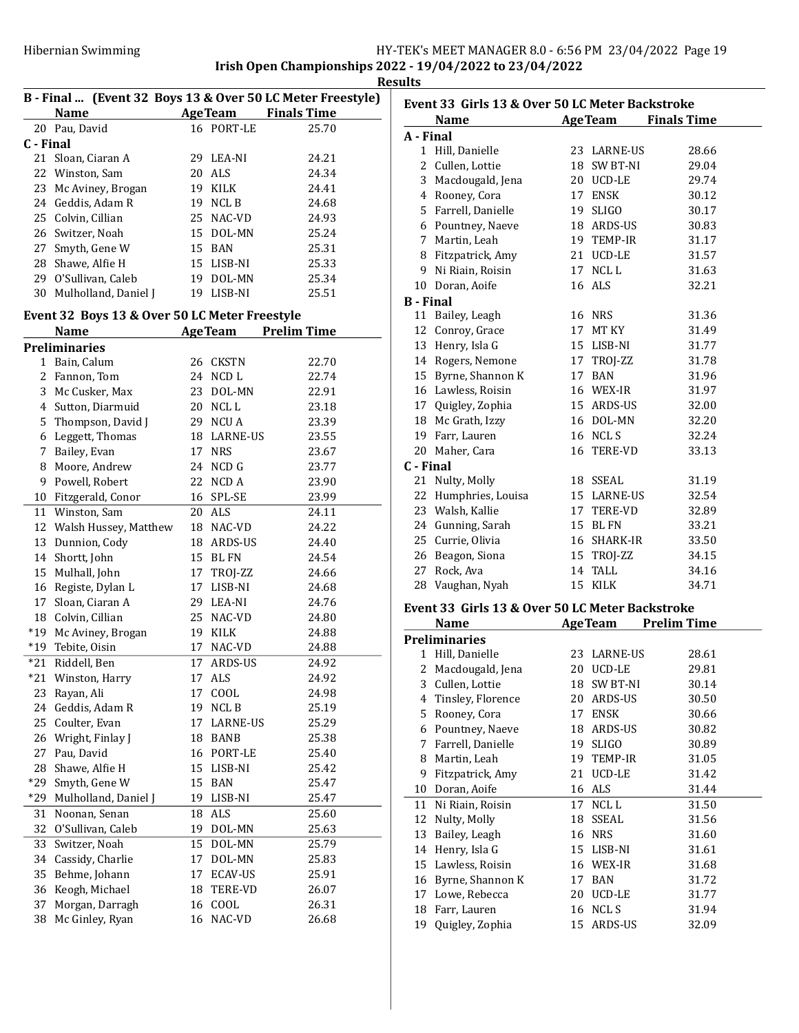## B - Final ... (Event 32 Boys 13 & Over 50 LC Meter Freestyle)

| | Name | Age | Team | Finals Time |
|---|---|---|---|---|
| 20 | Pau, David | 16 | PORT-LE | 25.70 |
| **C - Final** | | | | |
| 21 | Sloan, Ciaran A | 29 | LEA-NI | 24.21 |
| 22 | Winston, Sam | 20 | ALS | 24.34 |
| 23 | Mc Aviney, Brogan | 19 | KILK | 24.41 |
| 24 | Geddis, Adam R | 19 | NCL B | 24.68 |
| 25 | Colvin, Cillian | 25 | NAC-VD | 24.93 |
| 26 | Switzer, Noah | 15 | DOL-MN | 25.24 |
| 27 | Smyth, Gene W | 15 | BAN | 25.31 |
| 28 | Shawe, Alfie H | 15 | LISB-NI | 25.33 |
| 29 | O'Sullivan, Caleb | 19 | DOL-MN | 25.34 |
| 30 | Mulholland, Daniel J | 19 | LISB-NI | 25.51 |

## Event 32 Boys 13 & Over 50 LC Meter Freestyle

| | Name | Age | Team | Prelim Time |
|---|---|---|---|---|
| **Preliminaries** | | | | |
| 1 | Bain, Calum | 26 | CKSTN | 22.70 |
| 2 | Fannon, Tom | 24 | NCD L | 22.74 |
| 3 | Mc Cusker, Max | 23 | DOL-MN | 22.91 |
| 4 | Sutton, Diarmuid | 20 | NCL L | 23.18 |
| 5 | Thompson, David J | 29 | NCU A | 23.39 |
| 6 | Leggett, Thomas | 18 | LARNE-US | 23.55 |
| 7 | Bailey, Evan | 17 | NRS | 23.67 |
| 8 | Moore, Andrew | 24 | NCD G | 23.77 |
| 9 | Powell, Robert | 22 | NCD A | 23.90 |
| 10 | Fitzgerald, Conor | 16 | SPL-SE | 23.99 |
| 11 | Winston, Sam | 20 | ALS | 24.11 |
| 12 | Walsh Hussey, Matthew | 18 | NAC-VD | 24.22 |
| 13 | Dunnion, Cody | 18 | ARDS-US | 24.40 |
| 14 | Shortt, John | 15 | BL FN | 24.54 |
| 15 | Mulhall, John | 17 | TROJ-ZZ | 24.66 |
| 16 | Registe, Dylan L | 17 | LISB-NI | 24.68 |
| 17 | Sloan, Ciaran A | 29 | LEA-NI | 24.76 |
| 18 | Colvin, Cillian | 25 | NAC-VD | 24.80 |
| *19 | Mc Aviney, Brogan | 19 | KILK | 24.88 |
| *19 | Tebite, Oisin | 17 | NAC-VD | 24.88 |
| *21 | Riddell, Ben | 17 | ARDS-US | 24.92 |
| *21 | Winston, Harry | 17 | ALS | 24.92 |
| 23 | Rayan, Ali | 17 | COOL | 24.98 |
| 24 | Geddis, Adam R | 19 | NCL B | 25.19 |
| 25 | Coulter, Evan | 17 | LARNE-US | 25.29 |
| 26 | Wright, Finlay J | 18 | BANB | 25.38 |
| 27 | Pau, David | 16 | PORT-LE | 25.40 |
| 28 | Shawe, Alfie H | 15 | LISB-NI | 25.42 |
| *29 | Smyth, Gene W | 15 | BAN | 25.47 |
| *29 | Mulholland, Daniel J | 19 | LISB-NI | 25.47 |
| 31 | Noonan, Senan | 18 | ALS | 25.60 |
| 32 | O'Sullivan, Caleb | 19 | DOL-MN | 25.63 |
| 33 | Switzer, Noah | 15 | DOL-MN | 25.79 |
| 34 | Cassidy, Charlie | 17 | DOL-MN | 25.83 |
| 35 | Behme, Johann | 17 | ECAV-US | 25.91 |
| 36 | Keogh, Michael | 18 | TERE-VD | 26.07 |
| 37 | Morgan, Darragh | 16 | COOL | 26.31 |
| 38 | Mc Ginley, Ryan | 16 | NAC-VD | 26.68 |

## Event 33 Girls 13 & Over 50 LC Meter Backstroke

| | Name | Age | Team | Finals Time |
|---|---|---|---|---|
| **A - Final** | | | | |
| 1 | Hill, Danielle | 23 | LARNE-US | 28.66 |
| 2 | Cullen, Lottie | 18 | SW BT-NI | 29.04 |
| 3 | Macdougald, Jena | 20 | UCD-LE | 29.74 |
| 4 | Rooney, Cora | 17 | ENSK | 30.12 |
| 5 | Farrell, Danielle | 19 | SLIGO | 30.17 |
| 6 | Pountney, Naeve | 18 | ARDS-US | 30.83 |
| 7 | Martin, Leah | 19 | TEMP-IR | 31.17 |
| 8 | Fitzpatrick, Amy | 21 | UCD-LE | 31.57 |
| 9 | Ni Riain, Roisin | 17 | NCL L | 31.63 |
| 10 | Doran, Aoife | 16 | ALS | 32.21 |
| **B - Final** | | | | |
| 11 | Bailey, Leagh | 16 | NRS | 31.36 |
| 12 | Conroy, Grace | 17 | MT KY | 31.49 |
| 13 | Henry, Isla G | 15 | LISB-NI | 31.77 |
| 14 | Rogers, Nemone | 17 | TROJ-ZZ | 31.78 |
| 15 | Byrne, Shannon K | 17 | BAN | 31.96 |
| 16 | Lawless, Roisin | 16 | WEX-IR | 31.97 |
| 17 | Quigley, Zophia | 15 | ARDS-US | 32.00 |
| 18 | Mc Grath, Izzy | 16 | DOL-MN | 32.20 |
| 19 | Farr, Lauren | 16 | NCL S | 32.24 |
| 20 | Maher, Cara | 16 | TERE-VD | 33.13 |
| **C - Final** | | | | |
| 21 | Nulty, Molly | 18 | SSEAL | 31.19 |
| 22 | Humphries, Louisa | 15 | LARNE-US | 32.54 |
| 23 | Walsh, Kallie | 17 | TERE-VD | 32.89 |
| 24 | Gunning, Sarah | 15 | BL FN | 33.21 |
| 25 | Currie, Olivia | 16 | SHARK-IR | 33.50 |
| 26 | Beagon, Siona | 15 | TROJ-ZZ | 34.15 |
| 27 | Rock, Ava | 14 | TALL | 34.16 |
| 28 | Vaughan, Nyah | 15 | KILK | 34.71 |

## Event 33 Girls 13 & Over 50 LC Meter Backstroke

| | Name | Age | Team | Prelim Time |
|---|---|---|---|---|
| **Preliminaries** | | | | |
| 1 | Hill, Danielle | 23 | LARNE-US | 28.61 |
| 2 | Macdougald, Jena | 20 | UCD-LE | 29.81 |
| 3 | Cullen, Lottie | 18 | SW BT-NI | 30.14 |
| 4 | Tinsley, Florence | 20 | ARDS-US | 30.50 |
| 5 | Rooney, Cora | 17 | ENSK | 30.66 |
| 6 | Pountney, Naeve | 18 | ARDS-US | 30.82 |
| 7 | Farrell, Danielle | 19 | SLIGO | 30.89 |
| 8 | Martin, Leah | 19 | TEMP-IR | 31.05 |
| 9 | Fitzpatrick, Amy | 21 | UCD-LE | 31.42 |
| 10 | Doran, Aoife | 16 | ALS | 31.44 |
| 11 | Ni Riain, Roisin | 17 | NCL L | 31.50 |
| 12 | Nulty, Molly | 18 | SSEAL | 31.56 |
| 13 | Bailey, Leagh | 16 | NRS | 31.60 |
| 14 | Henry, Isla G | 15 | LISB-NI | 31.61 |
| 15 | Lawless, Roisin | 16 | WEX-IR | 31.68 |
| 16 | Byrne, Shannon K | 17 | BAN | 31.72 |
| 17 | Lowe, Rebecca | 20 | UCD-LE | 31.77 |
| 18 | Farr, Lauren | 16 | NCL S | 31.94 |
| 19 | Quigley, Zophia | 15 | ARDS-US | 32.09 |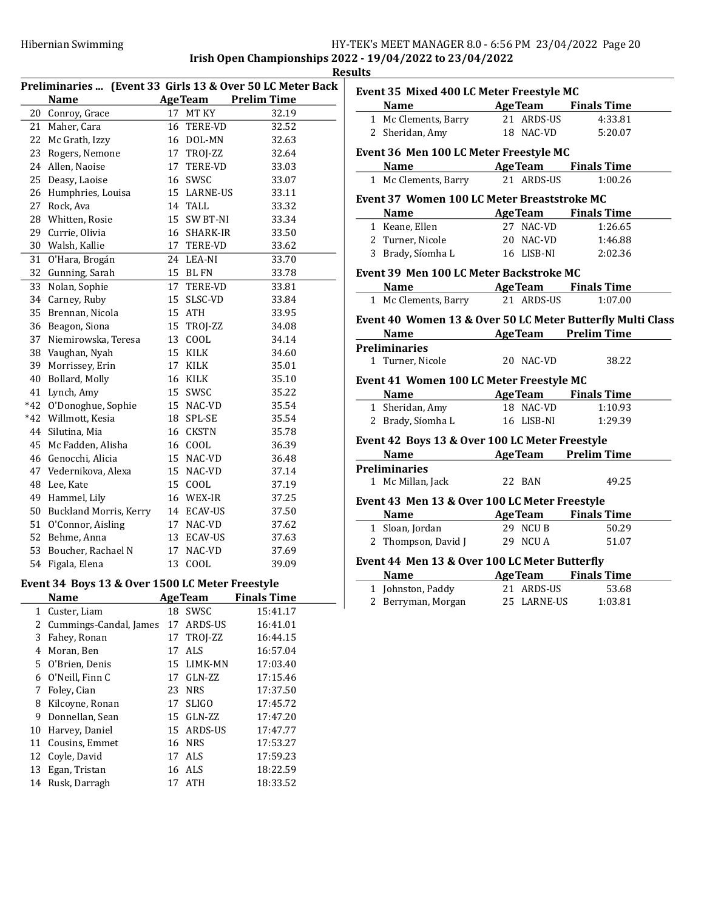Irish Open Championships 2022 - 19/04/2022 to 23/04/2022

Results

## Preliminaries ... (Event 33 Girls 13 & Over 50 LC Meter Back

| | Name | Age | Team | Prelim Time |
|---|---|---|---|---|
| 20 | Conroy, Grace | 17 | MT KY | 32.19 |
| 21 | Maher, Cara | 16 | TERE-VD | 32.52 |
| 22 | Mc Grath, Izzy | 16 | DOL-MN | 32.63 |
| 23 | Rogers, Nemone | 17 | TROJ-ZZ | 32.64 |
| 24 | Allen, Naoise | 17 | TERE-VD | 33.03 |
| 25 | Deasy, Laoise | 16 | SWSC | 33.07 |
| 26 | Humphries, Louisa | 15 | LARNE-US | 33.11 |
| 27 | Rock, Ava | 14 | TALL | 33.32 |
| 28 | Whitten, Rosie | 15 | SW BT-NI | 33.34 |
| 29 | Currie, Olivia | 16 | SHARK-IR | 33.50 |
| 30 | Walsh, Kallie | 17 | TERE-VD | 33.62 |
| 31 | O'Hara, Brogán | 24 | LEA-NI | 33.70 |
| 32 | Gunning, Sarah | 15 | BL FN | 33.78 |
| 33 | Nolan, Sophie | 17 | TERE-VD | 33.81 |
| 34 | Carney, Ruby | 15 | SLSC-VD | 33.84 |
| 35 | Brennan, Nicola | 15 | ATH | 33.95 |
| 36 | Beagon, Siona | 15 | TROJ-ZZ | 34.08 |
| 37 | Niemirowska, Teresa | 13 | COOL | 34.14 |
| 38 | Vaughan, Nyah | 15 | KILK | 34.60 |
| 39 | Morrissey, Erin | 17 | KILK | 35.01 |
| 40 | Bollard, Molly | 16 | KILK | 35.10 |
| 41 | Lynch, Amy | 15 | SWSC | 35.22 |
| *42 | O'Donoghue, Sophie | 15 | NAC-VD | 35.54 |
| *42 | Willmott, Kesia | 18 | SPL-SE | 35.54 |
| 44 | Silutina, Mia | 16 | CKSTN | 35.78 |
| 45 | Mc Fadden, Alisha | 16 | COOL | 36.39 |
| 46 | Genocchi, Alicia | 15 | NAC-VD | 36.48 |
| 47 | Vedernikova, Alexa | 15 | NAC-VD | 37.14 |
| 48 | Lee, Kate | 15 | COOL | 37.19 |
| 49 | Hammel, Lily | 16 | WEX-IR | 37.25 |
| 50 | Buckland Morris, Kerry | 14 | ECAV-US | 37.50 |
| 51 | O'Connor, Aisling | 17 | NAC-VD | 37.62 |
| 52 | Behme, Anna | 13 | ECAV-US | 37.63 |
| 53 | Boucher, Rachael N | 17 | NAC-VD | 37.69 |
| 54 | Figala, Elena | 13 | COOL | 39.09 |

## Event 34 Boys 13 & Over 1500 LC Meter Freestyle

| | Name | Age | Team | Finals Time |
|---|---|---|---|---|
| 1 | Custer, Liam | 18 | SWSC | 15:41.17 |
| 2 | Cummings-Candal, James | 17 | ARDS-US | 16:41.01 |
| 3 | Fahey, Ronan | 17 | TROJ-ZZ | 16:44.15 |
| 4 | Moran, Ben | 17 | ALS | 16:57.04 |
| 5 | O'Brien, Denis | 15 | LIMK-MN | 17:03.40 |
| 6 | O'Neill, Finn C | 17 | GLN-ZZ | 17:15.46 |
| 7 | Foley, Cian | 23 | NRS | 17:37.50 |
| 8 | Kilcoyne, Ronan | 17 | SLIGO | 17:45.72 |
| 9 | Donnellan, Sean | 15 | GLN-ZZ | 17:47.20 |
| 10 | Harvey, Daniel | 15 | ARDS-US | 17:47.77 |
| 11 | Cousins, Emmet | 16 | NRS | 17:53.27 |
| 12 | Coyle, David | 17 | ALS | 17:59.23 |
| 13 | Egan, Tristan | 16 | ALS | 18:22.59 |
| 14 | Rusk, Darragh | 17 | ATH | 18:33.52 |

## Event 35 Mixed 400 LC Meter Freestyle MC

| | Name | Age | Team | Finals Time |
|---|---|---|---|---|
| 1 | Mc Clements, Barry | 21 | ARDS-US | 4:33.81 |
| 2 | Sheridan, Amy | 18 | NAC-VD | 5:20.07 |

## Event 36 Men 100 LC Meter Freestyle MC

| | Name | Age | Team | Finals Time |
|---|---|---|---|---|
| 1 | Mc Clements, Barry | 21 | ARDS-US | 1:00.26 |

## Event 37 Women 100 LC Meter Breaststroke MC

| | Name | Age | Team | Finals Time |
|---|---|---|---|---|
| 1 | Keane, Ellen | 27 | NAC-VD | 1:26.65 |
| 2 | Turner, Nicole | 20 | NAC-VD | 1:46.88 |
| 3 | Brady, Síomha L | 16 | LISB-NI | 2:02.36 |

## Event 39 Men 100 LC Meter Backstroke MC

| | Name | Age | Team | Finals Time |
|---|---|---|---|---|
| 1 | Mc Clements, Barry | 21 | ARDS-US | 1:07.00 |

## Event 40 Women 13 & Over 50 LC Meter Butterfly Multi Class

| | Name | Age | Team | Prelim Time |
|---|---|---|---|---|
| **Preliminaries** | | | | |
| 1 | Turner, Nicole | 20 | NAC-VD | 38.22 |

## Event 41 Women 100 LC Meter Freestyle MC

| | Name | Age | Team | Finals Time |
|---|---|---|---|---|
| 1 | Sheridan, Amy | 18 | NAC-VD | 1:10.93 |
| 2 | Brady, Síomha L | 16 | LISB-NI | 1:29.39 |

## Event 42 Boys 13 & Over 100 LC Meter Freestyle

| | Name | Age | Team | Prelim Time |
|---|---|---|---|---|
| **Preliminaries** | | | | |
| 1 | Mc Millan, Jack | 22 | BAN | 49.25 |

## Event 43 Men 13 & Over 100 LC Meter Freestyle

| | Name | Age | Team | Finals Time |
|---|---|---|---|---|
| 1 | Sloan, Jordan | 29 | NCU B | 50.29 |
| 2 | Thompson, David J | 29 | NCU A | 51.07 |

## Event 44 Men 13 & Over 100 LC Meter Butterfly

| | Name | Age | Team | Finals Time |
|---|---|---|---|---|
| 1 | Johnston, Paddy | 21 | ARDS-US | 53.68 |
| 2 | Berryman, Morgan | 25 | LARNE-US | 1:03.81 |